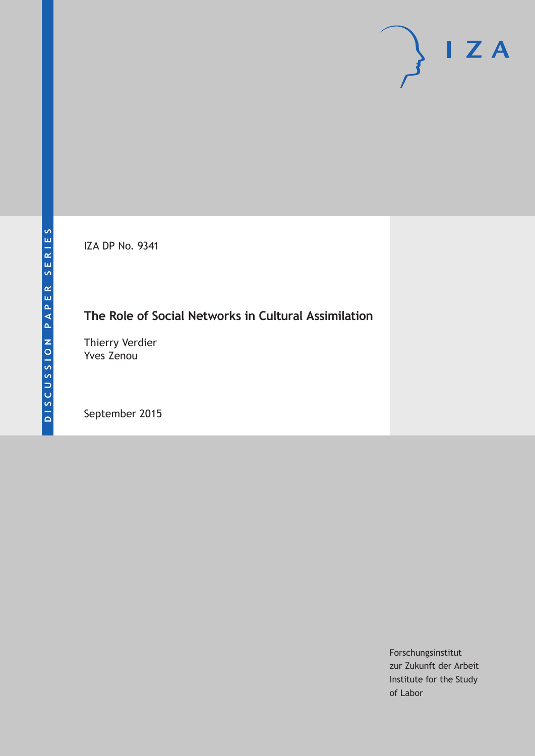DISCUSSION PAPER SERIES

IZA DP No. 9341

# The Role of Social Networks in Cultural Assimilation

Thierry Verdier
Yves Zenou

September 2015

Forschungsinstitut
zur Zukunft der Arbeit
Institute for the Study
of Labor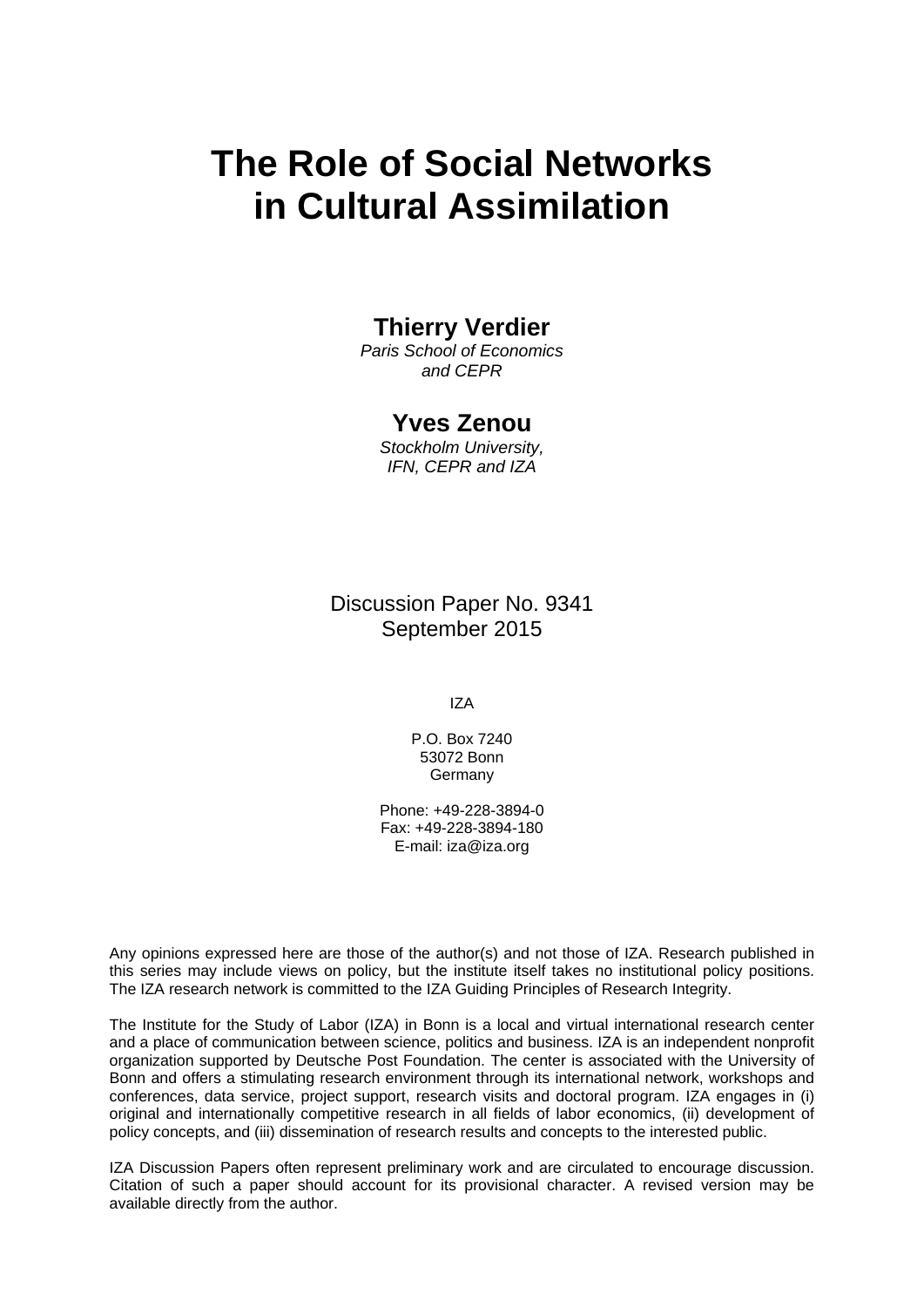# The Role of Social Networks in Cultural Assimilation

**Thierry Verdier**
*Paris School of Economics and CEPR*

**Yves Zenou**
*Stockholm University, IFN, CEPR and IZA*

Discussion Paper No. 9341
September 2015

IZA

P.O. Box 7240
53072 Bonn
Germany

Phone: +49-228-3894-0
Fax: +49-228-3894-180
E-mail: iza@iza.org

Any opinions expressed here are those of the author(s) and not those of IZA. Research published in this series may include views on policy, but the institute itself takes no institutional policy positions. The IZA research network is committed to the IZA Guiding Principles of Research Integrity.

The Institute for the Study of Labor (IZA) in Bonn is a local and virtual international research center and a place of communication between science, politics and business. IZA is an independent nonprofit organization supported by Deutsche Post Foundation. The center is associated with the University of Bonn and offers a stimulating research environment through its international network, workshops and conferences, data service, project support, research visits and doctoral program. IZA engages in (i) original and internationally competitive research in all fields of labor economics, (ii) development of policy concepts, and (iii) dissemination of research results and concepts to the interested public.

IZA Discussion Papers often represent preliminary work and are circulated to encourage discussion. Citation of such a paper should account for its provisional character. A revised version may be available directly from the author.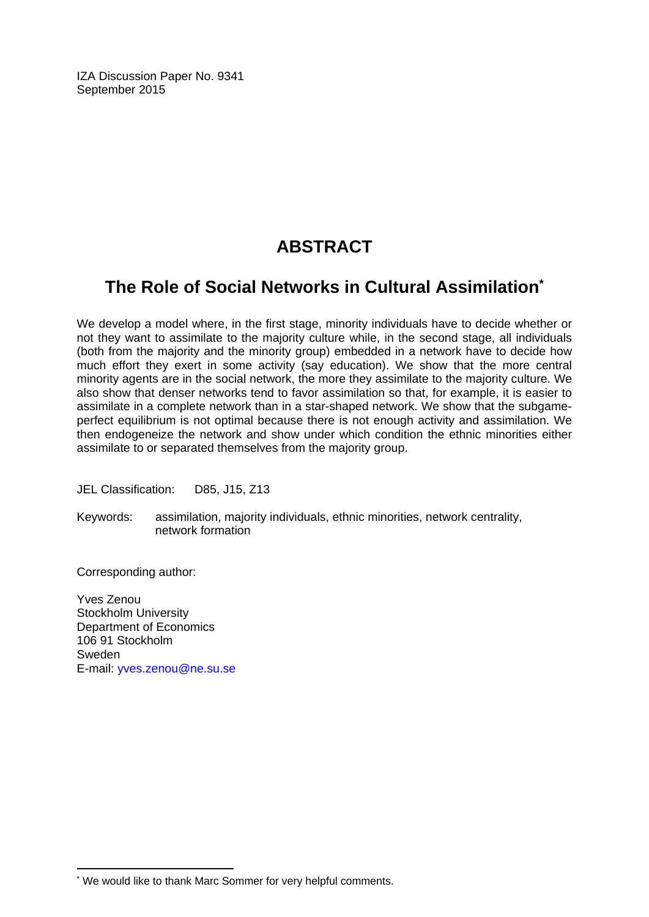IZA Discussion Paper No. 9341
September 2015

# ABSTRACT

## The Role of Social Networks in Cultural Assimilation[*]

We develop a model where, in the first stage, minority individuals have to decide whether or not they want to assimilate to the majority culture while, in the second stage, all individuals (both from the majority and the minority group) embedded in a network have to decide how much effort they exert in some activity (say education). We show that the more central minority agents are in the social network, the more they assimilate to the majority culture. We also show that denser networks tend to favor assimilation so that, for example, it is easier to assimilate in a complete network than in a star-shaped network. We show that the subgame-perfect equilibrium is not optimal because there is not enough activity and assimilation. We then endogeneize the network and show under which condition the ethnic minorities either assimilate to or separated themselves from the majority group.

JEL Classification: D85, J15, Z13

Keywords: assimilation, majority individuals, ethnic minorities, network centrality, network formation

Corresponding author:

Yves Zenou
Stockholm University
Department of Economics
106 91 Stockholm
Sweden
E-mail: yves.zenou@ne.su.se

[*] We would like to thank Marc Sommer for very helpful comments.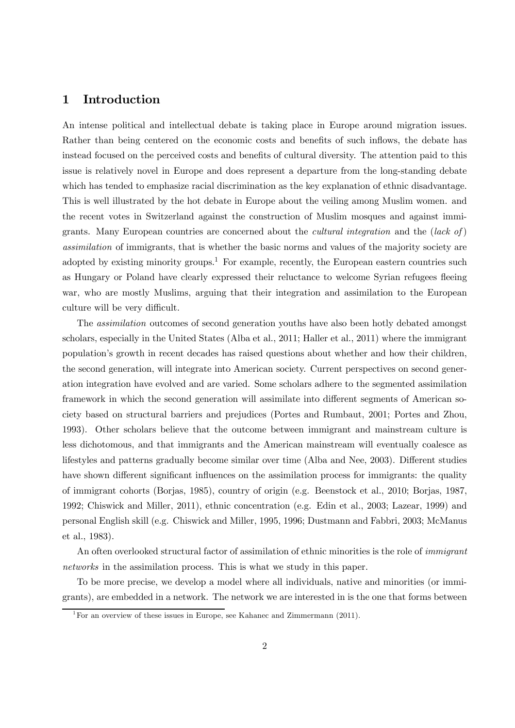# 1 Introduction

An intense political and intellectual debate is taking place in Europe around migration issues. Rather than being centered on the economic costs and benefits of such inflows, the debate has instead focused on the perceived costs and benefits of cultural diversity. The attention paid to this issue is relatively novel in Europe and does represent a departure from the long-standing debate which has tended to emphasize racial discrimination as the key explanation of ethnic disadvantage. This is well illustrated by the hot debate in Europe about the veiling among Muslim women. and the recent votes in Switzerland against the construction of Muslim mosques and against immigrants. Many European countries are concerned about the *cultural integration* and the (*lack of*) *assimilation* of immigrants, that is whether the basic norms and values of the majority society are adopted by existing minority groups.[1] For example, recently, the European eastern countries such as Hungary or Poland have clearly expressed their reluctance to welcome Syrian refugees fleeing war, who are mostly Muslims, arguing that their integration and assimilation to the European culture will be very difficult.

The *assimilation* outcomes of second generation youths have also been hotly debated amongst scholars, especially in the United States (Alba et al., 2011; Haller et al., 2011) where the immigrant population's growth in recent decades has raised questions about whether and how their children, the second generation, will integrate into American society. Current perspectives on second generation integration have evolved and are varied. Some scholars adhere to the segmented assimilation framework in which the second generation will assimilate into different segments of American society based on structural barriers and prejudices (Portes and Rumbaut, 2001; Portes and Zhou, 1993). Other scholars believe that the outcome between immigrant and mainstream culture is less dichotomous, and that immigrants and the American mainstream will eventually coalesce as lifestyles and patterns gradually become similar over time (Alba and Nee, 2003). Different studies have shown different significant influences on the assimilation process for immigrants: the quality of immigrant cohorts (Borjas, 1985), country of origin (e.g. Beenstock et al., 2010; Borjas, 1987, 1992; Chiswick and Miller, 2011), ethnic concentration (e.g. Edin et al., 2003; Lazear, 1999) and personal English skill (e.g. Chiswick and Miller, 1995, 1996; Dustmann and Fabbri, 2003; McManus et al., 1983).

An often overlooked structural factor of assimilation of ethnic minorities is the role of *immigrant networks* in the assimilation process. This is what we study in this paper.

To be more precise, we develop a model where all individuals, native and minorities (or immigrants), are embedded in a network. The network we are interested in is the one that forms between

[1] For an overview of these issues in Europe, see Kahanec and Zimmermann (2011).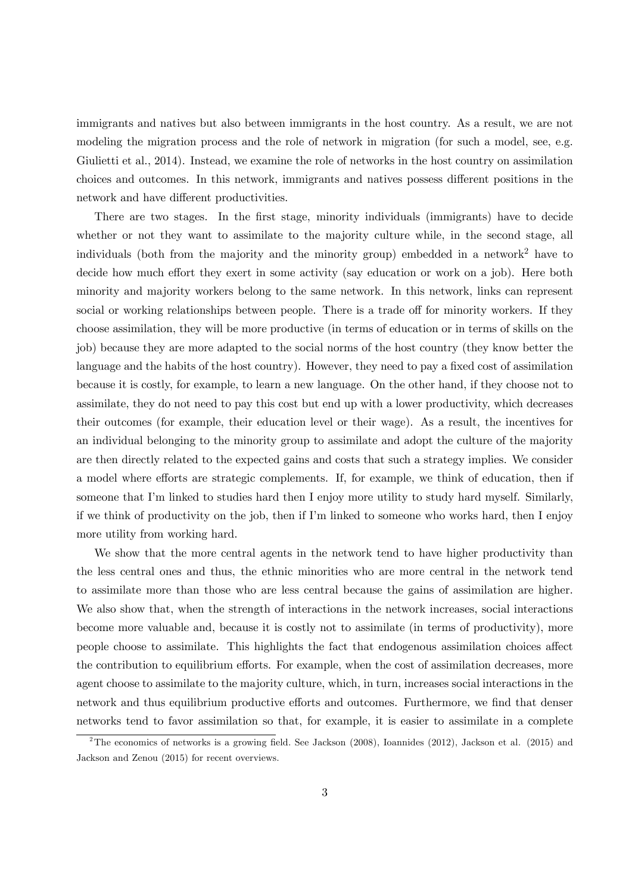immigrants and natives but also between immigrants in the host country. As a result, we are not modeling the migration process and the role of network in migration (for such a model, see, e.g. Giulietti et al., 2014). Instead, we examine the role of networks in the host country on assimilation choices and outcomes. In this network, immigrants and natives possess different positions in the network and have different productivities.

There are two stages. In the first stage, minority individuals (immigrants) have to decide whether or not they want to assimilate to the majority culture while, in the second stage, all individuals (both from the majority and the minority group) embedded in a network[2] have to decide how much effort they exert in some activity (say education or work on a job). Here both minority and majority workers belong to the same network. In this network, links can represent social or working relationships between people. There is a trade off for minority workers. If they choose assimilation, they will be more productive (in terms of education or in terms of skills on the job) because they are more adapted to the social norms of the host country (they know better the language and the habits of the host country). However, they need to pay a fixed cost of assimilation because it is costly, for example, to learn a new language. On the other hand, if they choose not to assimilate, they do not need to pay this cost but end up with a lower productivity, which decreases their outcomes (for example, their education level or their wage). As a result, the incentives for an individual belonging to the minority group to assimilate and adopt the culture of the majority are then directly related to the expected gains and costs that such a strategy implies. We consider a model where efforts are strategic complements. If, for example, we think of education, then if someone that I'm linked to studies hard then I enjoy more utility to study hard myself. Similarly, if we think of productivity on the job, then if I'm linked to someone who works hard, then I enjoy more utility from working hard.

We show that the more central agents in the network tend to have higher productivity than the less central ones and thus, the ethnic minorities who are more central in the network tend to assimilate more than those who are less central because the gains of assimilation are higher. We also show that, when the strength of interactions in the network increases, social interactions become more valuable and, because it is costly not to assimilate (in terms of productivity), more people choose to assimilate. This highlights the fact that endogenous assimilation choices affect the contribution to equilibrium efforts. For example, when the cost of assimilation decreases, more agent choose to assimilate to the majority culture, which, in turn, increases social interactions in the network and thus equilibrium productive efforts and outcomes. Furthermore, we find that denser networks tend to favor assimilation so that, for example, it is easier to assimilate in a complete

[2] The economics of networks is a growing field. See Jackson (2008), Ioannides (2012), Jackson et al. (2015) and Jackson and Zenou (2015) for recent overviews.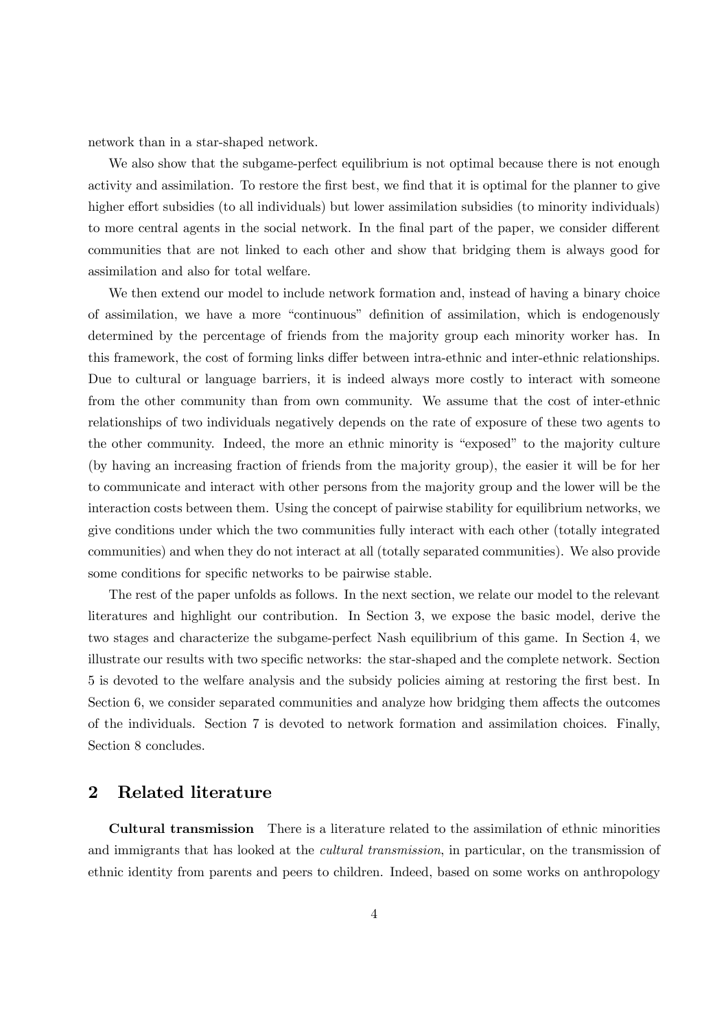network than in a star-shaped network.

We also show that the subgame-perfect equilibrium is not optimal because there is not enough activity and assimilation. To restore the first best, we find that it is optimal for the planner to give higher effort subsidies (to all individuals) but lower assimilation subsidies (to minority individuals) to more central agents in the social network. In the final part of the paper, we consider different communities that are not linked to each other and show that bridging them is always good for assimilation and also for total welfare.

We then extend our model to include network formation and, instead of having a binary choice of assimilation, we have a more "continuous" definition of assimilation, which is endogenously determined by the percentage of friends from the majority group each minority worker has. In this framework, the cost of forming links differ between intra-ethnic and inter-ethnic relationships. Due to cultural or language barriers, it is indeed always more costly to interact with someone from the other community than from own community. We assume that the cost of inter-ethnic relationships of two individuals negatively depends on the rate of exposure of these two agents to the other community. Indeed, the more an ethnic minority is "exposed" to the majority culture (by having an increasing fraction of friends from the majority group), the easier it will be for her to communicate and interact with other persons from the majority group and the lower will be the interaction costs between them. Using the concept of pairwise stability for equilibrium networks, we give conditions under which the two communities fully interact with each other (totally integrated communities) and when they do not interact at all (totally separated communities). We also provide some conditions for specific networks to be pairwise stable.

The rest of the paper unfolds as follows. In the next section, we relate our model to the relevant literatures and highlight our contribution. In Section 3, we expose the basic model, derive the two stages and characterize the subgame-perfect Nash equilibrium of this game. In Section 4, we illustrate our results with two specific networks: the star-shaped and the complete network. Section 5 is devoted to the welfare analysis and the subsidy policies aiming at restoring the first best. In Section 6, we consider separated communities and analyze how bridging them affects the outcomes of the individuals. Section 7 is devoted to network formation and assimilation choices. Finally, Section 8 concludes.

## 2 Related literature

**Cultural transmission** There is a literature related to the assimilation of ethnic minorities and immigrants that has looked at the *cultural transmission*, in particular, on the transmission of ethnic identity from parents and peers to children. Indeed, based on some works on anthropology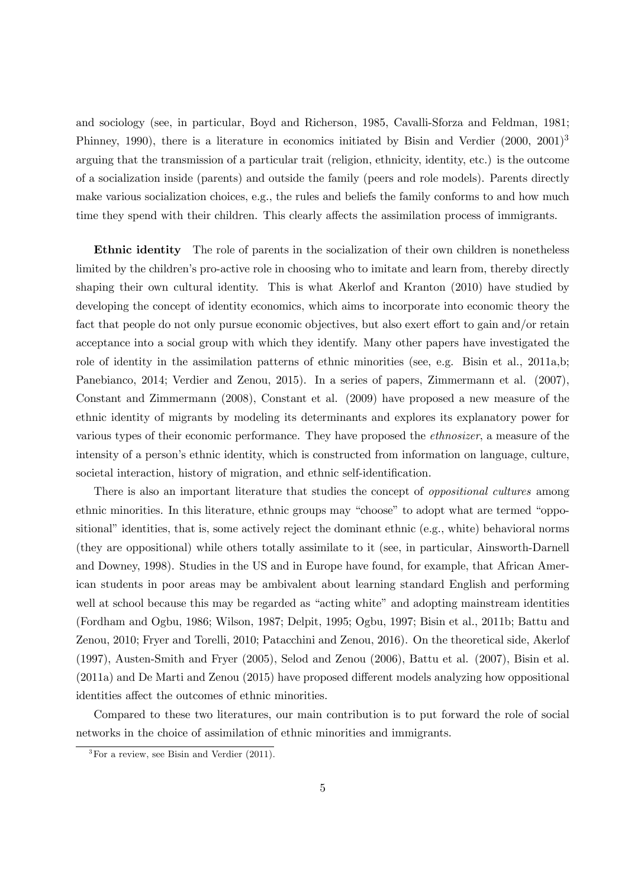and sociology (see, in particular, Boyd and Richerson, 1985, Cavalli-Sforza and Feldman, 1981; Phinney, 1990), there is a literature in economics initiated by Bisin and Verdier (2000, 2001)[3] arguing that the transmission of a particular trait (religion, ethnicity, identity, etc.) is the outcome of a socialization inside (parents) and outside the family (peers and role models). Parents directly make various socialization choices, e.g., the rules and beliefs the family conforms to and how much time they spend with their children. This clearly affects the assimilation process of immigrants.

**Ethnic identity** The role of parents in the socialization of their own children is nonetheless limited by the children's pro-active role in choosing who to imitate and learn from, thereby directly shaping their own cultural identity. This is what Akerlof and Kranton (2010) have studied by developing the concept of identity economics, which aims to incorporate into economic theory the fact that people do not only pursue economic objectives, but also exert effort to gain and/or retain acceptance into a social group with which they identify. Many other papers have investigated the role of identity in the assimilation patterns of ethnic minorities (see, e.g. Bisin et al., 2011a,b; Panebianco, 2014; Verdier and Zenou, 2015). In a series of papers, Zimmermann et al. (2007), Constant and Zimmermann (2008), Constant et al. (2009) have proposed a new measure of the ethnic identity of migrants by modeling its determinants and explores its explanatory power for various types of their economic performance. They have proposed the *ethnosizer*, a measure of the intensity of a person's ethnic identity, which is constructed from information on language, culture, societal interaction, history of migration, and ethnic self-identification.

There is also an important literature that studies the concept of *oppositional cultures* among ethnic minorities. In this literature, ethnic groups may "choose" to adopt what are termed "oppositional" identities, that is, some actively reject the dominant ethnic (e.g., white) behavioral norms (they are oppositional) while others totally assimilate to it (see, in particular, Ainsworth-Darnell and Downey, 1998). Studies in the US and in Europe have found, for example, that African American students in poor areas may be ambivalent about learning standard English and performing well at school because this may be regarded as "acting white" and adopting mainstream identities (Fordham and Ogbu, 1986; Wilson, 1987; Delpit, 1995; Ogbu, 1997; Bisin et al., 2011b; Battu and Zenou, 2010; Fryer and Torelli, 2010; Patacchini and Zenou, 2016). On the theoretical side, Akerlof (1997), Austen-Smith and Fryer (2005), Selod and Zenou (2006), Battu et al. (2007), Bisin et al. (2011a) and De Marti and Zenou (2015) have proposed different models analyzing how oppositional identities affect the outcomes of ethnic minorities.

Compared to these two literatures, our main contribution is to put forward the role of social networks in the choice of assimilation of ethnic minorities and immigrants.

[3] For a review, see Bisin and Verdier (2011).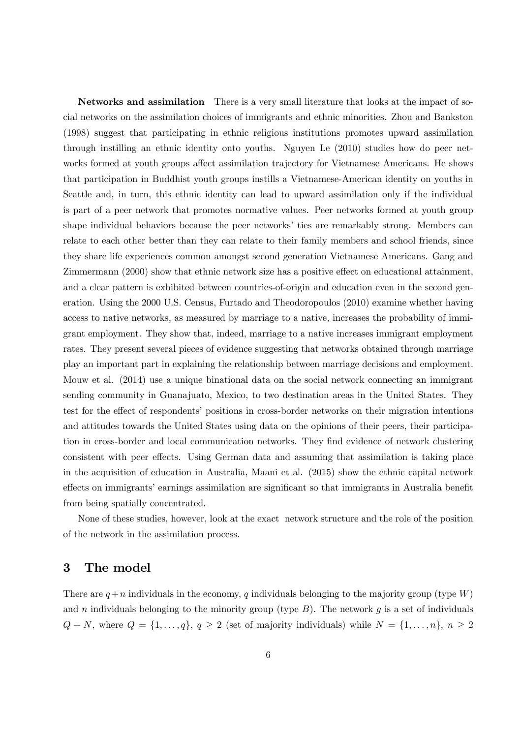**Networks and assimilation** There is a very small literature that looks at the impact of social networks on the assimilation choices of immigrants and ethnic minorities. Zhou and Bankston (1998) suggest that participating in ethnic religious institutions promotes upward assimilation through instilling an ethnic identity onto youths. Nguyen Le (2010) studies how do peer networks formed at youth groups affect assimilation trajectory for Vietnamese Americans. He shows that participation in Buddhist youth groups instills a Vietnamese-American identity on youths in Seattle and, in turn, this ethnic identity can lead to upward assimilation only if the individual is part of a peer network that promotes normative values. Peer networks formed at youth group shape individual behaviors because the peer networks' ties are remarkably strong. Members can relate to each other better than they can relate to their family members and school friends, since they share life experiences common amongst second generation Vietnamese Americans. Gang and Zimmermann (2000) show that ethnic network size has a positive effect on educational attainment, and a clear pattern is exhibited between countries-of-origin and education even in the second generation. Using the 2000 U.S. Census, Furtado and Theodoropoulos (2010) examine whether having access to native networks, as measured by marriage to a native, increases the probability of immigrant employment. They show that, indeed, marriage to a native increases immigrant employment rates. They present several pieces of evidence suggesting that networks obtained through marriage play an important part in explaining the relationship between marriage decisions and employment. Mouw et al. (2014) use a unique binational data on the social network connecting an immigrant sending community in Guanajuato, Mexico, to two destination areas in the United States. They test for the effect of respondents' positions in cross-border networks on their migration intentions and attitudes towards the United States using data on the opinions of their peers, their participation in cross-border and local communication networks. They find evidence of network clustering consistent with peer effects. Using German data and assuming that assimilation is taking place in the acquisition of education in Australia, Maani et al. (2015) show the ethnic capital network effects on immigrants' earnings assimilation are significant so that immigrants in Australia benefit from being spatially concentrated.

None of these studies, however, look at the exact network structure and the role of the position of the network in the assimilation process.

# 3 The model

There are $q+n$ individuals in the economy, $q$ individuals belonging to the majority group (type $W$) and $n$ individuals belonging to the minority group (type $B$). The network $g$ is a set of individuals $Q+N$, where $Q=\{1,\ldots,q\}$, $q\geq 2$ (set of majority individuals) while $N=\{1,\ldots,n\}$, $n\geq 2$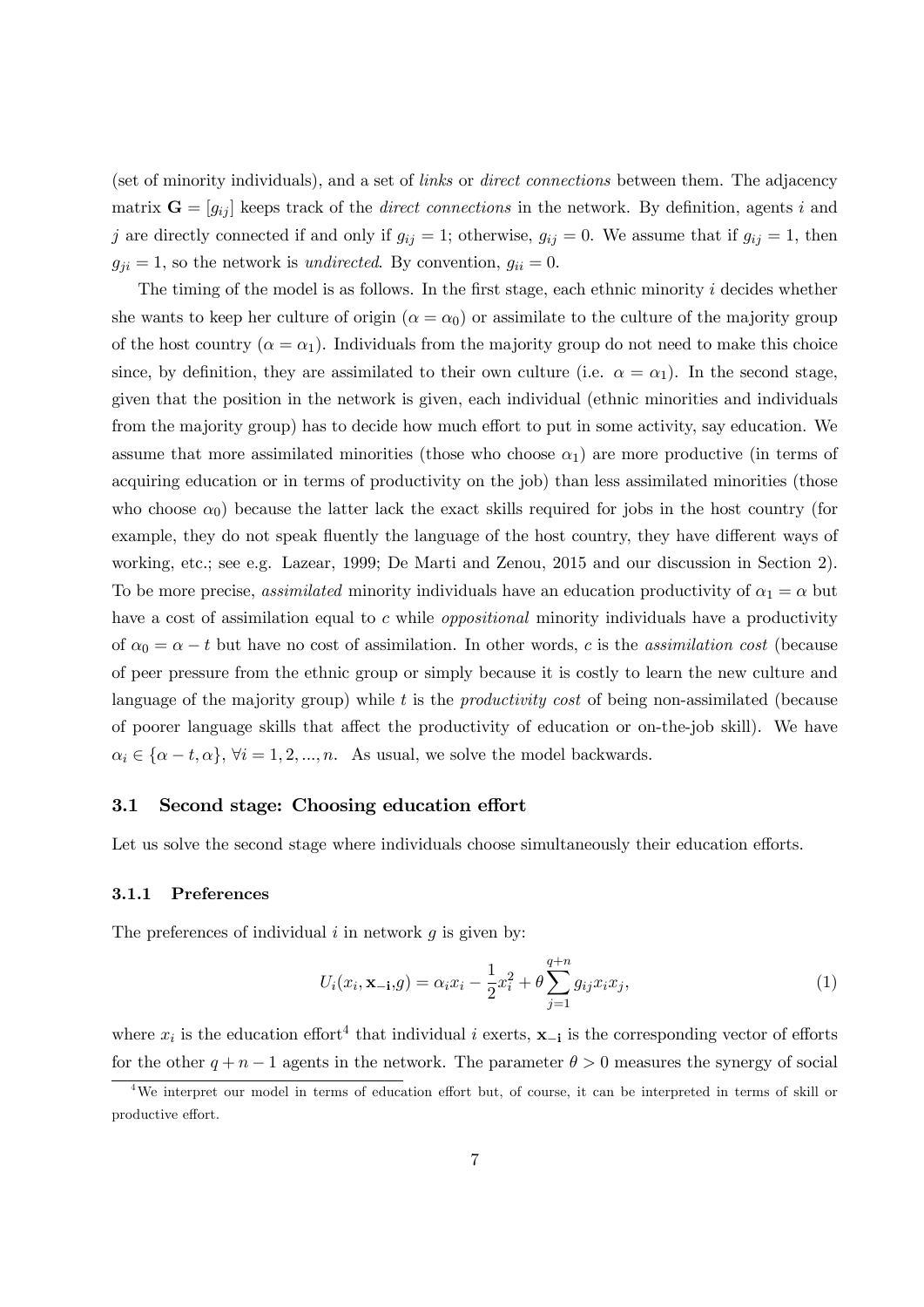(set of minority individuals), and a set of *links* or *direct connections* between them. The adjacency matrix $\mathbf{G} = [g_{ij}]$ keeps track of the *direct connections* in the network. By definition, agents $i$ and $j$ are directly connected if and only if $g_{ij} = 1$; otherwise, $g_{ij} = 0$. We assume that if $g_{ij} = 1$, then $g_{ji} = 1$, so the network is *undirected*. By convention, $g_{ii} = 0$.

The timing of the model is as follows. In the first stage, each ethnic minority $i$ decides whether she wants to keep her culture of origin ($\alpha = \alpha_0$) or assimilate to the culture of the majority group of the host country ($\alpha = \alpha_1$). Individuals from the majority group do not need to make this choice since, by definition, they are assimilated to their own culture (i.e. $\alpha = \alpha_1$). In the second stage, given that the position in the network is given, each individual (ethnic minorities and individuals from the majority group) has to decide how much effort to put in some activity, say education. We assume that more assimilated minorities (those who choose $\alpha_1$) are more productive (in terms of acquiring education or in terms of productivity on the job) than less assimilated minorities (those who choose $\alpha_0$) because the latter lack the exact skills required for jobs in the host country (for example, they do not speak fluently the language of the host country, they have different ways of working, etc.; see e.g. Lazear, 1999; De Marti and Zenou, 2015 and our discussion in Section 2). To be more precise, *assimilated* minority individuals have an education productivity of $\alpha_1 = \alpha$ but have a cost of assimilation equal to $c$ while *oppositional* minority individuals have a productivity of $\alpha_0 = \alpha - t$ but have no cost of assimilation. In other words, $c$ is the *assimilation cost* (because of peer pressure from the ethnic group or simply because it is costly to learn the new culture and language of the majority group) while $t$ is the *productivity cost* of being non-assimilated (because of poorer language skills that affect the productivity of education or on-the-job skill). We have $\alpha_i \in \{\alpha - t, \alpha\}$, $\forall i = 1, 2, ..., n$. As usual, we solve the model backwards.

## 3.1 Second stage: Choosing education effort

Let us solve the second stage where individuals choose simultaneously their education efforts.

### 3.1.1 Preferences

The preferences of individual $i$ in network $g$ is given by:

$$U_i(x_i, \mathbf{x_{-i}}, g) = \alpha_i x_i - \frac{1}{2}x_i^2 + \theta \sum_{j=1}^{q+n} g_{ij} x_i x_j, \tag{1}$$

where $x_i$ is the education effort[4] that individual $i$ exerts, $\mathbf{x_{-i}}$ is the corresponding vector of efforts for the other $q + n - 1$ agents in the network. The parameter $\theta > 0$ measures the synergy of social

[4] We interpret our model in terms of education effort but, of course, it can be interpreted in terms of skill or productive effort.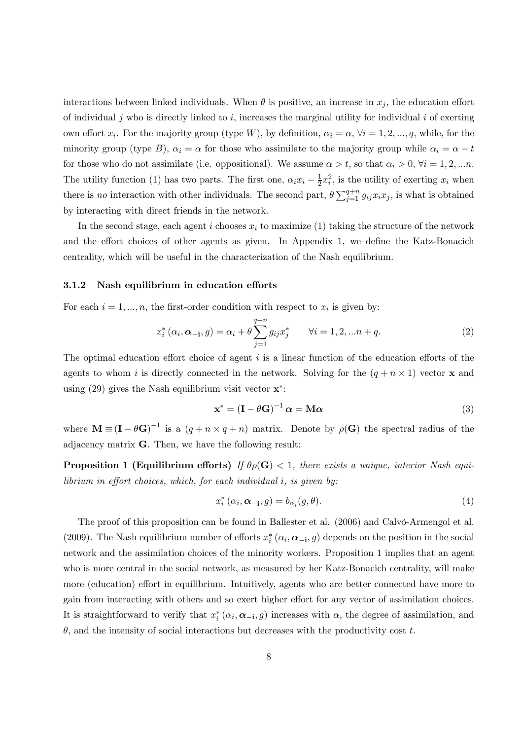interactions between linked individuals. When $\theta$ is positive, an increase in $x_j$, the education effort of individual $j$ who is directly linked to $i$, increases the marginal utility for individual $i$ of exerting own effort $x_i$. For the majority group (type $W$), by definition, $\alpha_i = \alpha$, $\forall i = 1, 2, ..., q$, while, for the minority group (type $B$), $\alpha_i = \alpha$ for those who assimilate to the majority group while $\alpha_i = \alpha - t$ for those who do not assimilate (i.e. oppositional). We assume $\alpha > t$, so that $\alpha_i > 0$, $\forall i = 1, 2, ...n$. The utility function (1) has two parts. The first one, $\alpha_i x_i - \frac{1}{2}x_i^2$, is the utility of exerting $x_i$ when there is *no* interaction with other individuals. The second part, $\theta \sum_{j=1}^{q+n} g_{ij} x_i x_j$, is what is obtained by interacting with direct friends in the network.

In the second stage, each agent $i$ chooses $x_i$ to maximize (1) taking the structure of the network and the effort choices of other agents as given. In Appendix 1, we define the Katz-Bonacich centrality, which will be useful in the characterization of the Nash equilibrium.

### 3.1.2 Nash equilibrium in education efforts

For each $i = 1, ..., n$, the first-order condition with respect to $x_i$ is given by:

$$x_i^* (\alpha_i, \boldsymbol{\alpha}_{-\mathbf{i}}, g) = \alpha_i + \theta \sum_{j=1}^{q+n} g_{ij} x_j^* \qquad \forall i = 1, 2, ...n + q. \tag{2}$$

The optimal education effort choice of agent $i$ is a linear function of the education efforts of the agents to whom $i$ is directly connected in the network. Solving for the $(q + n \times 1)$ vector $\mathbf{x}$ and using (29) gives the Nash equilibrium visit vector $\mathbf{x}^*$:

$$\mathbf{x}^* = (\mathbf{I} - \theta \mathbf{G})^{-1} \boldsymbol{\alpha} = \mathbf{M}\boldsymbol{\alpha} \tag{3}$$

where $\mathbf{M} \equiv (\mathbf{I} - \theta \mathbf{G})^{-1}$ is a $(q + n \times q + n)$ matrix. Denote by $\rho(\mathbf{G})$ the spectral radius of the adjacency matrix $\mathbf{G}$. Then, we have the following result:

**Proposition 1 (Equilibrium efforts)** *If $\theta\rho(\mathbf{G}) < 1$, there exists a unique, interior Nash equilibrium in effort choices, which, for each individual $i$, is given by:*

$$x_i^* (\alpha_i, \boldsymbol{\alpha}_{-\mathbf{i}}, g) = b_{\alpha_i}(g, \theta). \tag{4}$$

The proof of this proposition can be found in Ballester et al. (2006) and Calvó-Armengol et al. (2009). The Nash equilibrium number of efforts $x_i^* (\alpha_i, \boldsymbol{\alpha}_{-\mathbf{i}}, g)$ depends on the position in the social network and the assimilation choices of the minority workers. Proposition 1 implies that an agent who is more central in the social network, as measured by her Katz-Bonacich centrality, will make more (education) effort in equilibrium. Intuitively, agents who are better connected have more to gain from interacting with others and so exert higher effort for any vector of assimilation choices. It is straightforward to verify that $x_i^* (\alpha_i, \boldsymbol{\alpha}_{-\mathbf{i}}, g)$ increases with $\alpha$, the degree of assimilation, and $\theta$, and the intensity of social interactions but decreases with the productivity cost $t$.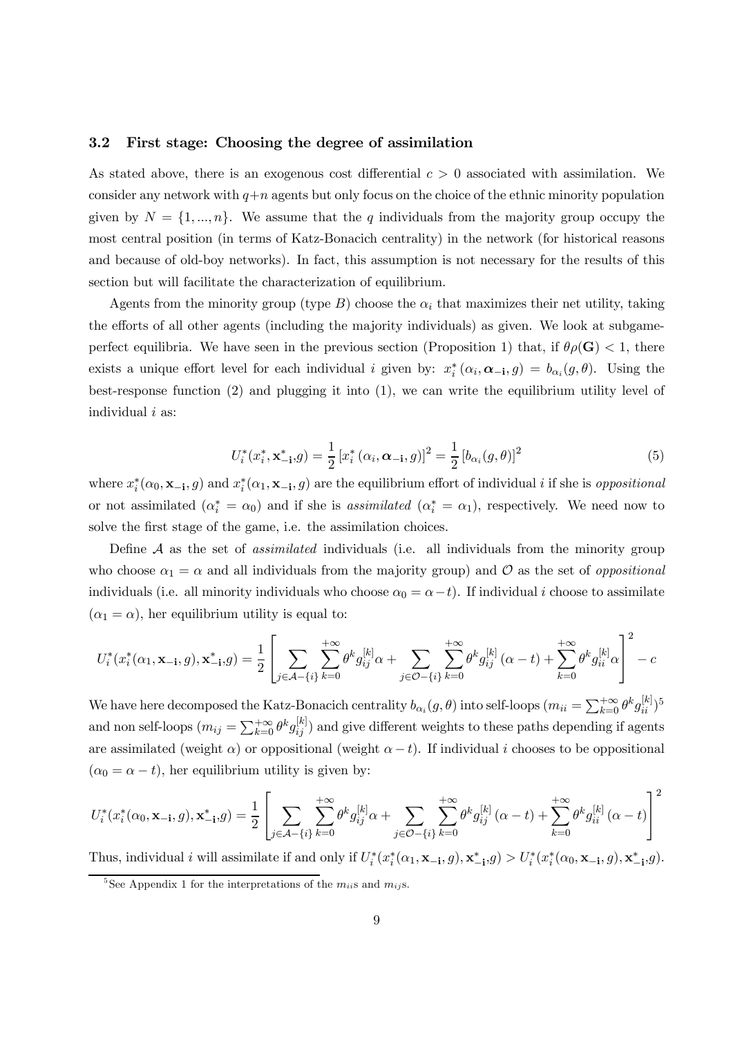### 3.2 First stage: Choosing the degree of assimilation

As stated above, there is an exogenous cost differential $c > 0$ associated with assimilation. We consider any network with $q+n$ agents but only focus on the choice of the ethnic minority population given by $N = \{1, ..., n\}$. We assume that the $q$ individuals from the majority group occupy the most central position (in terms of Katz-Bonacich centrality) in the network (for historical reasons and because of old-boy networks). In fact, this assumption is not necessary for the results of this section but will facilitate the characterization of equilibrium.

Agents from the minority group (type $B$) choose the $\alpha_i$ that maximizes their net utility, taking the efforts of all other agents (including the majority individuals) as given. We look at subgame-perfect equilibria. We have seen in the previous section (Proposition 1) that, if $\theta\rho(\mathbf{G}) < 1$, there exists a unique effort level for each individual $i$ given by: $x_i^*(\alpha_i, \boldsymbol{\alpha}_{-\mathbf{i}}, g) = b_{\alpha_i}(g, \theta)$. Using the best-response function (2) and plugging it into (1), we can write the equilibrium utility level of individual $i$ as:

$$U_i^*(x_i^*, \mathbf{x}_{-\mathbf{i}}^*, g) = \frac{1}{2}\left[x_i^*(\alpha_i, \boldsymbol{\alpha}_{-\mathbf{i}}, g)\right]^2 = \frac{1}{2}\left[b_{\alpha_i}(g, \theta)\right]^2 \tag{5}$$

where $x_i^*(\alpha_0, \mathbf{x}_{-\mathbf{i}}, g)$ and $x_i^*(\alpha_1, \mathbf{x}_{-\mathbf{i}}, g)$ are the equilibrium effort of individual $i$ if she is *oppositional* or not assimilated ($\alpha_i^* = \alpha_0$) and if she is *assimilated* ($\alpha_i^* = \alpha_1$), respectively. We need now to solve the first stage of the game, i.e. the assimilation choices.

Define $\mathcal{A}$ as the set of *assimilated* individuals (i.e. all individuals from the minority group who choose $\alpha_1 = \alpha$ and all individuals from the majority group) and $\mathcal{O}$ as the set of *oppositional* individuals (i.e. all minority individuals who choose $\alpha_0 = \alpha - t$). If individual $i$ choose to assimilate ($\alpha_1 = \alpha$), her equilibrium utility is equal to:

$$U_i^*(x_i^*(\alpha_1, \mathbf{x}_{-\mathbf{i}}, g), \mathbf{x}_{-\mathbf{i}}^*, g) = \frac{1}{2}\left[\sum_{j\in\mathcal{A}-\{i\}}\sum_{k=0}^{+\infty}\theta^k g_{ij}^{[k]}\alpha + \sum_{j\in\mathcal{O}-\{i\}}\sum_{k=0}^{+\infty}\theta^k g_{ij}^{[k]}(\alpha - t) + \sum_{k=0}^{+\infty}\theta^k g_{ii}^{[k]}\alpha\right]^2 - c$$

We have here decomposed the Katz-Bonacich centrality $b_{\alpha_i}(g, \theta)$ into self-loops ($m_{ii} = \sum_{k=0}^{+\infty}\theta^k g_{ii}^{[k]}$)[5] and non self-loops ($m_{ij} = \sum_{k=0}^{+\infty}\theta^k g_{ij}^{[k]}$) and give different weights to these paths depending if agents are assimilated (weight $\alpha$) or oppositional (weight $\alpha - t$). If individual $i$ chooses to be oppositional ($\alpha_0 = \alpha - t$), her equilibrium utility is given by:

$$U_i^*(x_i^*(\alpha_0, \mathbf{x}_{-\mathbf{i}}, g), \mathbf{x}_{-\mathbf{i}}^*, g) = \frac{1}{2}\left[\sum_{j\in\mathcal{A}-\{i\}}\sum_{k=0}^{+\infty}\theta^k g_{ij}^{[k]}\alpha + \sum_{j\in\mathcal{O}-\{i\}}\sum_{k=0}^{+\infty}\theta^k g_{ij}^{[k]}(\alpha - t) + \sum_{k=0}^{+\infty}\theta^k g_{ii}^{[k]}(\alpha - t)\right]^2$$

Thus, individual $i$ will assimilate if and only if $U_i^*(x_i^*(\alpha_1, \mathbf{x}_{-\mathbf{i}}, g), \mathbf{x}_{-\mathbf{i}}^*, g) > U_i^*(x_i^*(\alpha_0, \mathbf{x}_{-\mathbf{i}}, g), \mathbf{x}_{-\mathbf{i}}^*, g)$.

[5] See Appendix 1 for the interpretations of the $m_{ii}$s and $m_{ij}$s.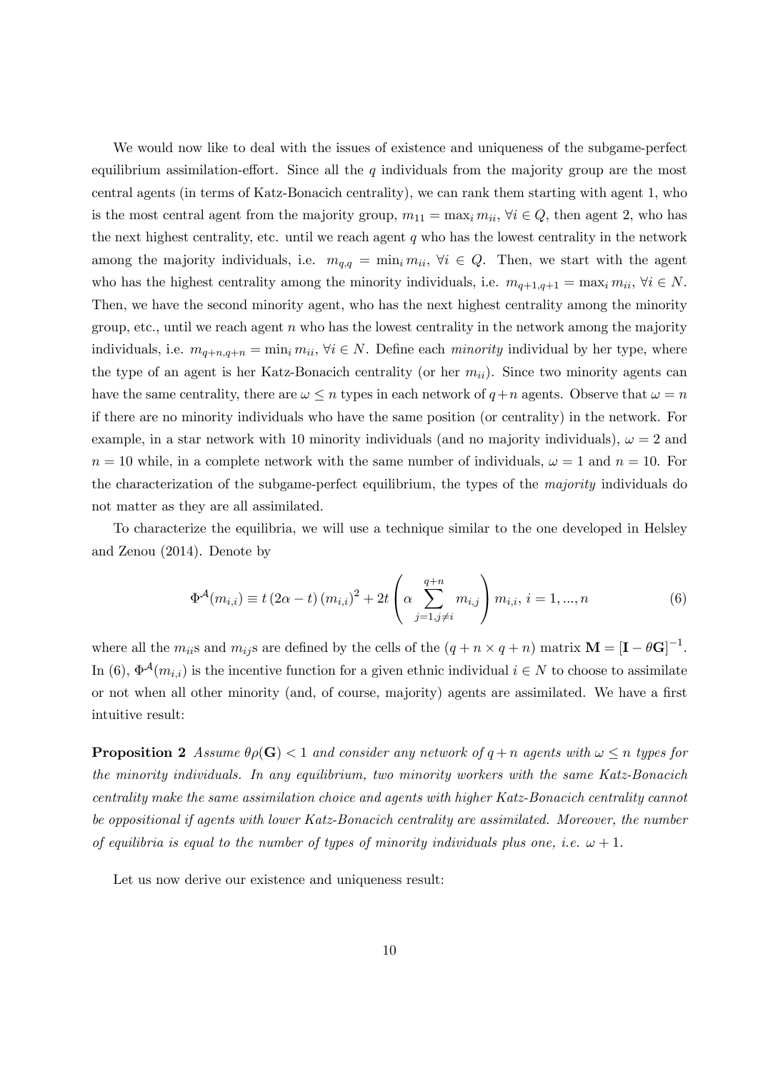We would now like to deal with the issues of existence and uniqueness of the subgame-perfect equilibrium assimilation-effort. Since all the $q$ individuals from the majority group are the most central agents (in terms of Katz-Bonacich centrality), we can rank them starting with agent 1, who is the most central agent from the majority group, $m_{11} = \max_i m_{ii}$, $\forall i \in Q$, then agent 2, who has the next highest centrality, etc. until we reach agent $q$ who has the lowest centrality in the network among the majority individuals, i.e. $m_{q,q} = \min_i m_{ii}$, $\forall i \in Q$. Then, we start with the agent who has the highest centrality among the minority individuals, i.e. $m_{q+1,q+1} = \max_i m_{ii}$, $\forall i \in N$. Then, we have the second minority agent, who has the next highest centrality among the minority group, etc., until we reach agent $n$ who has the lowest centrality in the network among the majority individuals, i.e. $m_{q+n,q+n} = \min_i m_{ii}$, $\forall i \in N$. Define each *minority* individual by her type, where the type of an agent is her Katz-Bonacich centrality (or her $m_{ii}$). Since two minority agents can have the same centrality, there are $\omega \leq n$ types in each network of $q+n$ agents. Observe that $\omega = n$ if there are no minority individuals who have the same position (or centrality) in the network. For example, in a star network with 10 minority individuals (and no majority individuals), $\omega = 2$ and $n = 10$ while, in a complete network with the same number of individuals, $\omega = 1$ and $n = 10$. For the characterization of the subgame-perfect equilibrium, the types of the *majority* individuals do not matter as they are all assimilated.

To characterize the equilibria, we will use a technique similar to the one developed in Helsley and Zenou (2014). Denote by

$$\Phi^{\mathcal{A}}(m_{i,i}) \equiv t\,(2\alpha - t)\,(m_{i,i})^2 + 2t\left(\alpha \sum_{j=1, j\neq i}^{q+n} m_{i,j}\right) m_{i,i},\; i = 1, ..., n \tag{6}$$

where all the $m_{ii}$s and $m_{ij}$s are defined by the cells of the $(q+n \times q+n)$ matrix $\mathbf{M} = [\mathbf{I} - \theta\mathbf{G}]^{-1}$. In (6), $\Phi^{\mathcal{A}}(m_{i,i})$ is the incentive function for a given ethnic individual $i \in N$ to choose to assimilate or not when all other minority (and, of course, majority) agents are assimilated. We have a first intuitive result:

**Proposition 2** *Assume $\theta\rho(\mathbf{G}) < 1$ and consider any network of $q+n$ agents with $\omega \leq n$ types for the minority individuals. In any equilibrium, two minority workers with the same Katz-Bonacich centrality make the same assimilation choice and agents with higher Katz-Bonacich centrality cannot be oppositional if agents with lower Katz-Bonacich centrality are assimilated. Moreover, the number of equilibria is equal to the number of types of minority individuals plus one, i.e. $\omega + 1$.*

Let us now derive our existence and uniqueness result: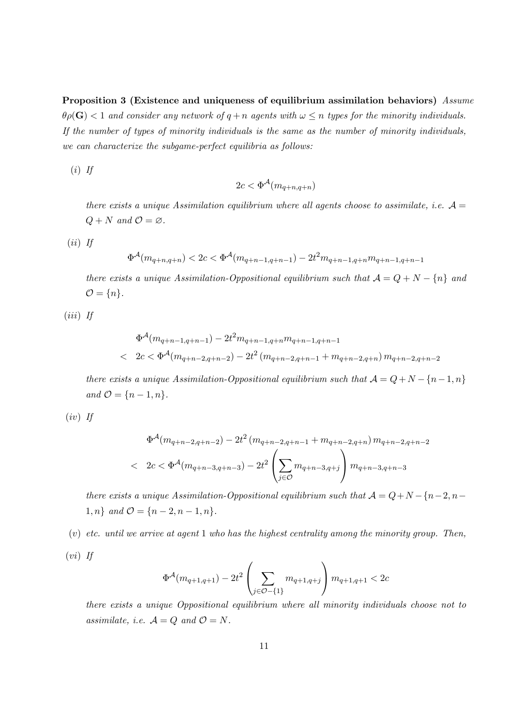**Proposition 3 (Existence and uniqueness of equilibrium assimilation behaviors)** *Assume $\theta\rho(\mathbf{G}) < 1$ and consider any network of $q+n$ agents with $\omega \leq n$ types for the minority individuals. If the number of types of minority individuals is the same as the number of minority individuals, we can characterize the subgame-perfect equilibria as follows:*

*(i) If*

$$2c < \Phi^{\mathcal{A}}(m_{q+n,q+n})$$

*there exists a unique Assimilation equilibrium where all agents choose to assimilate, i.e. $\mathcal{A} = Q + N$ and $\mathcal{O} = \varnothing$.*

*(ii) If*

$$\Phi^{\mathcal{A}}(m_{q+n,q+n}) < 2c < \Phi^{\mathcal{A}}(m_{q+n-1,q+n-1}) - 2t^2 m_{q+n-1,q+n} m_{q+n-1,q+n-1}$$

*there exists a unique Assimilation-Oppositional equilibrium such that $\mathcal{A} = Q + N - \{n\}$ and $\mathcal{O} = \{n\}$.*

*(iii) If*

$$\begin{aligned} &\Phi^{\mathcal{A}}(m_{q+n-1,q+n-1}) - 2t^2 m_{q+n-1,q+n} m_{q+n-1,q+n-1} \\ < \;& 2c < \Phi^{\mathcal{A}}(m_{q+n-2,q+n-2}) - 2t^2 \left(m_{q+n-2,q+n-1} + m_{q+n-2,q+n}\right) m_{q+n-2,q+n-2} \end{aligned}$$

*there exists a unique Assimilation-Oppositional equilibrium such that $\mathcal{A} = Q + N - \{n-1, n\}$ and $\mathcal{O} = \{n-1, n\}$.*

*(iv) If*

$$\begin{aligned} &\Phi^{\mathcal{A}}(m_{q+n-2,q+n-2}) - 2t^2 \left(m_{q+n-2,q+n-1} + m_{q+n-2,q+n}\right) m_{q+n-2,q+n-2} \\ < \;& 2c < \Phi^{\mathcal{A}}(m_{q+n-3,q+n-3}) - 2t^2 \left(\sum_{j \in \mathcal{O}} m_{q+n-3,q+j}\right) m_{q+n-3,q+n-3} \end{aligned}$$

*there exists a unique Assimilation-Oppositional equilibrium such that $\mathcal{A} = Q + N - \{n-2, n-1, n\}$ and $\mathcal{O} = \{n-2, n-1, n\}$.*

*(v) etc. until we arrive at agent 1 who has the highest centrality among the minority group. Then,*

*(vi) If*

$$\Phi^{\mathcal{A}}(m_{q+1,q+1}) - 2t^2 \left(\sum_{j \in \mathcal{O} - \{1\}} m_{q+1,q+j}\right) m_{q+1,q+1} < 2c$$

*there exists a unique Oppositional equilibrium where all minority individuals choose not to assimilate, i.e. $\mathcal{A} = Q$ and $\mathcal{O} = N$.*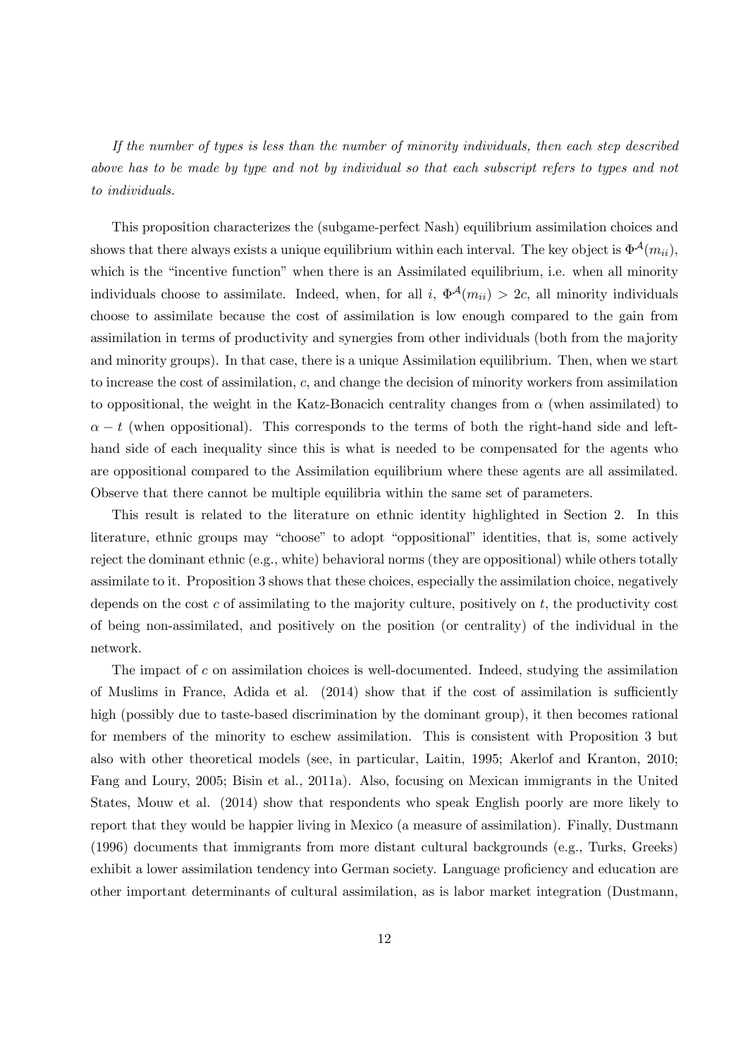*If the number of types is less than the number of minority individuals, then each step described above has to be made by type and not by individual so that each subscript refers to types and not to individuals.*

This proposition characterizes the (subgame-perfect Nash) equilibrium assimilation choices and shows that there always exists a unique equilibrium within each interval. The key object is $\Phi^{\mathcal{A}}(m_{ii})$, which is the "incentive function" when there is an Assimilated equilibrium, i.e. when all minority individuals choose to assimilate. Indeed, when, for all $i$, $\Phi^{\mathcal{A}}(m_{ii}) > 2c$, all minority individuals choose to assimilate because the cost of assimilation is low enough compared to the gain from assimilation in terms of productivity and synergies from other individuals (both from the majority and minority groups). In that case, there is a unique Assimilation equilibrium. Then, when we start to increase the cost of assimilation, $c$, and change the decision of minority workers from assimilation to oppositional, the weight in the Katz-Bonacich centrality changes from $\alpha$ (when assimilated) to $\alpha - t$ (when oppositional). This corresponds to the terms of both the right-hand side and left-hand side of each inequality since this is what is needed to be compensated for the agents who are oppositional compared to the Assimilation equilibrium where these agents are all assimilated. Observe that there cannot be multiple equilibria within the same set of parameters.

This result is related to the literature on ethnic identity highlighted in Section 2. In this literature, ethnic groups may "choose" to adopt "oppositional" identities, that is, some actively reject the dominant ethnic (e.g., white) behavioral norms (they are oppositional) while others totally assimilate to it. Proposition 3 shows that these choices, especially the assimilation choice, negatively depends on the cost $c$ of assimilating to the majority culture, positively on $t$, the productivity cost of being non-assimilated, and positively on the position (or centrality) of the individual in the network.

The impact of $c$ on assimilation choices is well-documented. Indeed, studying the assimilation of Muslims in France, Adida et al. (2014) show that if the cost of assimilation is sufficiently high (possibly due to taste-based discrimination by the dominant group), it then becomes rational for members of the minority to eschew assimilation. This is consistent with Proposition 3 but also with other theoretical models (see, in particular, Laitin, 1995; Akerlof and Kranton, 2010; Fang and Loury, 2005; Bisin et al., 2011a). Also, focusing on Mexican immigrants in the United States, Mouw et al. (2014) show that respondents who speak English poorly are more likely to report that they would be happier living in Mexico (a measure of assimilation). Finally, Dustmann (1996) documents that immigrants from more distant cultural backgrounds (e.g., Turks, Greeks) exhibit a lower assimilation tendency into German society. Language proficiency and education are other important determinants of cultural assimilation, as is labor market integration (Dustmann,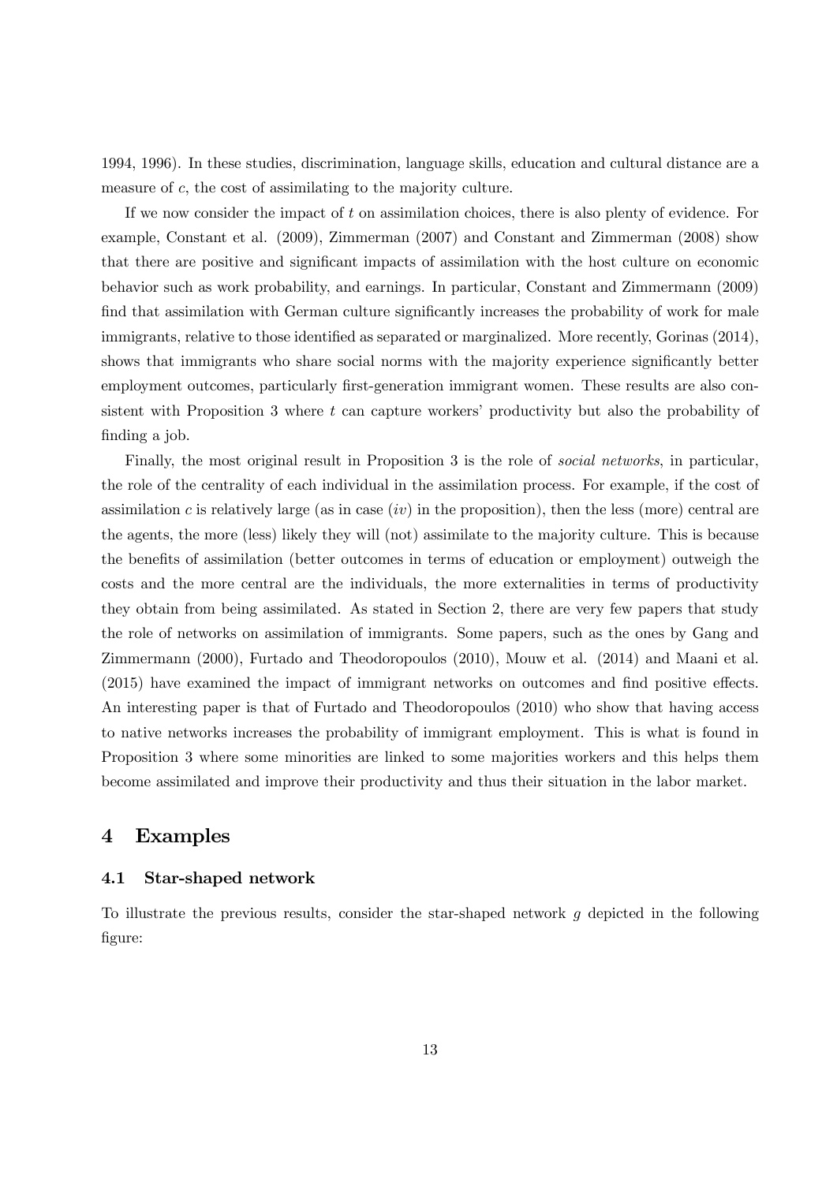1994, 1996). In these studies, discrimination, language skills, education and cultural distance are a measure of $c$, the cost of assimilating to the majority culture.

If we now consider the impact of $t$ on assimilation choices, there is also plenty of evidence. For example, Constant et al. (2009), Zimmerman (2007) and Constant and Zimmerman (2008) show that there are positive and significant impacts of assimilation with the host culture on economic behavior such as work probability, and earnings. In particular, Constant and Zimmermann (2009) find that assimilation with German culture significantly increases the probability of work for male immigrants, relative to those identified as separated or marginalized. More recently, Gorinas (2014), shows that immigrants who share social norms with the majority experience significantly better employment outcomes, particularly first-generation immigrant women. These results are also consistent with Proposition 3 where $t$ can capture workers' productivity but also the probability of finding a job.

Finally, the most original result in Proposition 3 is the role of *social networks*, in particular, the role of the centrality of each individual in the assimilation process. For example, if the cost of assimilation $c$ is relatively large (as in case $(iv)$ in the proposition), then the less (more) central are the agents, the more (less) likely they will (not) assimilate to the majority culture. This is because the benefits of assimilation (better outcomes in terms of education or employment) outweigh the costs and the more central are the individuals, the more externalities in terms of productivity they obtain from being assimilated. As stated in Section 2, there are very few papers that study the role of networks on assimilation of immigrants. Some papers, such as the ones by Gang and Zimmermann (2000), Furtado and Theodoropoulos (2010), Mouw et al. (2014) and Maani et al. (2015) have examined the impact of immigrant networks on outcomes and find positive effects. An interesting paper is that of Furtado and Theodoropoulos (2010) who show that having access to native networks increases the probability of immigrant employment. This is what is found in Proposition 3 where some minorities are linked to some majorities workers and this helps them become assimilated and improve their productivity and thus their situation in the labor market.

## 4 Examples

### 4.1 Star-shaped network

To illustrate the previous results, consider the star-shaped network $g$ depicted in the following figure: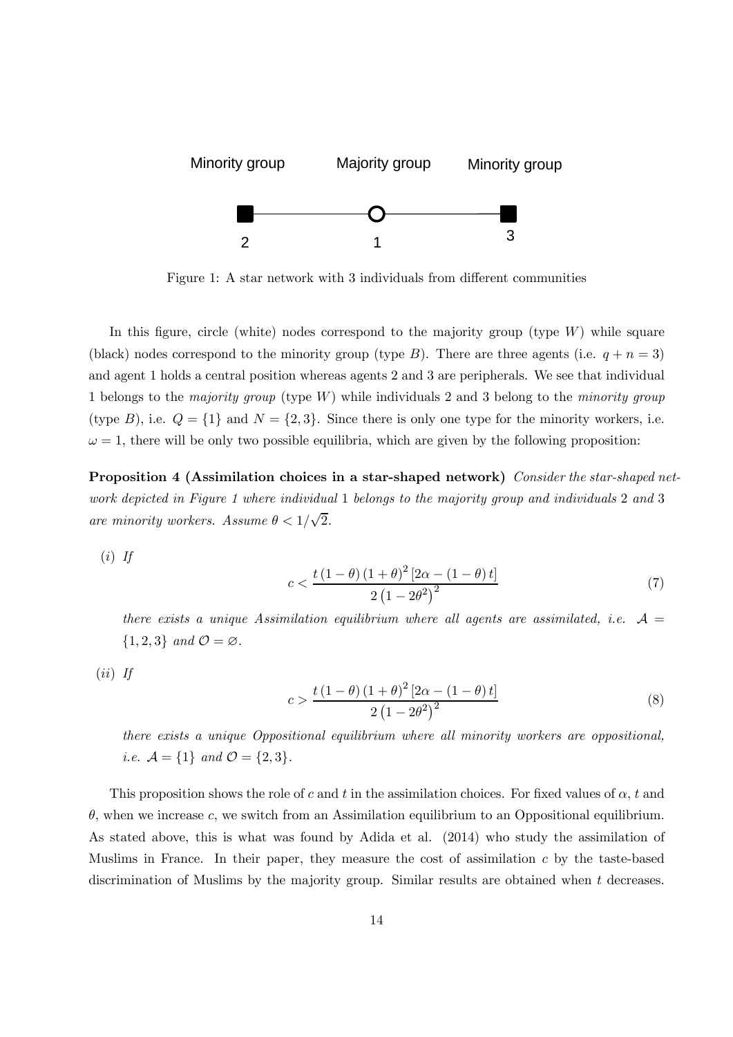Figure 1: A star network with 3 individuals from different communities

In this figure, circle (white) nodes correspond to the majority group (type $W$) while square (black) nodes correspond to the minority group (type $B$). There are three agents (i.e. $q + n = 3$) and agent 1 holds a central position whereas agents 2 and 3 are peripherals. We see that individual 1 belongs to the *majority group* (type $W$) while individuals 2 and 3 belong to the *minority group* (type $B$), i.e. $Q = \{1\}$ and $N = \{2, 3\}$. Since there is only one type for the minority workers, i.e. $\omega = 1$, there will be only two possible equilibria, which are given by the following proposition:

**Proposition 4 (Assimilation choices in a star-shaped network)** *Consider the star-shaped network depicted in Figure 1 where individual 1 belongs to the majority group and individuals 2 and 3 are minority workers. Assume $\theta < 1/\sqrt{2}$.*

(*i*) *If*

$$c < \frac{t(1-\theta)(1+\theta)^2[2\alpha - (1-\theta)t]}{2(1-2\theta^2)^2} \tag{7}$$

*there exists a unique Assimilation equilibrium where all agents are assimilated, i.e. $\mathcal{A} = \{1, 2, 3\}$ and $\mathcal{O} = \varnothing$.*

(*ii*) *If*

$$c > \frac{t(1-\theta)(1+\theta)^2[2\alpha - (1-\theta)t]}{2(1-2\theta^2)^2} \tag{8}$$

*there exists a unique Oppositional equilibrium where all minority workers are oppositional, i.e. $\mathcal{A} = \{1\}$ and $\mathcal{O} = \{2, 3\}$.*

This proposition shows the role of $c$ and $t$ in the assimilation choices. For fixed values of $\alpha$, $t$ and $\theta$, when we increase $c$, we switch from an Assimilation equilibrium to an Oppositional equilibrium. As stated above, this is what was found by Adida et al. (2014) who study the assimilation of Muslims in France. In their paper, they measure the cost of assimilation $c$ by the taste-based discrimination of Muslims by the majority group. Similar results are obtained when $t$ decreases.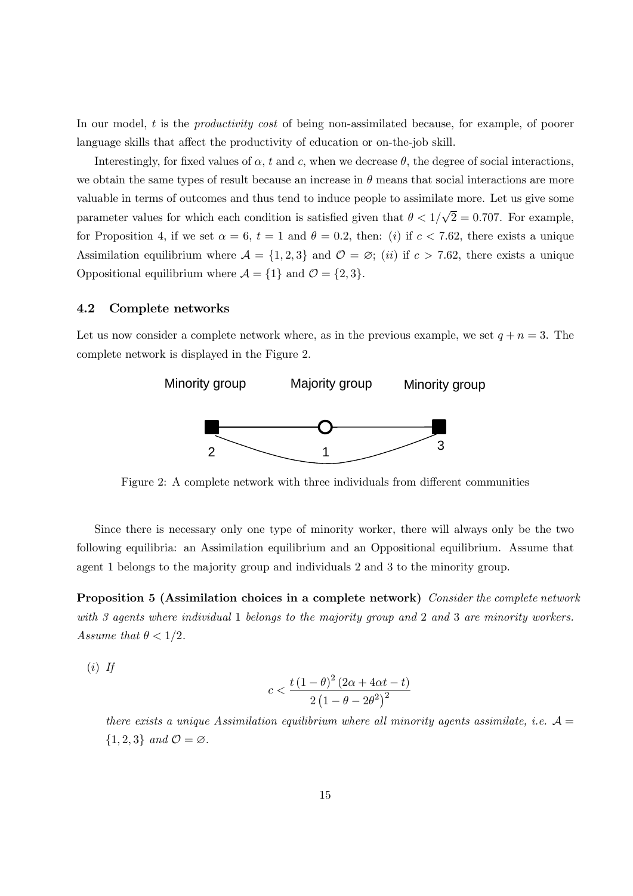In our model, $t$ is the *productivity cost* of being non-assimilated because, for example, of poorer language skills that affect the productivity of education or on-the-job skill.

Interestingly, for fixed values of $\alpha$, $t$ and $c$, when we decrease $\theta$, the degree of social interactions, we obtain the same types of result because an increase in $\theta$ means that social interactions are more valuable in terms of outcomes and thus tend to induce people to assimilate more. Let us give some parameter values for which each condition is satisfied given that $\theta < 1/\sqrt{2} = 0.707$. For example, for Proposition 4, if we set $\alpha = 6$, $t = 1$ and $\theta = 0.2$, then: $(i)$ if $c < 7.62$, there exists a unique Assimilation equilibrium where $\mathcal{A} = \{1, 2, 3\}$ and $\mathcal{O} = \varnothing$; $(ii)$ if $c > 7.62$, there exists a unique Oppositional equilibrium where $\mathcal{A} = \{1\}$ and $\mathcal{O} = \{2, 3\}$.

### 4.2 Complete networks

Let us now consider a complete network where, as in the previous example, we set $q + n = 3$. The complete network is displayed in the Figure 2.

Minority group Majority group Minority group

2 1 3

Figure 2: A complete network with three individuals from different communities

Since there is necessary only one type of minority worker, there will always only be the two following equilibria: an Assimilation equilibrium and an Oppositional equilibrium. Assume that agent 1 belongs to the majority group and individuals 2 and 3 to the minority group.

**Proposition 5 (Assimilation choices in a complete network)** *Consider the complete network with 3 agents where individual* 1 *belongs to the majority group and* 2 *and* 3 *are minority workers. Assume that* $\theta < 1/2$.

$(i)$ *If*

$$c < \frac{t\,(1-\theta)^2\,(2\alpha + 4\alpha t - t)}{2\left(1 - \theta - 2\theta^2\right)^2}$$

*there exists a unique Assimilation equilibrium where all minority agents assimilate, i.e.* $\mathcal{A} = \{1, 2, 3\}$ *and* $\mathcal{O} = \varnothing$.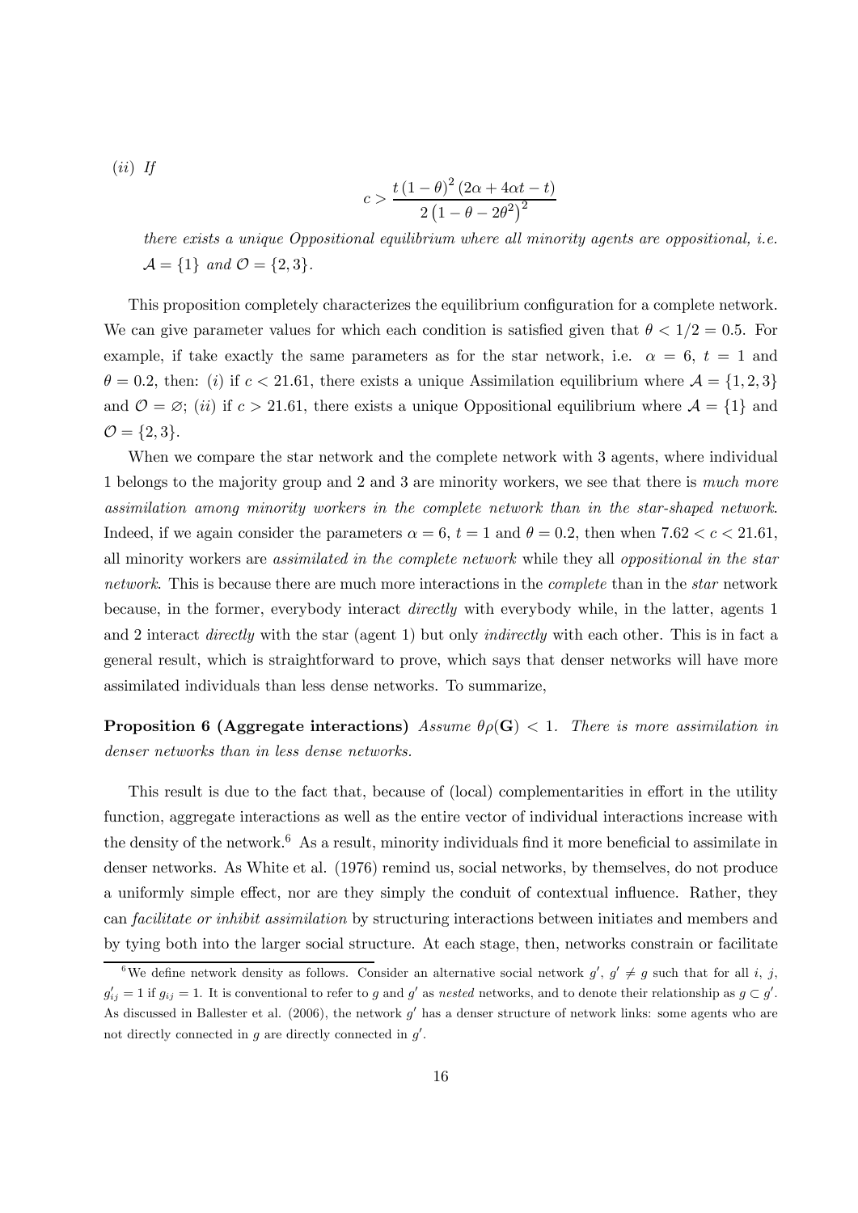(*ii*) *If*

$$c > \frac{t\,(1-\theta)^2\,(2\alpha + 4\alpha t - t)}{2\left(1-\theta-2\theta^2\right)^2}$$

*there exists a unique Oppositional equilibrium where all minority agents are oppositional, i.e.* $\mathcal{A} = \{1\}$ *and* $\mathcal{O} = \{2, 3\}$.

This proposition completely characterizes the equilibrium configuration for a complete network. We can give parameter values for which each condition is satisfied given that $\theta < 1/2 = 0.5$. For example, if take exactly the same parameters as for the star network, i.e. $\alpha = 6$, $t = 1$ and $\theta = 0.2$, then: (*i*) if $c < 21.61$, there exists a unique Assimilation equilibrium where $\mathcal{A} = \{1, 2, 3\}$ and $\mathcal{O} = \varnothing$; (*ii*) if $c > 21.61$, there exists a unique Oppositional equilibrium where $\mathcal{A} = \{1\}$ and $\mathcal{O} = \{2, 3\}$.

When we compare the star network and the complete network with 3 agents, where individual 1 belongs to the majority group and 2 and 3 are minority workers, we see that there is *much more assimilation among minority workers in the complete network than in the star-shaped network*. Indeed, if we again consider the parameters $\alpha = 6$, $t = 1$ and $\theta = 0.2$, then when $7.62 < c < 21.61$, all minority workers are *assimilated in the complete network* while they all *oppositional in the star network*. This is because there are much more interactions in the *complete* than in the *star* network because, in the former, everybody interact *directly* with everybody while, in the latter, agents 1 and 2 interact *directly* with the star (agent 1) but only *indirectly* with each other. This is in fact a general result, which is straightforward to prove, which says that denser networks will have more assimilated individuals than less dense networks. To summarize,

**Proposition 6 (Aggregate interactions)** *Assume* $\theta\rho(\mathbf{G}) < 1$. *There is more assimilation in denser networks than in less dense networks.*

This result is due to the fact that, because of (local) complementarities in effort in the utility function, aggregate interactions as well as the entire vector of individual interactions increase with the density of the network.[6] As a result, minority individuals find it more beneficial to assimilate in denser networks. As White et al. (1976) remind us, social networks, by themselves, do not produce a uniformly simple effect, nor are they simply the conduit of contextual influence. Rather, they can *facilitate or inhibit assimilation* by structuring interactions between initiates and members and by tying both into the larger social structure. At each stage, then, networks constrain or facilitate

[6] We define network density as follows. Consider an alternative social network $g'$, $g' \neq g$ such that for all $i$, $j$, $g'_{ij} = 1$ if $g_{ij} = 1$. It is conventional to refer to $g$ and $g'$ as *nested* networks, and to denote their relationship as $g \subset g'$. As discussed in Ballester et al. (2006), the network $g'$ has a denser structure of network links: some agents who are not directly connected in $g$ are directly connected in $g'$.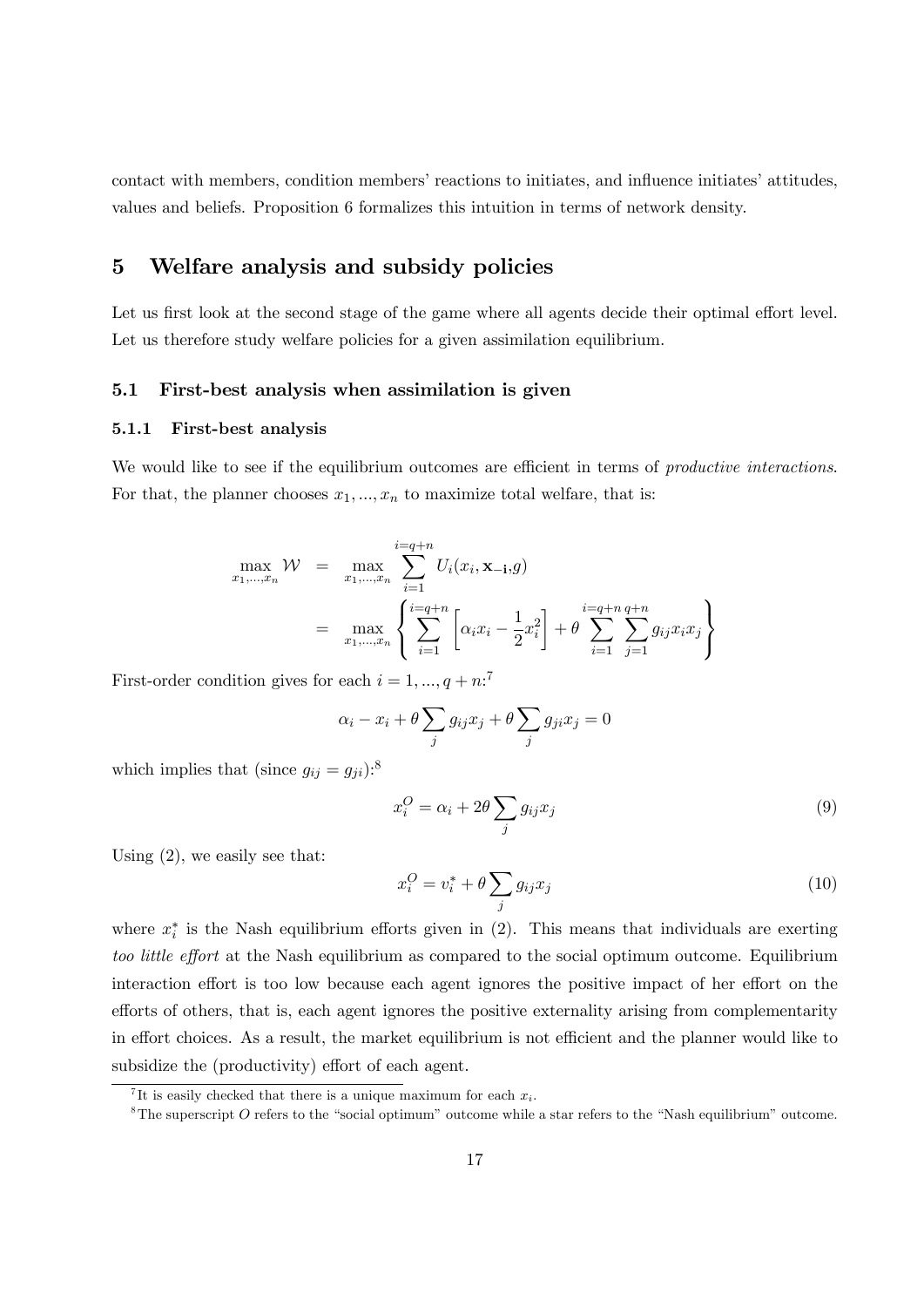contact with members, condition members' reactions to initiates, and influence initiates' attitudes, values and beliefs. Proposition 6 formalizes this intuition in terms of network density.

# 5 Welfare analysis and subsidy policies

Let us first look at the second stage of the game where all agents decide their optimal effort level. Let us therefore study welfare policies for a given assimilation equilibrium.

## 5.1 First-best analysis when assimilation is given

### 5.1.1 First-best analysis

We would like to see if the equilibrium outcomes are efficient in terms of *productive interactions*. For that, the planner chooses $x_1, ..., x_n$ to maximize total welfare, that is:

$$
\begin{aligned}
\max_{x_1,...,x_n} \mathcal{W} &= \max_{x_1,...,x_n} \sum_{i=1}^{i=q+n} U_i(x_i, \mathbf{x_{-i}}, g) \\
&= \max_{x_1,...,x_n} \left\{ \sum_{i=1}^{i=q+n} \left[ \alpha_i x_i - \frac{1}{2} x_i^2 \right] + \theta \sum_{i=1}^{i=q+n} \sum_{j=1}^{q+n} g_{ij} x_i x_j \right\}
\end{aligned}
$$

First-order condition gives for each $i = 1, ..., q+n$:[7]

$$
\alpha_i - x_i + \theta \sum_j g_{ij} x_j + \theta \sum_j g_{ji} x_j = 0
$$

which implies that (since $g_{ij} = g_{ji}$):[8]

$$
x_i^O = \alpha_i + 2\theta \sum_j g_{ij} x_j \tag{9}
$$

Using (2), we easily see that:

$$
x_i^O = v_i^* + \theta \sum_j g_{ij} x_j \tag{10}
$$

where $x_i^*$ is the Nash equilibrium efforts given in (2). This means that individuals are exerting *too little effort* at the Nash equilibrium as compared to the social optimum outcome. Equilibrium interaction effort is too low because each agent ignores the positive impact of her effort on the efforts of others, that is, each agent ignores the positive externality arising from complementarity in effort choices. As a result, the market equilibrium is not efficient and the planner would like to subsidize the (productivity) effort of each agent.

[7] It is easily checked that there is a unique maximum for each $x_i$.

[8] The superscript $O$ refers to the "social optimum" outcome while a star refers to the "Nash equilibrium" outcome.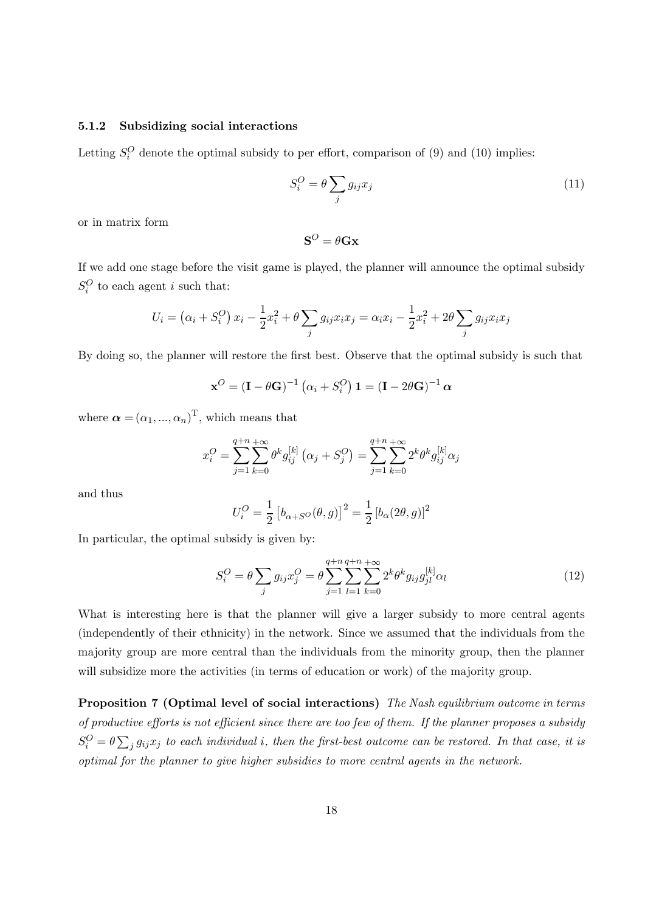### 5.1.2 Subsidizing social interactions

Letting $S_i^O$ denote the optimal subsidy to per effort, comparison of (9) and (10) implies:

$$S_i^O = \theta \sum_j g_{ij} x_j \tag{11}$$

or in matrix form

$$\mathbf{S}^O = \theta \mathbf{G} \mathbf{x}$$

If we add one stage before the visit game is played, the planner will announce the optimal subsidy $S_i^O$ to each agent $i$ such that:

$$U_i = \left(\alpha_i + S_i^O\right) x_i - \frac{1}{2} x_i^2 + \theta \sum_j g_{ij} x_i x_j = \alpha_i x_i - \frac{1}{2} x_i^2 + 2\theta \sum_j g_{ij} x_i x_j$$

By doing so, the planner will restore the first best. Observe that the optimal subsidy is such that

$$\mathbf{x}^O = \left(\mathbf{I} - \theta \mathbf{G}\right)^{-1} \left(\alpha_i + S_i^O\right) \mathbf{1} = \left(\mathbf{I} - 2\theta \mathbf{G}\right)^{-1} \boldsymbol{\alpha}$$

where $\boldsymbol{\alpha} = (\alpha_1, ..., \alpha_n)^{\mathrm{T}}$, which means that

$$x_i^O = \sum_{j=1}^{q+n} \sum_{k=0}^{+\infty} \theta^k g_{ij}^{[k]} \left(\alpha_j + S_j^O\right) = \sum_{j=1}^{q+n} \sum_{k=0}^{+\infty} 2^k \theta^k g_{ij}^{[k]} \alpha_j$$

and thus

$$U_i^O = \frac{1}{2} \left[b_{\alpha + S^O}(\theta, g)\right]^2 = \frac{1}{2} \left[b_\alpha(2\theta, g)\right]^2$$

In particular, the optimal subsidy is given by:

$$S_i^O = \theta \sum_j g_{ij} x_j^O = \theta \sum_{j=1}^{q+n} \sum_{l=1}^{q+n} \sum_{k=0}^{+\infty} 2^k \theta^k g_{ij} g_{jl}^{[k]} \alpha_l \tag{12}$$

What is interesting here is that the planner will give a larger subsidy to more central agents (independently of their ethnicity) in the network. Since we assumed that the individuals from the majority group are more central than the individuals from the minority group, then the planner will subsidize more the activities (in terms of education or work) of the majority group.

**Proposition 7 (Optimal level of social interactions)** *The Nash equilibrium outcome in terms of productive efforts is not efficient since there are too few of them. If the planner proposes a subsidy $S_i^O = \theta \sum_j g_{ij} x_j$ to each individual $i$, then the first-best outcome can be restored. In that case, it is optimal for the planner to give higher subsidies to more central agents in the network.*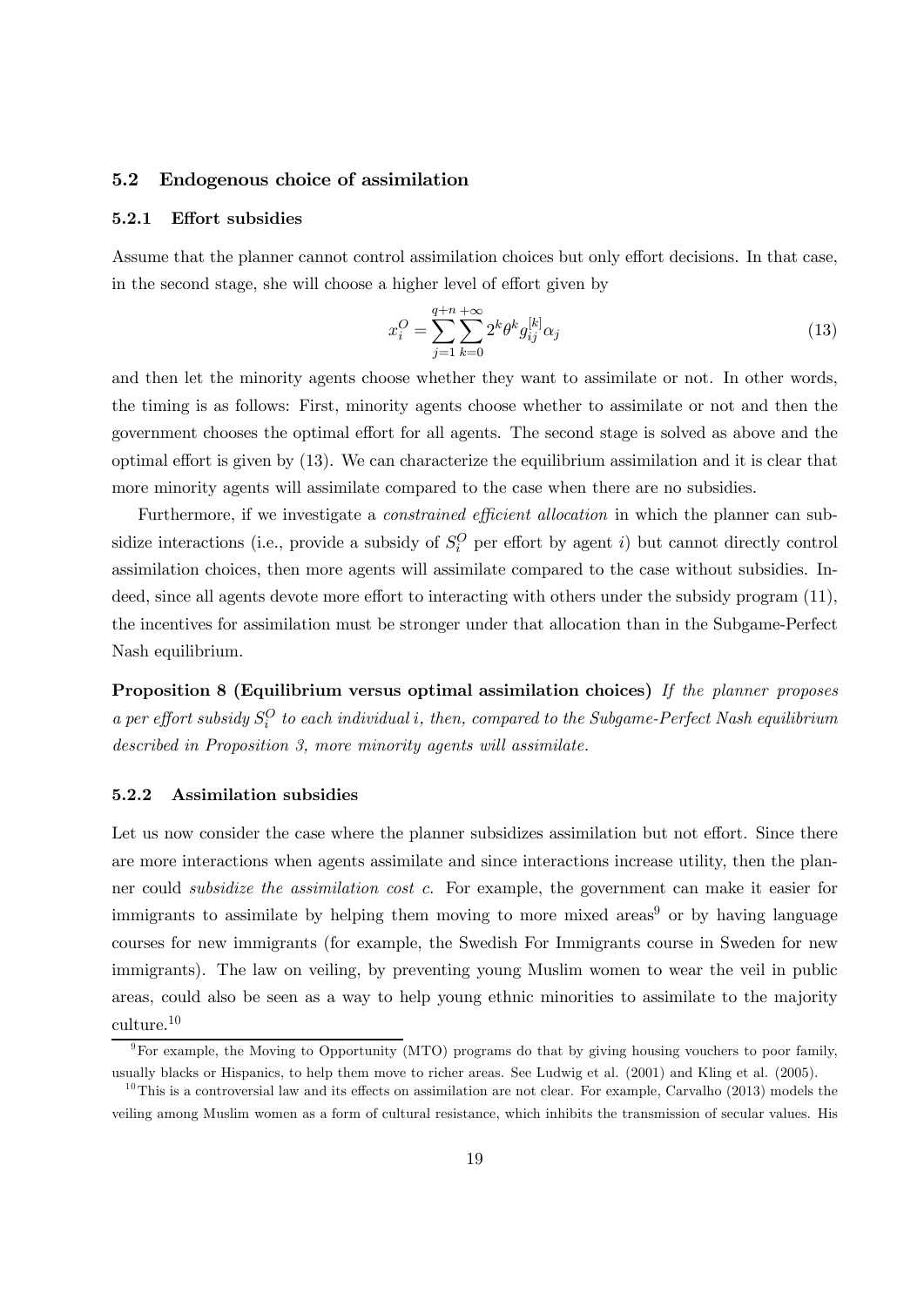### 5.2 Endogenous choice of assimilation

#### 5.2.1 Effort subsidies

Assume that the planner cannot control assimilation choices but only effort decisions. In that case, in the second stage, she will choose a higher level of effort given by

$$x_i^O = \sum_{j=1}^{q+n} \sum_{k=0}^{+\infty} 2^k \theta^k g_{ij}^{[k]} \alpha_j \tag{13}$$

and then let the minority agents choose whether they want to assimilate or not. In other words, the timing is as follows: First, minority agents choose whether to assimilate or not and then the government chooses the optimal effort for all agents. The second stage is solved as above and the optimal effort is given by (13). We can characterize the equilibrium assimilation and it is clear that more minority agents will assimilate compared to the case when there are no subsidies.

Furthermore, if we investigate a *constrained efficient allocation* in which the planner can subsidize interactions (i.e., provide a subsidy of $S_i^O$ per effort by agent $i$) but cannot directly control assimilation choices, then more agents will assimilate compared to the case without subsidies. Indeed, since all agents devote more effort to interacting with others under the subsidy program (11), the incentives for assimilation must be stronger under that allocation than in the Subgame-Perfect Nash equilibrium.

**Proposition 8 (Equilibrium versus optimal assimilation choices)** *If the planner proposes a per effort subsidy $S_i^O$ to each individual $i$, then, compared to the Subgame-Perfect Nash equilibrium described in Proposition 3, more minority agents will assimilate.*

#### 5.2.2 Assimilation subsidies

Let us now consider the case where the planner subsidizes assimilation but not effort. Since there are more interactions when agents assimilate and since interactions increase utility, then the planner could *subsidize the assimilation cost c*. For example, the government can make it easier for immigrants to assimilate by helping them moving to more mixed areas[9] or by having language courses for new immigrants (for example, the Swedish For Immigrants course in Sweden for new immigrants). The law on veiling, by preventing young Muslim women to wear the veil in public areas, could also be seen as a way to help young ethnic minorities to assimilate to the majority culture.[10]

[9] For example, the Moving to Opportunity (MTO) programs do that by giving housing vouchers to poor family, usually blacks or Hispanics, to help them move to richer areas. See Ludwig et al. (2001) and Kling et al. (2005).

[10] This is a controversial law and its effects on assimilation are not clear. For example, Carvalho (2013) models the veiling among Muslim women as a form of cultural resistance, which inhibits the transmission of secular values. His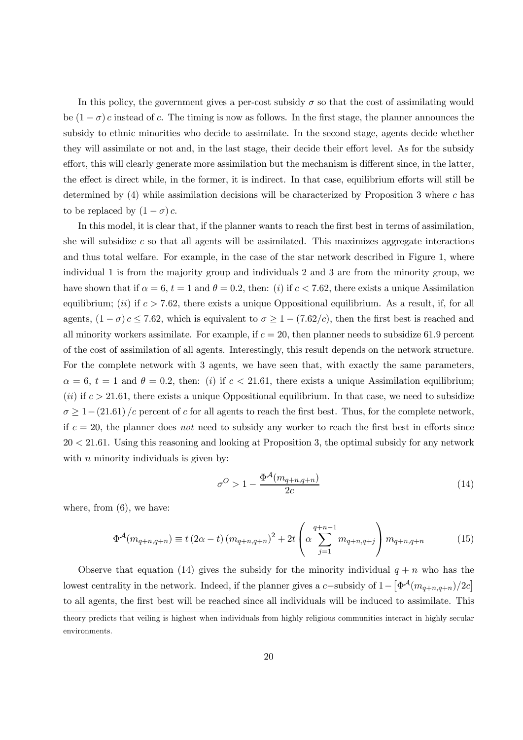In this policy, the government gives a per-cost subsidy $\sigma$ so that the cost of assimilating would be $(1-\sigma)c$ instead of $c$. The timing is now as follows. In the first stage, the planner announces the subsidy to ethnic minorities who decide to assimilate. In the second stage, agents decide whether they will assimilate or not and, in the last stage, their decide their effort level. As for the subsidy effort, this will clearly generate more assimilation but the mechanism is different since, in the latter, the effect is direct while, in the former, it is indirect. In that case, equilibrium efforts will still be determined by (4) while assimilation decisions will be characterized by Proposition 3 where $c$ has to be replaced by $(1-\sigma)c$.

In this model, it is clear that, if the planner wants to reach the first best in terms of assimilation, she will subsidize $c$ so that all agents will be assimilated. This maximizes aggregate interactions and thus total welfare. For example, in the case of the star network described in Figure 1, where individual 1 is from the majority group and individuals 2 and 3 are from the minority group, we have shown that if $\alpha = 6$, $t = 1$ and $\theta = 0.2$, then: $(i)$ if $c < 7.62$, there exists a unique Assimilation equilibrium; $(ii)$ if $c > 7.62$, there exists a unique Oppositional equilibrium. As a result, if, for all agents, $(1-\sigma)c \leq 7.62$, which is equivalent to $\sigma \geq 1 - (7.62/c)$, then the first best is reached and all minority workers assimilate. For example, if $c = 20$, then planner needs to subsidize 61.9 percent of the cost of assimilation of all agents. Interestingly, this result depends on the network structure. For the complete network with 3 agents, we have seen that, with exactly the same parameters, $\alpha = 6$, $t = 1$ and $\theta = 0.2$, then: $(i)$ if $c < 21.61$, there exists a unique Assimilation equilibrium; $(ii)$ if $c > 21.61$, there exists a unique Oppositional equilibrium. In that case, we need to subsidize $\sigma \geq 1 - (21.61)/c$ percent of $c$ for all agents to reach the first best. Thus, for the complete network, if $c = 20$, the planner does *not* need to subsidy any worker to reach the first best in efforts since $20 < 21.61$. Using this reasoning and looking at Proposition 3, the optimal subsidy for any network with $n$ minority individuals is given by:

$$\sigma^{O} > 1 - \frac{\Phi^{\mathcal{A}}(m_{q+n,q+n})}{2c} \tag{14}$$

where, from (6), we have:

$$\Phi^{\mathcal{A}}(m_{q+n,q+n}) \equiv t\left(2\alpha - t\right)\left(m_{q+n,q+n}\right)^{2} + 2t\left(\alpha \sum_{j=1}^{q+n-1} m_{q+n,q+j}\right) m_{q+n,q+n} \tag{15}$$

Observe that equation (14) gives the subsidy for the minority individual $q+n$ who has the lowest centrality in the network. Indeed, if the planner gives a $c-$subsidy of $1 - \left[\Phi^{\mathcal{A}}(m_{q+n,q+n})/2c\right]$ to all agents, the first best will be reached since all individuals will be induced to assimilate. This

theory predicts that veiling is highest when individuals from highly religious communities interact in highly secular environments.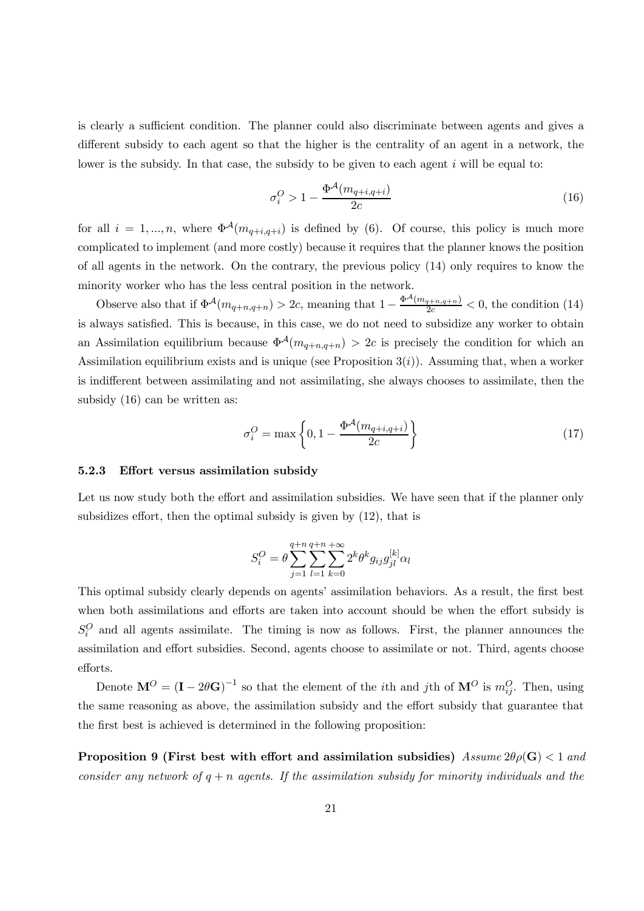is clearly a sufficient condition. The planner could also discriminate between agents and gives a different subsidy to each agent so that the higher is the centrality of an agent in a network, the lower is the subsidy. In that case, the subsidy to be given to each agent $i$ will be equal to:

$$\sigma_i^O > 1 - \frac{\Phi^{\mathcal{A}}(m_{q+i,q+i})}{2c} \tag{16}$$

for all $i = 1, ..., n$, where $\Phi^{\mathcal{A}}(m_{q+i,q+i})$ is defined by (6). Of course, this policy is much more complicated to implement (and more costly) because it requires that the planner knows the position of all agents in the network. On the contrary, the previous policy (14) only requires to know the minority worker who has the less central position in the network.

Observe also that if $\Phi^{\mathcal{A}}(m_{q+n,q+n}) > 2c$, meaning that $1 - \frac{\Phi^{\mathcal{A}}(m_{q+n,q+n})}{2c} < 0$, the condition (14) is always satisfied. This is because, in this case, we do not need to subsidize any worker to obtain an Assimilation equilibrium because $\Phi^{\mathcal{A}}(m_{q+n,q+n}) > 2c$ is precisely the condition for which an Assimilation equilibrium exists and is unique (see Proposition 3$(i)$). Assuming that, when a worker is indifferent between assimilating and not assimilating, she always chooses to assimilate, then the subsidy (16) can be written as:

$$\sigma_i^O = \max\left\{0, 1 - \frac{\Phi^{\mathcal{A}}(m_{q+i,q+i})}{2c}\right\} \tag{17}$$

### 5.2.3 Effort versus assimilation subsidy

Let us now study both the effort and assimilation subsidies. We have seen that if the planner only subsidizes effort, then the optimal subsidy is given by (12), that is

$$S_i^O = \theta \sum_{j=1}^{q+n} \sum_{l=1}^{q+n} \sum_{k=0}^{+\infty} 2^k \theta^k g_{ij} g_{jl}^{[k]} \alpha_l$$

This optimal subsidy clearly depends on agents' assimilation behaviors. As a result, the first best when both assimilations and efforts are taken into account should be when the effort subsidy is $S_i^O$ and all agents assimilate. The timing is now as follows. First, the planner announces the assimilation and effort subsidies. Second, agents choose to assimilate or not. Third, agents choose efforts.

Denote $\mathbf{M}^O = (\mathbf{I} - 2\theta\mathbf{G})^{-1}$ so that the element of the $i$th and $j$th of $\mathbf{M}^O$ is $m_{ij}^O$. Then, using the same reasoning as above, the assimilation subsidy and the effort subsidy that guarantee that the first best is achieved is determined in the following proposition:

**Proposition 9 (First best with effort and assimilation subsidies)** *Assume $2\theta\rho(\mathbf{G}) < 1$ and consider any network of $q + n$ agents. If the assimilation subsidy for minority individuals and the*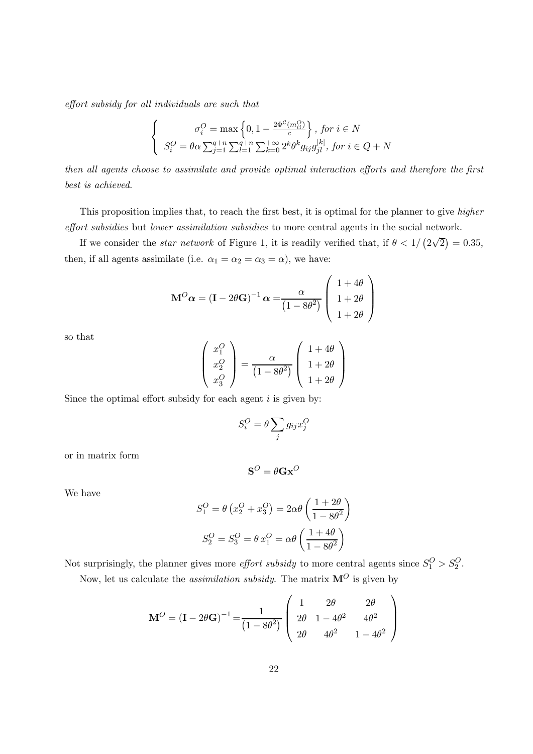*effort subsidy for all individuals are such that*

$$\left\{ \begin{array}{c} \sigma_i^O = \max\left\{0, 1 - \frac{2\Phi^{\mathcal{C}}(m_{ii}^O)}{c}\right\}, \text{ for } i \in N \\ S_i^O = \theta\alpha \sum_{j=1}^{q+n} \sum_{l=1}^{q+n} \sum_{k=0}^{+\infty} 2^k \theta^k g_{ij} g_{jl}^{[k]}, \text{ for } i \in Q+N \end{array} \right.$$

*then all agents choose to assimilate and provide optimal interaction efforts and therefore the first best is achieved.*

This proposition implies that, to reach the first best, it is optimal for the planner to give *higher effort subsidies* but *lower assimilation subsidies* to more central agents in the social network.

If we consider the *star network* of Figure 1, it is readily verified that, if $\theta < 1/\left(2\sqrt{2}\right) = 0.35$, then, if all agents assimilate (i.e. $\alpha_1 = \alpha_2 = \alpha_3 = \alpha$), we have:

$$\mathbf{M}^O \boldsymbol{\alpha} = \left(\mathbf{I} - 2\theta\mathbf{G}\right)^{-1} \boldsymbol{\alpha} = \frac{\alpha}{\left(1 - 8\theta^2\right)} \begin{pmatrix} 1 + 4\theta \\ 1 + 2\theta \\ 1 + 2\theta \end{pmatrix}$$

so that

$$\begin{pmatrix} x_1^O \\ x_2^O \\ x_3^O \end{pmatrix} = \frac{\alpha}{\left(1 - 8\theta^2\right)} \begin{pmatrix} 1 + 4\theta \\ 1 + 2\theta \\ 1 + 2\theta \end{pmatrix}$$

Since the optimal effort subsidy for each agent $i$ is given by:

$$S_i^O = \theta \sum_j g_{ij} x_j^O$$

or in matrix form

$$\mathbf{S}^O = \theta \mathbf{G} \mathbf{x}^O$$

We have

$$S_1^O = \theta\left(x_2^O + x_3^O\right) = 2\alpha\theta\left(\frac{1 + 2\theta}{1 - 8\theta^2}\right)$$

$$S_2^O = S_3^O = \theta\, x_1^O = \alpha\theta\left(\frac{1 + 4\theta}{1 - 8\theta^2}\right)$$

Not surprisingly, the planner gives more *effort subsidy* to more central agents since $S_1^O > S_2^O$.

Now, let us calculate the *assimilation subsidy*. The matrix $\mathbf{M}^O$ is given by

$$\mathbf{M}^O = \left(\mathbf{I} - 2\theta\mathbf{G}\right)^{-1} = \frac{1}{\left(1 - 8\theta^2\right)} \begin{pmatrix} 1 & 2\theta & 2\theta \\ 2\theta & 1 - 4\theta^2 & 4\theta^2 \\ 2\theta & 4\theta^2 & 1 - 4\theta^2 \end{pmatrix}$$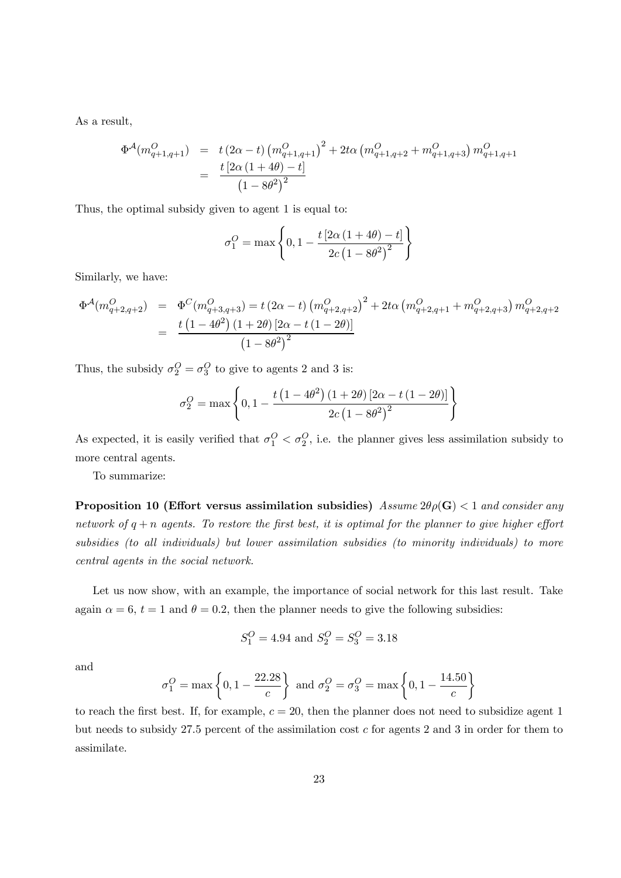As a result,

$$
\begin{aligned}
\Phi^{\mathcal{A}}(m^{O}_{q+1,q+1}) &= t\left(2\alpha - t\right)\left(m^{O}_{q+1,q+1}\right)^2 + 2t\alpha\left(m^{O}_{q+1,q+2} + m^{O}_{q+1,q+3}\right)m^{O}_{q+1,q+1} \\
&= \frac{t\left[2\alpha\left(1+4\theta\right) - t\right]}{\left(1-8\theta^2\right)^2}
\end{aligned}
$$

Thus, the optimal subsidy given to agent 1 is equal to:

$$
\sigma^{O}_{1} = \max\left\{0, 1 - \frac{t\left[2\alpha\left(1+4\theta\right) - t\right]}{2c\left(1-8\theta^2\right)^2}\right\}
$$

Similarly, we have:

$$
\begin{aligned}
\Phi^{\mathcal{A}}(m^{O}_{q+2,q+2}) &= \Phi^{C}(m^{O}_{q+3,q+3}) = t\left(2\alpha - t\right)\left(m^{O}_{q+2,q+2}\right)^2 + 2t\alpha\left(m^{O}_{q+2,q+1} + m^{O}_{q+2,q+3}\right)m^{O}_{q+2,q+2} \\
&= \frac{t\left(1-4\theta^2\right)\left(1+2\theta\right)\left[2\alpha - t\left(1-2\theta\right)\right]}{\left(1-8\theta^2\right)^2}
\end{aligned}
$$

Thus, the subsidy $\sigma^{O}_{2} = \sigma^{O}_{3}$ to give to agents 2 and 3 is:

$$
\sigma^{O}_{2} = \max\left\{0, 1 - \frac{t\left(1-4\theta^2\right)\left(1+2\theta\right)\left[2\alpha - t\left(1-2\theta\right)\right]}{2c\left(1-8\theta^2\right)^2}\right\}
$$

As expected, it is easily verified that $\sigma^{O}_{1} < \sigma^{O}_{2}$, i.e. the planner gives less assimilation subsidy to more central agents.

To summarize:

**Proposition 10 (Effort versus assimilation subsidies)** *Assume $2\theta\rho(\mathbf{G}) < 1$ and consider any network of $q+n$ agents. To restore the first best, it is optimal for the planner to give higher effort subsidies (to all individuals) but lower assimilation subsidies (to minority individuals) to more central agents in the social network.*

Let us now show, with an example, the importance of social network for this last result. Take again $\alpha = 6$, $t = 1$ and $\theta = 0.2$, then the planner needs to give the following subsidies:

$$
S^{O}_{1} = 4.94 \text{ and } S^{O}_{2} = S^{O}_{3} = 3.18
$$

and

$$
\sigma^{O}_{1} = \max\left\{0, 1 - \frac{22.28}{c}\right\} \text{ and } \sigma^{O}_{2} = \sigma^{O}_{3} = \max\left\{0, 1 - \frac{14.50}{c}\right\}
$$

to reach the first best. If, for example, $c = 20$, then the planner does not need to subsidize agent 1 but needs to subsidy 27.5 percent of the assimilation cost $c$ for agents 2 and 3 in order for them to assimilate.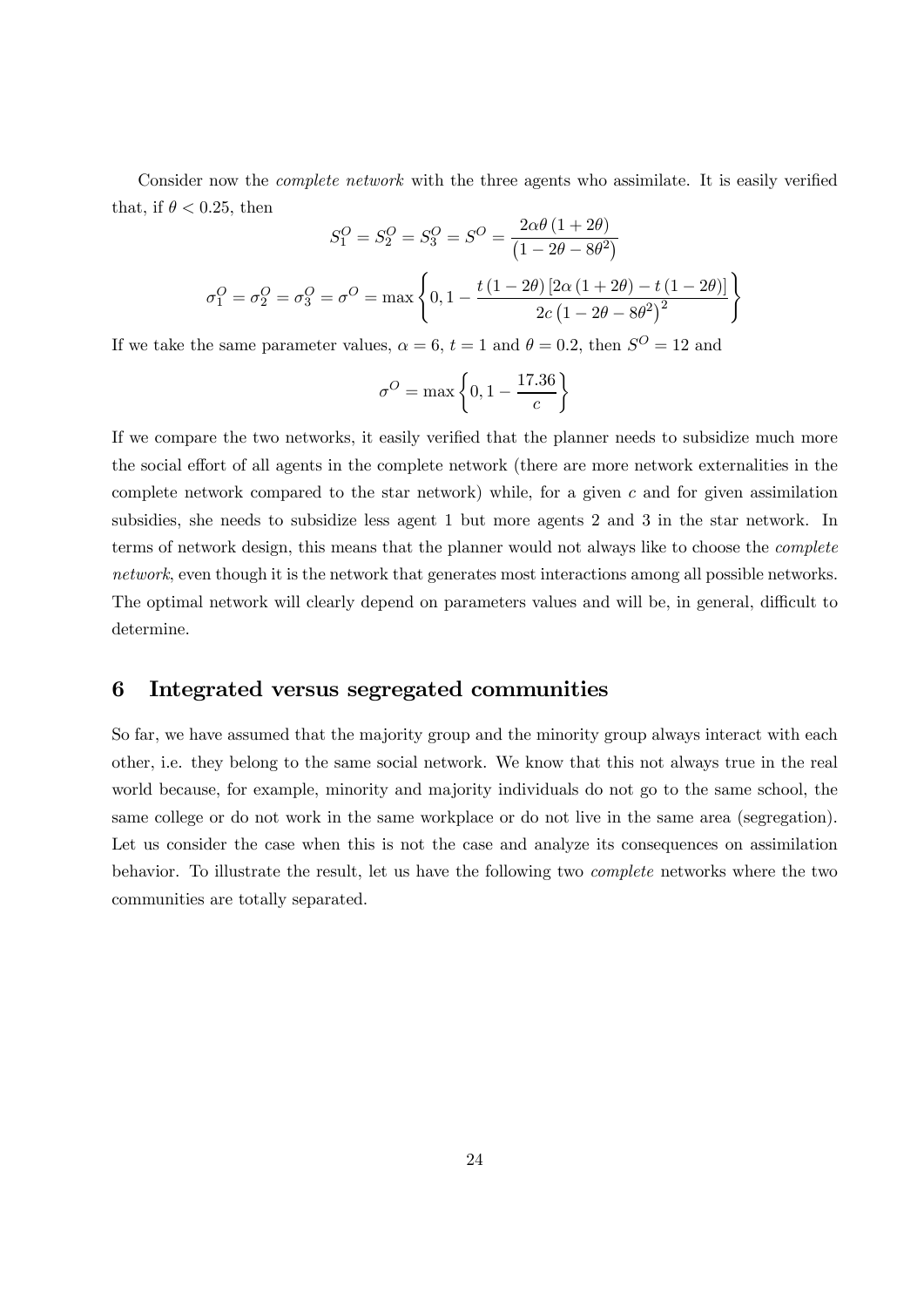Consider now the *complete network* with the three agents who assimilate. It is easily verified that, if $\theta < 0.25$, then

$$S_1^O = S_2^O = S_3^O = S^O = \frac{2\alpha\theta\,(1+2\theta)}{\left(1-2\theta-8\theta^2\right)}$$

$$\sigma_1^O = \sigma_2^O = \sigma_3^O = \sigma^O = \max\left\{0, 1 - \frac{t\,(1-2\theta)\left[2\alpha\,(1+2\theta) - t\,(1-2\theta)\right]}{2c\left(1-2\theta-8\theta^2\right)^2}\right\}$$

If we take the same parameter values, $\alpha = 6$, $t = 1$ and $\theta = 0.2$, then $S^O = 12$ and

$$\sigma^O = \max\left\{0, 1 - \frac{17.36}{c}\right\}$$

If we compare the two networks, it easily verified that the planner needs to subsidize much more the social effort of all agents in the complete network (there are more network externalities in the complete network compared to the star network) while, for a given $c$ and for given assimilation subsidies, she needs to subsidize less agent 1 but more agents 2 and 3 in the star network. In terms of network design, this means that the planner would not always like to choose the *complete network*, even though it is the network that generates most interactions among all possible networks. The optimal network will clearly depend on parameters values and will be, in general, difficult to determine.

## 6 Integrated versus segregated communities

So far, we have assumed that the majority group and the minority group always interact with each other, i.e. they belong to the same social network. We know that this not always true in the real world because, for example, minority and majority individuals do not go to the same school, the same college or do not work in the same workplace or do not live in the same area (segregation). Let us consider the case when this is not the case and analyze its consequences on assimilation behavior. To illustrate the result, let us have the following two *complete* networks where the two communities are totally separated.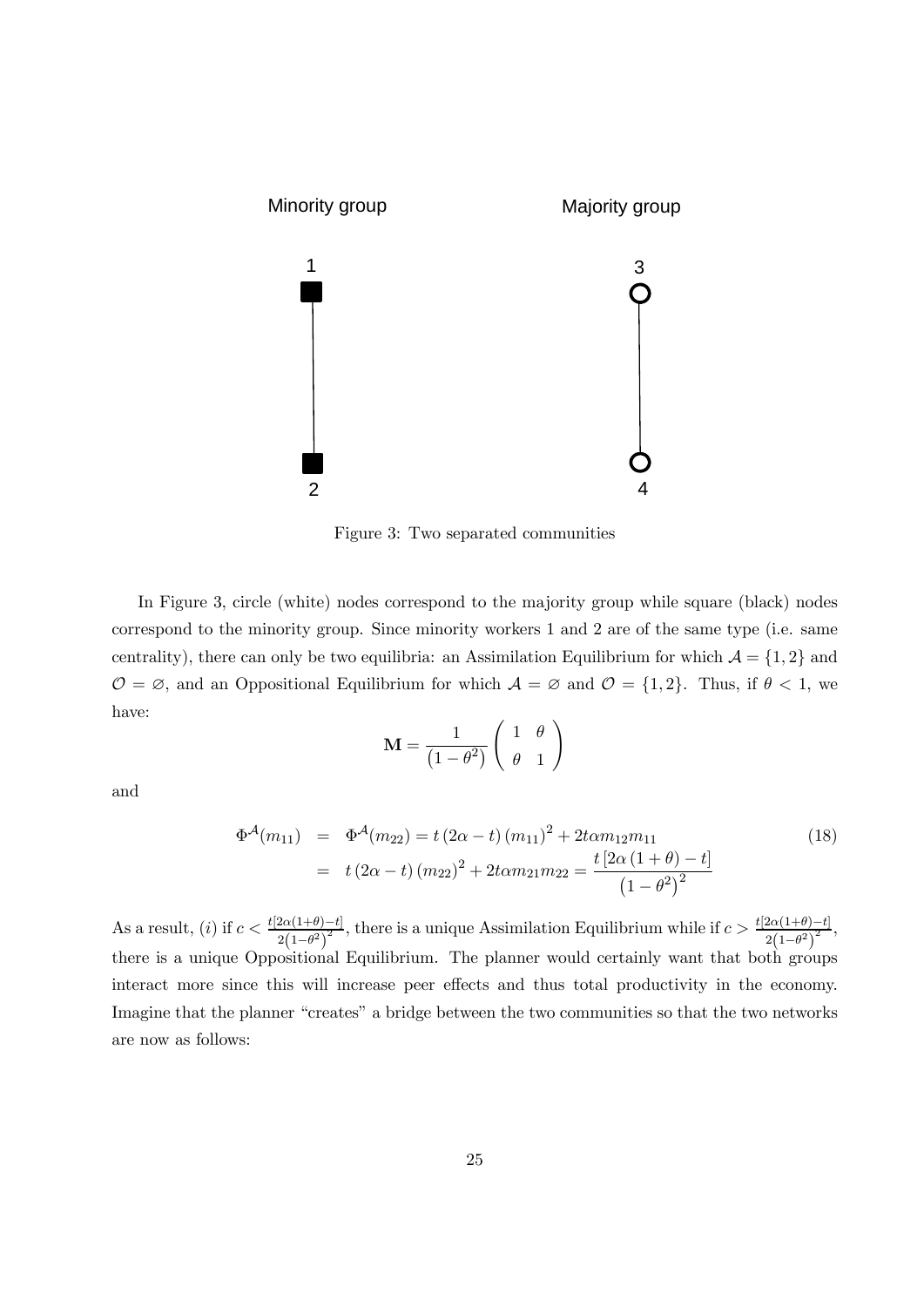Minority group

Majority group

Figure 3: Two separated communities

In Figure 3, circle (white) nodes correspond to the majority group while square (black) nodes correspond to the minority group. Since minority workers 1 and 2 are of the same type (i.e. same centrality), there can only be two equilibria: an Assimilation Equilibrium for which $\mathcal{A} = \{1, 2\}$ and $\mathcal{O} = \varnothing$, and an Oppositional Equilibrium for which $\mathcal{A} = \varnothing$ and $\mathcal{O} = \{1, 2\}$. Thus, if $\theta < 1$, we have:

$$\mathbf{M} = \frac{1}{\left(1 - \theta^2\right)} \begin{pmatrix} 1 & \theta \\ \theta & 1 \end{pmatrix}$$

and

$$\begin{aligned} \Phi^{\mathcal{A}}(m_{11}) &= \Phi^{\mathcal{A}}(m_{22}) = t\left(2\alpha - t\right)\left(m_{11}\right)^2 + 2t\alpha m_{12} m_{11} \\ &= t\left(2\alpha - t\right)\left(m_{22}\right)^2 + 2t\alpha m_{21} m_{22} = \frac{t\left[2\alpha\left(1 + \theta\right) - t\right]}{\left(1 - \theta^2\right)^2} \end{aligned} \tag{18}$$

As a result, $(i)$ if $c < \frac{t[2\alpha(1+\theta)-t]}{2\left(1-\theta^2\right)^2}$, there is a unique Assimilation Equilibrium while if $c > \frac{t[2\alpha(1+\theta)-t]}{2\left(1-\theta^2\right)^2}$, there is a unique Oppositional Equilibrium. The planner would certainly want that both groups interact more since this will increase peer effects and thus total productivity in the economy. Imagine that the planner "creates" a bridge between the two communities so that the two networks are now as follows: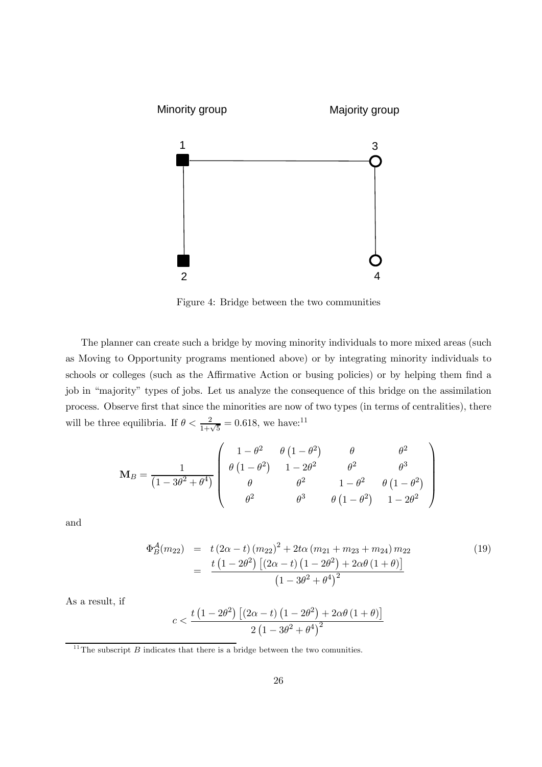Minority group Majority group

1 3

2 4

Figure 4: Bridge between the two communities

The planner can create such a bridge by moving minority individuals to more mixed areas (such as Moving to Opportunity programs mentioned above) or by integrating minority individuals to schools or colleges (such as the Affirmative Action or busing policies) or by helping them find a job in "majority" types of jobs. Let us analyze the consequence of this bridge on the assimilation process. Observe first that since the minorities are now of two types (in terms of centralities), there will be three equilibria. If $\theta < \frac{2}{1+\sqrt{5}} = 0.618$, we have:[11]

$$\mathbf{M}_B = \frac{1}{\left(1-3\theta^2+\theta^4\right)} \begin{pmatrix} 1-\theta^2 & \theta\left(1-\theta^2\right) & \theta & \theta^2 \\ \theta\left(1-\theta^2\right) & 1-2\theta^2 & \theta^2 & \theta^3 \\ \theta & \theta^2 & 1-\theta^2 & \theta\left(1-\theta^2\right) \\ \theta^2 & \theta^3 & \theta\left(1-\theta^2\right) & 1-2\theta^2 \end{pmatrix}$$

and

$$\begin{aligned} \Phi_B^{\mathcal{A}}(m_{22}) &= t\left(2\alpha - t\right)\left(m_{22}\right)^2 + 2t\alpha\left(m_{21}+m_{23}+m_{24}\right)m_{22} \\ &= \frac{t\left(1-2\theta^2\right)\left[\left(2\alpha-t\right)\left(1-2\theta^2\right)+2\alpha\theta\left(1+\theta\right)\right]}{\left(1-3\theta^2+\theta^4\right)^2} \end{aligned} \tag{19}$$

As a result, if

$$c < \frac{t\left(1-2\theta^2\right)\left[\left(2\alpha-t\right)\left(1-2\theta^2\right)+2\alpha\theta\left(1+\theta\right)\right]}{2\left(1-3\theta^2+\theta^4\right)^2}$$

[11] The subscript $B$ indicates that there is a bridge between the two comunities.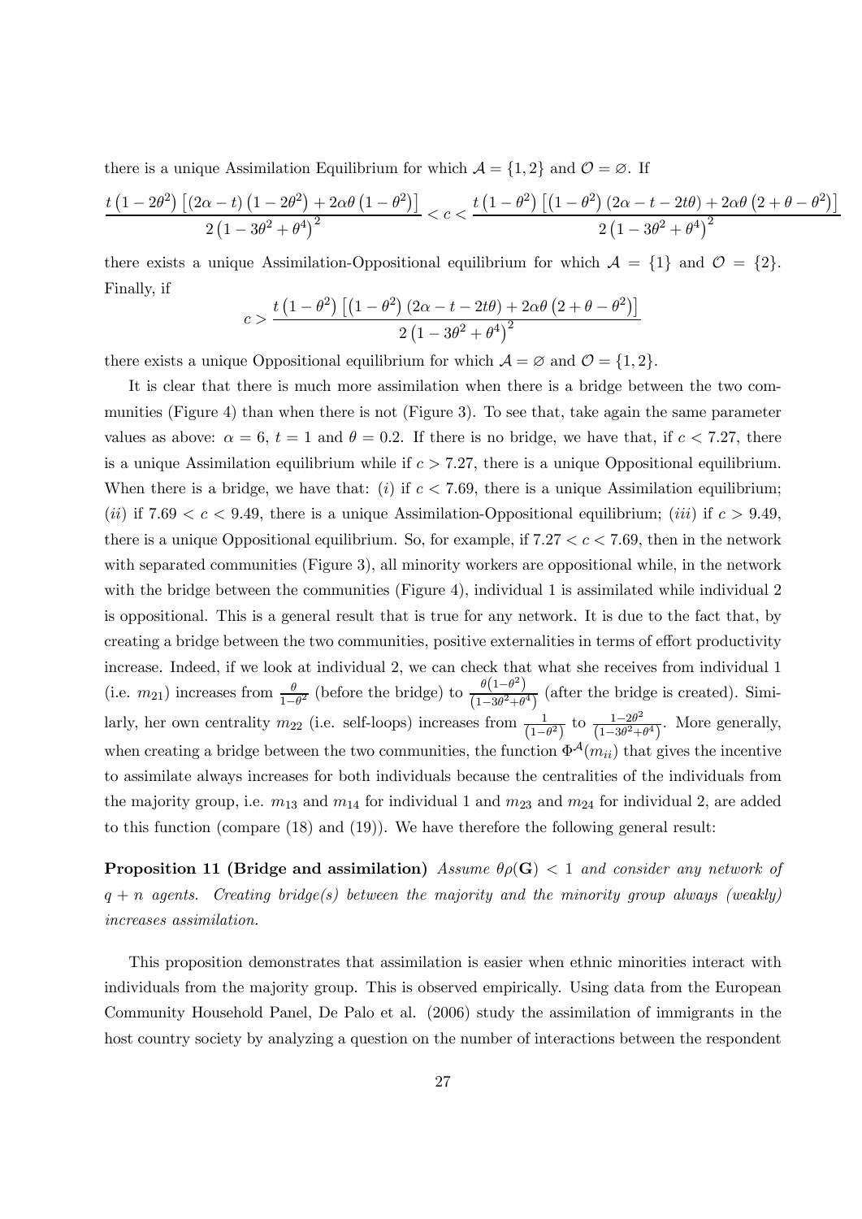there is a unique Assimilation Equilibrium for which $\mathcal{A} = \{1, 2\}$ and $\mathcal{O} = \varnothing$. If

$$\frac{t\left(1-2\theta^2\right)\left[\left(2\alpha-t\right)\left(1-2\theta^2\right)+2\alpha\theta\left(1-\theta^2\right)\right]}{2\left(1-3\theta^2+\theta^4\right)^2} < c < \frac{t\left(1-\theta^2\right)\left[\left(1-\theta^2\right)\left(2\alpha-t-2t\theta\right)+2\alpha\theta\left(2+\theta-\theta^2\right)\right]}{2\left(1-3\theta^2+\theta^4\right)^2}$$

there exists a unique Assimilation-Oppositional equilibrium for which $\mathcal{A} = \{1\}$ and $\mathcal{O} = \{2\}$. Finally, if

$$c > \frac{t\left(1-\theta^2\right)\left[\left(1-\theta^2\right)\left(2\alpha-t-2t\theta\right)+2\alpha\theta\left(2+\theta-\theta^2\right)\right]}{2\left(1-3\theta^2+\theta^4\right)^2}$$

there exists a unique Oppositional equilibrium for which $\mathcal{A} = \varnothing$ and $\mathcal{O} = \{1, 2\}$.

It is clear that there is much more assimilation when there is a bridge between the two communities (Figure 4) than when there is not (Figure 3). To see that, take again the same parameter values as above: $\alpha = 6$, $t = 1$ and $\theta = 0.2$. If there is no bridge, we have that, if $c < 7.27$, there is a unique Assimilation equilibrium while if $c > 7.27$, there is a unique Oppositional equilibrium. When there is a bridge, we have that: $(i)$ if $c < 7.69$, there is a unique Assimilation equilibrium; $(ii)$ if $7.69 < c < 9.49$, there is a unique Assimilation-Oppositional equilibrium; $(iii)$ if $c > 9.49$, there is a unique Oppositional equilibrium. So, for example, if $7.27 < c < 7.69$, then in the network with separated communities (Figure 3), all minority workers are oppositional while, in the network with the bridge between the communities (Figure 4), individual 1 is assimilated while individual 2 is oppositional. This is a general result that is true for any network. It is due to the fact that, by creating a bridge between the two communities, positive externalities in terms of effort productivity increase. Indeed, if we look at individual 2, we can check that what she receives from individual 1 (i.e. $m_{21}$) increases from $\frac{\theta}{1-\theta^2}$ (before the bridge) to $\frac{\theta\left(1-\theta^2\right)}{\left(1-3\theta^2+\theta^4\right)}$ (after the bridge is created). Similarly, her own centrality $m_{22}$ (i.e. self-loops) increases from $\frac{1}{\left(1-\theta^2\right)}$ to $\frac{1-2\theta^2}{\left(1-3\theta^2+\theta^4\right)}$. More generally, when creating a bridge between the two communities, the function $\Phi^{\mathcal{A}}(m_{ii})$ that gives the incentive to assimilate always increases for both individuals because the centralities of the individuals from the majority group, i.e. $m_{13}$ and $m_{14}$ for individual 1 and $m_{23}$ and $m_{24}$ for individual 2, are added to this function (compare (18) and (19)). We have therefore the following general result:

**Proposition 11 (Bridge and assimilation)** *Assume $\theta\rho(\mathbf{G}) < 1$ and consider any network of $q + n$ agents. Creating bridge(s) between the majority and the minority group always (weakly) increases assimilation.*

This proposition demonstrates that assimilation is easier when ethnic minorities interact with individuals from the majority group. This is observed empirically. Using data from the European Community Household Panel, De Palo et al. (2006) study the assimilation of immigrants in the host country society by analyzing a question on the number of interactions between the respondent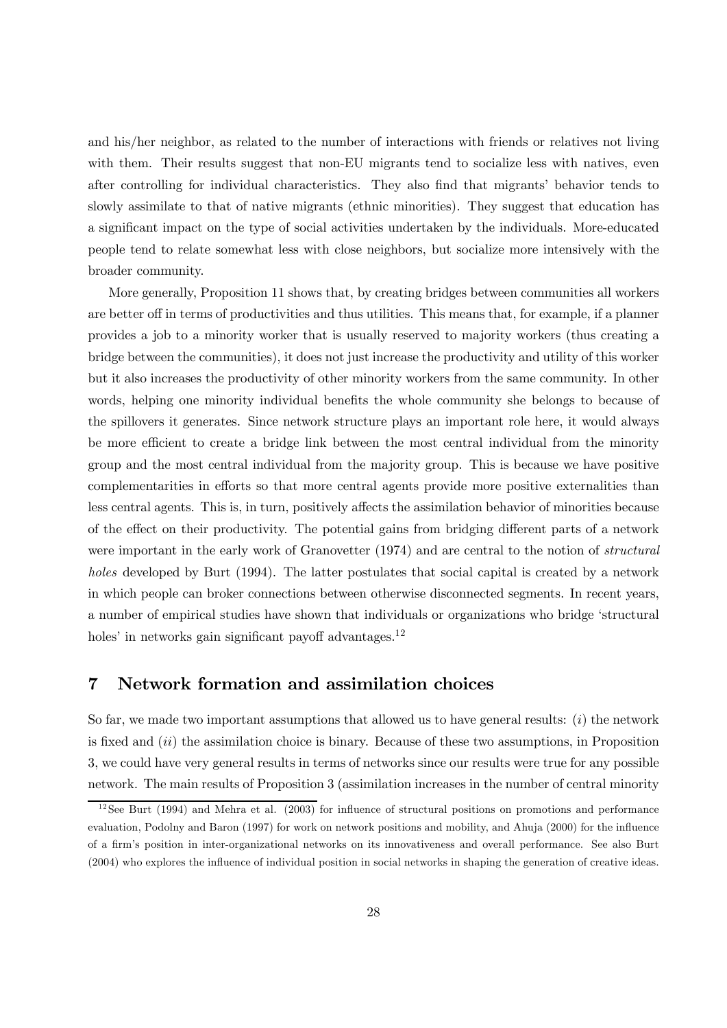and his/her neighbor, as related to the number of interactions with friends or relatives not living with them. Their results suggest that non-EU migrants tend to socialize less with natives, even after controlling for individual characteristics. They also find that migrants' behavior tends to slowly assimilate to that of native migrants (ethnic minorities). They suggest that education has a significant impact on the type of social activities undertaken by the individuals. More-educated people tend to relate somewhat less with close neighbors, but socialize more intensively with the broader community.

More generally, Proposition 11 shows that, by creating bridges between communities all workers are better off in terms of productivities and thus utilities. This means that, for example, if a planner provides a job to a minority worker that is usually reserved to majority workers (thus creating a bridge between the communities), it does not just increase the productivity and utility of this worker but it also increases the productivity of other minority workers from the same community. In other words, helping one minority individual benefits the whole community she belongs to because of the spillovers it generates. Since network structure plays an important role here, it would always be more efficient to create a bridge link between the most central individual from the minority group and the most central individual from the majority group. This is because we have positive complementarities in efforts so that more central agents provide more positive externalities than less central agents. This is, in turn, positively affects the assimilation behavior of minorities because of the effect on their productivity. The potential gains from bridging different parts of a network were important in the early work of Granovetter (1974) and are central to the notion of *structural holes* developed by Burt (1994). The latter postulates that social capital is created by a network in which people can broker connections between otherwise disconnected segments. In recent years, a number of empirical studies have shown that individuals or organizations who bridge 'structural holes' in networks gain significant payoff advantages.[12]

# 7 Network formation and assimilation choices

So far, we made two important assumptions that allowed us to have general results: (*i*) the network is fixed and (*ii*) the assimilation choice is binary. Because of these two assumptions, in Proposition 3, we could have very general results in terms of networks since our results were true for any possible network. The main results of Proposition 3 (assimilation increases in the number of central minority

[12] See Burt (1994) and Mehra et al. (2003) for influence of structural positions on promotions and performance evaluation, Podolny and Baron (1997) for work on network positions and mobility, and Ahuja (2000) for the influence of a firm's position in inter-organizational networks on its innovativeness and overall performance. See also Burt (2004) who explores the influence of individual position in social networks in shaping the generation of creative ideas.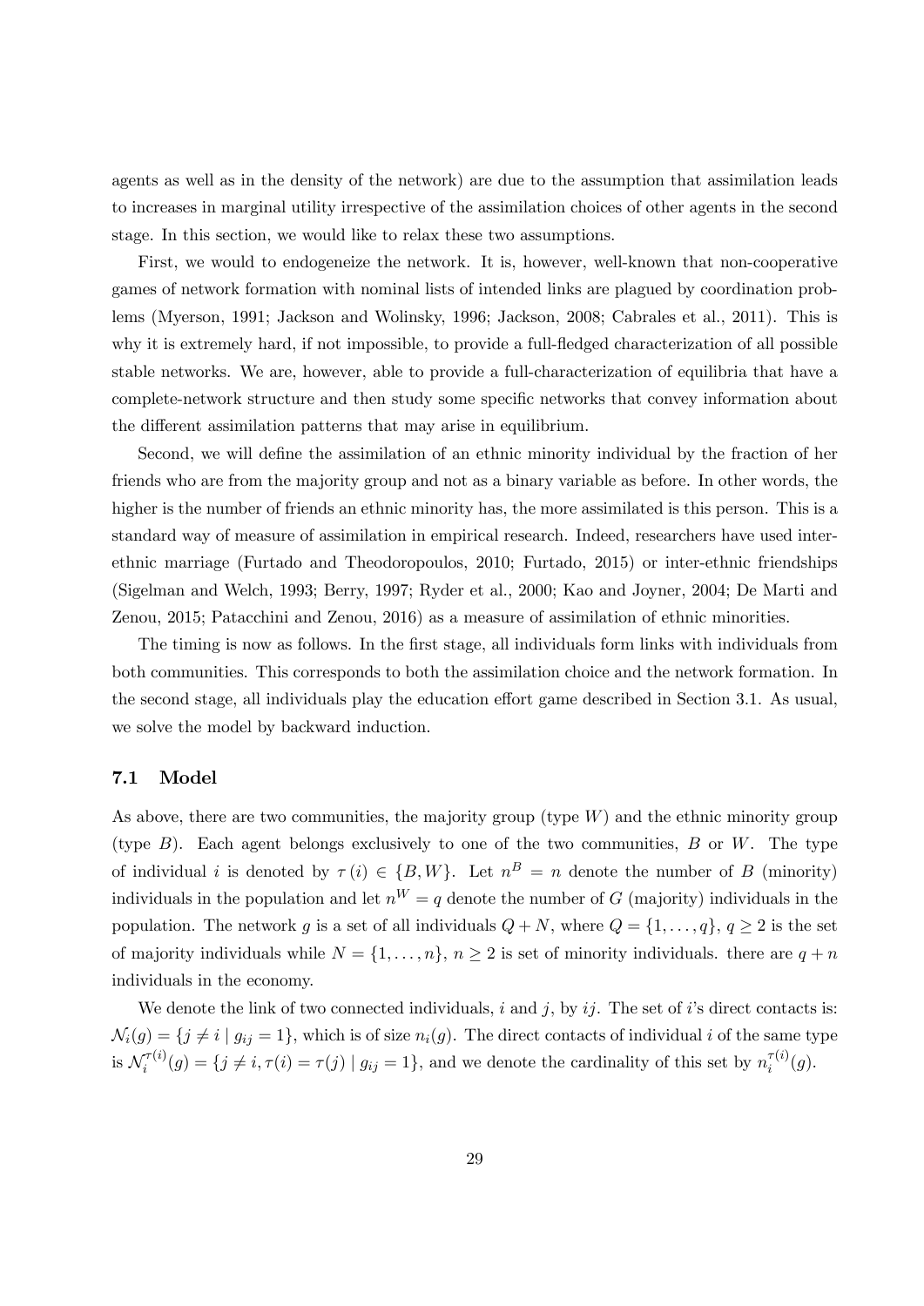agents as well as in the density of the network) are due to the assumption that assimilation leads to increases in marginal utility irrespective of the assimilation choices of other agents in the second stage. In this section, we would like to relax these two assumptions.

First, we would to endogeneize the network. It is, however, well-known that non-cooperative games of network formation with nominal lists of intended links are plagued by coordination problems (Myerson, 1991; Jackson and Wolinsky, 1996; Jackson, 2008; Cabrales et al., 2011). This is why it is extremely hard, if not impossible, to provide a full-fledged characterization of all possible stable networks. We are, however, able to provide a full-characterization of equilibria that have a complete-network structure and then study some specific networks that convey information about the different assimilation patterns that may arise in equilibrium.

Second, we will define the assimilation of an ethnic minority individual by the fraction of her friends who are from the majority group and not as a binary variable as before. In other words, the higher is the number of friends an ethnic minority has, the more assimilated is this person. This is a standard way of measure of assimilation in empirical research. Indeed, researchers have used inter-ethnic marriage (Furtado and Theodoropoulos, 2010; Furtado, 2015) or inter-ethnic friendships (Sigelman and Welch, 1993; Berry, 1997; Ryder et al., 2000; Kao and Joyner, 2004; De Marti and Zenou, 2015; Patacchini and Zenou, 2016) as a measure of assimilation of ethnic minorities.

The timing is now as follows. In the first stage, all individuals form links with individuals from both communities. This corresponds to both the assimilation choice and the network formation. In the second stage, all individuals play the education effort game described in Section 3.1. As usual, we solve the model by backward induction.

### 7.1 Model

As above, there are two communities, the majority group (type $W$) and the ethnic minority group (type $B$). Each agent belongs exclusively to one of the two communities, $B$ or $W$. The type of individual $i$ is denoted by $\tau(i) \in \{B, W\}$. Let $n^B = n$ denote the number of $B$ (minority) individuals in the population and let $n^W = q$ denote the number of $G$ (majority) individuals in the population. The network $g$ is a set of all individuals $Q + N$, where $Q = \{1, \ldots, q\}$, $q \geq 2$ is the set of majority individuals while $N = \{1, \ldots, n\}$, $n \geq 2$ is set of minority individuals. there are $q + n$ individuals in the economy.

We denote the link of two connected individuals, $i$ and $j$, by $ij$. The set of $i$'s direct contacts is: $\mathcal{N}_i(g) = \{j \neq i \mid g_{ij} = 1\}$, which is of size $n_i(g)$. The direct contacts of individual $i$ of the same type is $\mathcal{N}_i^{\tau(i)}(g) = \{j \neq i, \tau(i) = \tau(j) \mid g_{ij} = 1\}$, and we denote the cardinality of this set by $n_i^{\tau(i)}(g)$.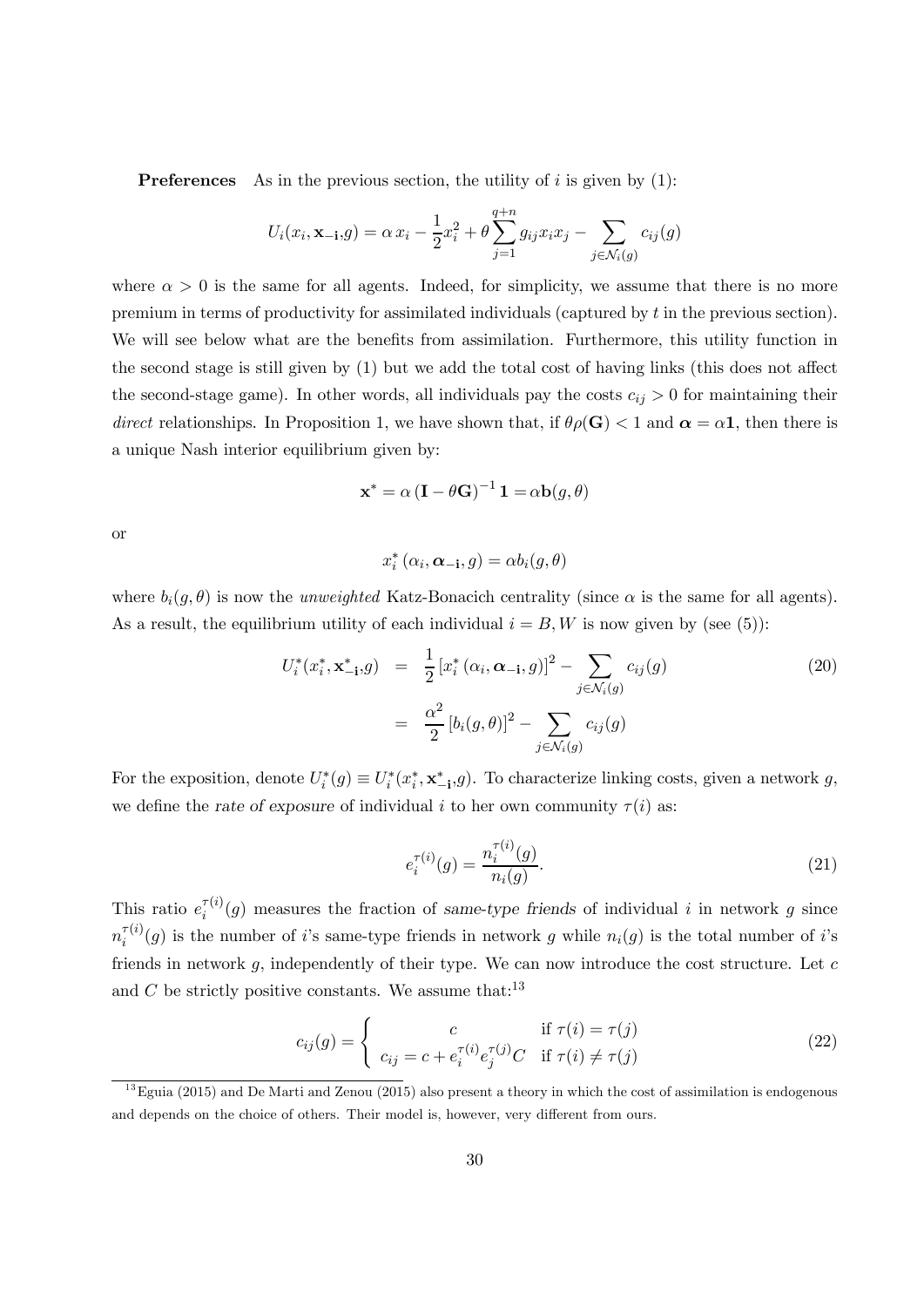**Preferences** As in the previous section, the utility of $i$ is given by (1):

$$U_i(x_i, \mathbf{x_{-i}}, g) = \alpha\, x_i - \frac{1}{2}x_i^2 + \theta \sum_{j=1}^{q+n} g_{ij} x_i x_j - \sum_{j \in \mathcal{N}_i(g)} c_{ij}(g)$$

where $\alpha > 0$ is the same for all agents. Indeed, for simplicity, we assume that there is no more premium in terms of productivity for assimilated individuals (captured by $t$ in the previous section). We will see below what are the benefits from assimilation. Furthermore, this utility function in the second stage is still given by (1) but we add the total cost of having links (this does not affect the second-stage game). In other words, all individuals pay the costs $c_{ij} > 0$ for maintaining their *direct* relationships. In Proposition 1, we have shown that, if $\theta\rho(\mathbf{G}) < 1$ and $\boldsymbol{\alpha} = \alpha\mathbf{1}$, then there is a unique Nash interior equilibrium given by:

$$\mathbf{x}^* = \alpha \left(\mathbf{I} - \theta\mathbf{G}\right)^{-1} \mathbf{1} = \alpha \mathbf{b}(g, \theta)$$

or

$$x_i^* \left(\alpha_i, \boldsymbol{\alpha_{-i}}, g\right) = \alpha b_i(g, \theta)$$

where $b_i(g, \theta)$ is now the *unweighted* Katz-Bonacich centrality (since $\alpha$ is the same for all agents). As a result, the equilibrium utility of each individual $i = B, W$ is now given by (see (5)):

$$\begin{aligned} U_i^*(x_i^*, \mathbf{x_{-i}^*}, g) &= \frac{1}{2} \left[x_i^* \left(\alpha_i, \boldsymbol{\alpha_{-i}}, g\right)\right]^2 - \sum_{j \in \mathcal{N}_i(g)} c_{ij}(g) \\ &= \frac{\alpha^2}{2} \left[b_i(g, \theta)\right]^2 - \sum_{j \in \mathcal{N}_i(g)} c_{ij}(g) \end{aligned} \tag{20}$$

For the exposition, denote $U_i^*(g) \equiv U_i^*(x_i^*, \mathbf{x_{-i}^*}, g)$. To characterize linking costs, given a network $g$, we define the *rate of exposure* of individual $i$ to her own community $\tau(i)$ as:

$$e_i^{\tau(i)}(g) = \frac{n_i^{\tau(i)}(g)}{n_i(g)}. \tag{21}$$

This ratio $e_i^{\tau(i)}(g)$ measures the fraction of *same-type friends* of individual $i$ in network $g$ since $n_i^{\tau(i)}(g)$ is the number of $i$'s same-type friends in network $g$ while $n_i(g)$ is the total number of $i$'s friends in network $g$, independently of their type. We can now introduce the cost structure. Let $c$ and $C$ be strictly positive constants. We assume that:[13]

$$c_{ij}(g) = \begin{cases} c & \text{if } \tau(i) = \tau(j) \\ c_{ij} = c + e_i^{\tau(i)} e_j^{\tau(j)} C & \text{if } \tau(i) \neq \tau(j) \end{cases} \tag{22}$$

[13] Eguia (2015) and De Marti and Zenou (2015) also present a theory in which the cost of assimilation is endogenous and depends on the choice of others. Their model is, however, very different from ours.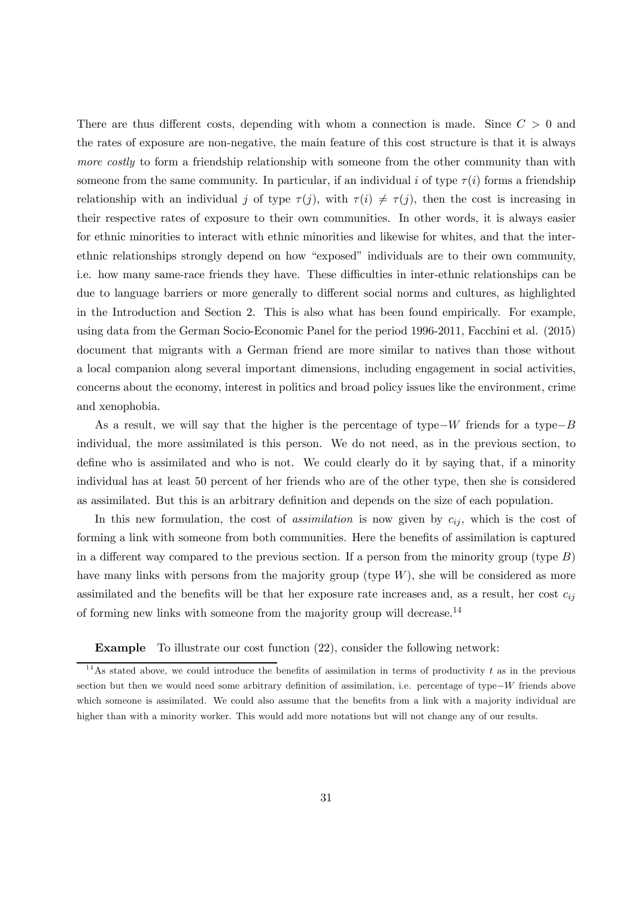There are thus different costs, depending with whom a connection is made. Since $C > 0$ and the rates of exposure are non-negative, the main feature of this cost structure is that it is always *more costly* to form a friendship relationship with someone from the other community than with someone from the same community. In particular, if an individual $i$ of type $\tau(i)$ forms a friendship relationship with an individual $j$ of type $\tau(j)$, with $\tau(i) \neq \tau(j)$, then the cost is increasing in their respective rates of exposure to their own communities. In other words, it is always easier for ethnic minorities to interact with ethnic minorities and likewise for whites, and that the inter-ethnic relationships strongly depend on how "exposed" individuals are to their own community, i.e. how many same-race friends they have. These difficulties in inter-ethnic relationships can be due to language barriers or more generally to different social norms and cultures, as highlighted in the Introduction and Section 2. This is also what has been found empirically. For example, using data from the German Socio-Economic Panel for the period 1996-2011, Facchini et al. (2015) document that migrants with a German friend are more similar to natives than those without a local companion along several important dimensions, including engagement in social activities, concerns about the economy, interest in politics and broad policy issues like the environment, crime and xenophobia.

As a result, we will say that the higher is the percentage of type$-W$ friends for a type$-B$ individual, the more assimilated is this person. We do not need, as in the previous section, to define who is assimilated and who is not. We could clearly do it by saying that, if a minority individual has at least 50 percent of her friends who are of the other type, then she is considered as assimilated. But this is an arbitrary definition and depends on the size of each population.

In this new formulation, the cost of *assimilation* is now given by $c_{ij}$, which is the cost of forming a link with someone from both communities. Here the benefits of assimilation is captured in a different way compared to the previous section. If a person from the minority group (type $B$) have many links with persons from the majority group (type $W$), she will be considered as more assimilated and the benefits will be that her exposure rate increases and, as a result, her cost $c_{ij}$ of forming new links with someone from the majority group will decrease.[14]

**Example** To illustrate our cost function (22), consider the following network:

[14] As stated above, we could introduce the benefits of assimilation in terms of productivity $t$ as in the previous section but then we would need some arbitrary definition of assimilation, i.e. percentage of type$-W$ friends above which someone is assimilated. We could also assume that the benefits from a link with a majority individual are higher than with a minority worker. This would add more notations but will not change any of our results.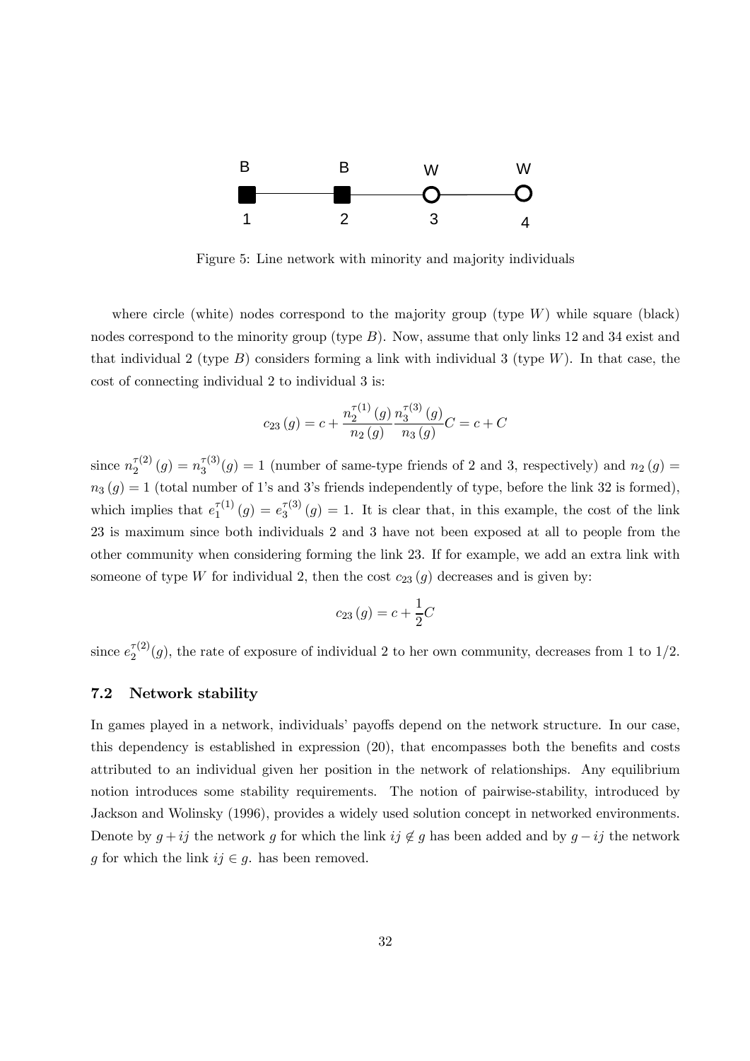Figure 5: Line network with minority and majority individuals

where circle (white) nodes correspond to the majority group (type $W$) while square (black) nodes correspond to the minority group (type $B$). Now, assume that only links 12 and 34 exist and that individual 2 (type $B$) considers forming a link with individual 3 (type $W$). In that case, the cost of connecting individual 2 to individual 3 is:

$$c_{23}(g) = c + \frac{n_2^{\tau(1)}(g)}{n_2(g)} \frac{n_3^{\tau(3)}(g)}{n_3(g)} C = c + C$$

since $n_2^{\tau(2)}(g) = n_3^{\tau(3)}(g) = 1$ (number of same-type friends of 2 and 3, respectively) and $n_2(g) = n_3(g) = 1$ (total number of 1's and 3's friends independently of type, before the link 32 is formed), which implies that $e_1^{\tau(1)}(g) = e_3^{\tau(3)}(g) = 1$. It is clear that, in this example, the cost of the link 23 is maximum since both individuals 2 and 3 have not been exposed at all to people from the other community when considering forming the link 23. If for example, we add an extra link with someone of type $W$ for individual 2, then the cost $c_{23}(g)$ decreases and is given by:

$$c_{23}(g) = c + \frac{1}{2}C$$

since $e_2^{\tau(2)}(g)$, the rate of exposure of individual 2 to her own community, decreases from 1 to $1/2$.

### 7.2 Network stability

In games played in a network, individuals' payoffs depend on the network structure. In our case, this dependency is established in expression (20), that encompasses both the benefits and costs attributed to an individual given her position in the network of relationships. Any equilibrium notion introduces some stability requirements. The notion of pairwise-stability, introduced by Jackson and Wolinsky (1996), provides a widely used solution concept in networked environments. Denote by $g + ij$ the network $g$ for which the link $ij \notin g$ has been added and by $g - ij$ the network $g$ for which the link $ij \in g$. has been removed.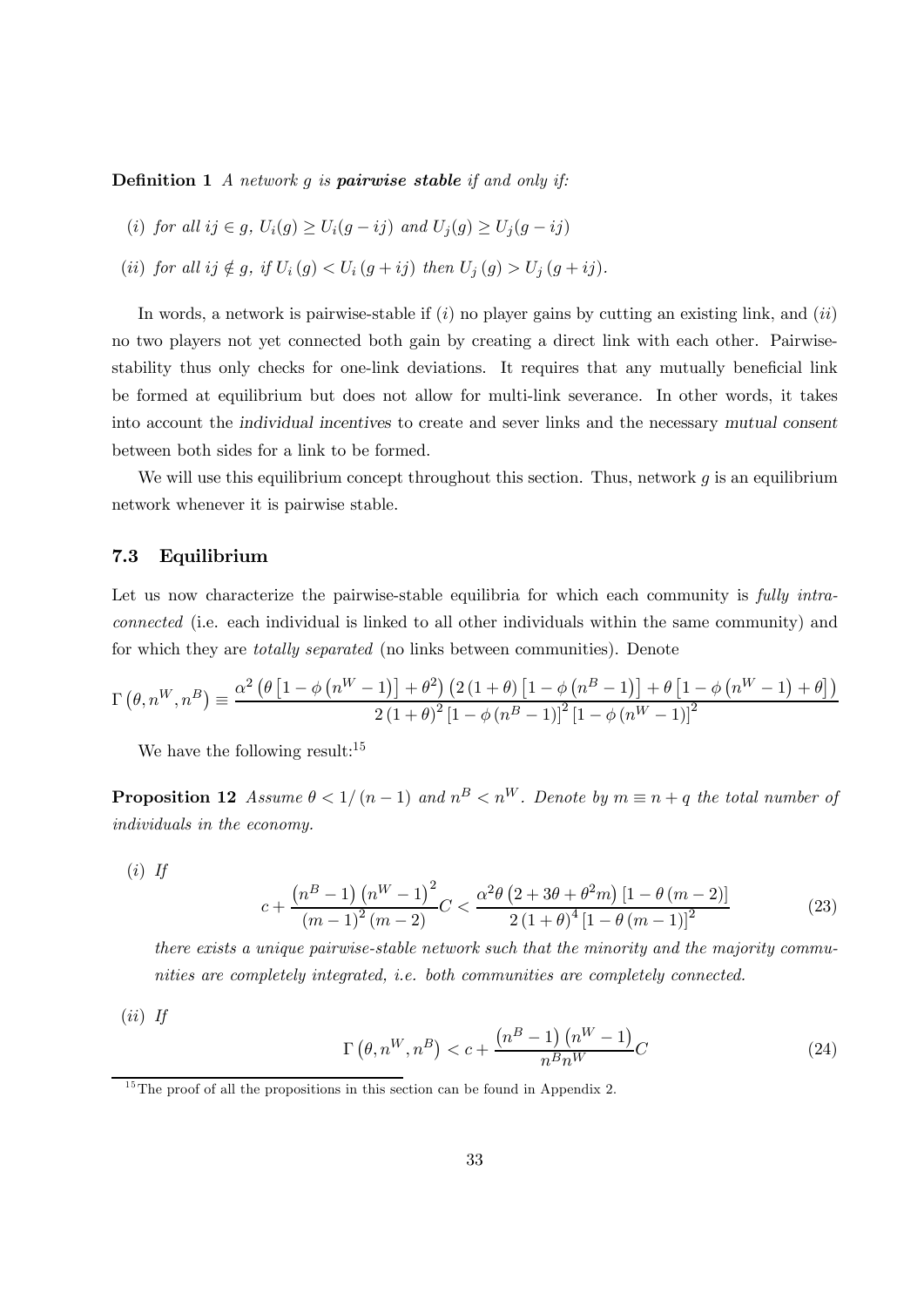**Definition 1** *A network g is **pairwise stable** if and only if:*

(*i*) *for all $ij \in g$, $U_i(g) \geq U_i(g - ij)$ and $U_j(g) \geq U_j(g - ij)$*

(*ii*) *for all $ij \notin g$, if $U_i(g) < U_i(g + ij)$ then $U_j(g) > U_j(g + ij)$.*

In words, a network is pairwise-stable if (*i*) no player gains by cutting an existing link, and (*ii*) no two players not yet connected both gain by creating a direct link with each other. Pairwise-stability thus only checks for one-link deviations. It requires that any mutually beneficial link be formed at equilibrium but does not allow for multi-link severance. In other words, it takes into account the *individual incentives* to create and sever links and the necessary *mutual consent* between both sides for a link to be formed.

We will use this equilibrium concept throughout this section. Thus, network $g$ is an equilibrium network whenever it is pairwise stable.

### 7.3 Equilibrium

Let us now characterize the pairwise-stable equilibria for which each community is *fully intra-connected* (i.e. each individual is linked to all other individuals within the same community) and for which they are *totally separated* (no links between communities). Denote

$$\Gamma\left(\theta, n^W, n^B\right) \equiv \frac{\alpha^2\left(\theta\left[1-\phi\left(n^W-1\right)\right]+\theta^2\right)\left(2\left(1+\theta\right)\left[1-\phi\left(n^B-1\right)\right]+\theta\left[1-\phi\left(n^W-1\right)+\theta\right]\right)}{2\left(1+\theta\right)^2\left[1-\phi\left(n^B-1\right)\right]^2\left[1-\phi\left(n^W-1\right)\right]^2}$$

We have the following result:[15]

**Proposition 12** *Assume $\theta < 1/(n-1)$ and $n^B < n^W$. Denote by $m \equiv n + q$ the total number of individuals in the economy.*

(*i*) *If*

$$c + \frac{\left(n^B-1\right)\left(n^W-1\right)^2}{\left(m-1\right)^2\left(m-2\right)}C < \frac{\alpha^2\theta\left(2+3\theta+\theta^2 m\right)\left[1-\theta\left(m-2\right)\right]}{2\left(1+\theta\right)^4\left[1-\theta\left(m-1\right)\right]^2} \tag{23}$$

*there exists a unique pairwise-stable network such that the minority and the majority communities are completely integrated, i.e. both communities are completely connected.*

(*ii*) *If*

$$\Gamma\left(\theta, n^W, n^B\right) < c + \frac{\left(n^B-1\right)\left(n^W-1\right)}{n^B n^W}C \tag{24}$$

[15] The proof of all the propositions in this section can be found in Appendix 2.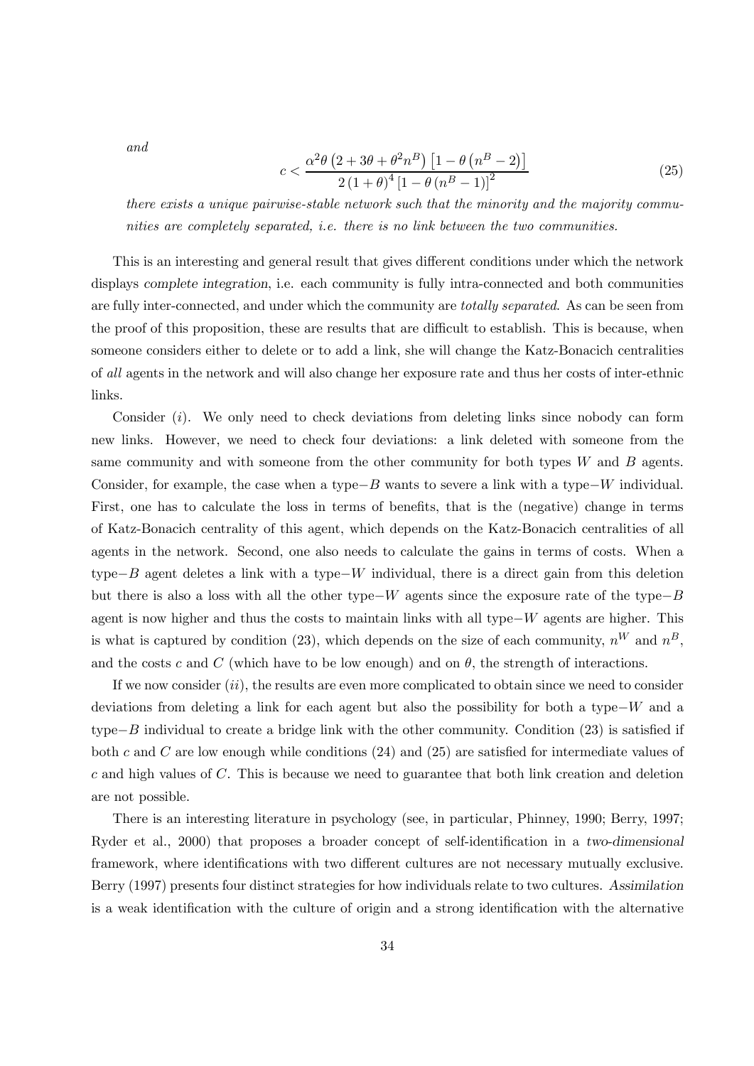*and*

$$c<\frac{\alpha^{2}\theta\left(2+3\theta+\theta^{2}n^{B}\right)\left[1-\theta\left(n^{B}-2\right)\right]}{2\left(1+\theta\right)^{4}\left[1-\theta\left(n^{B}-1\right)\right]^{2}} \tag{25}$$

*there exists a unique pairwise-stable network such that the minority and the majority communities are completely separated, i.e. there is no link between the two communities.*

This is an interesting and general result that gives different conditions under which the network displays *complete integration*, i.e. each community is fully intra-connected and both communities are fully inter-connected, and under which the community are *totally separated*. As can be seen from the proof of this proposition, these are results that are difficult to establish. This is because, when someone considers either to delete or to add a link, she will change the Katz-Bonacich centralities of *all* agents in the network and will also change her exposure rate and thus her costs of inter-ethnic links.

Consider $(i)$. We only need to check deviations from deleting links since nobody can form new links. However, we need to check four deviations: a link deleted with someone from the same community and with someone from the other community for both types $W$ and $B$ agents. Consider, for example, the case when a type$-B$ wants to severe a link with a type$-W$ individual. First, one has to calculate the loss in terms of benefits, that is the (negative) change in terms of Katz-Bonacich centrality of this agent, which depends on the Katz-Bonacich centralities of all agents in the network. Second, one also needs to calculate the gains in terms of costs. When a type$-B$ agent deletes a link with a type$-W$ individual, there is a direct gain from this deletion but there is also a loss with all the other type$-W$ agents since the exposure rate of the type$-B$ agent is now higher and thus the costs to maintain links with all type$-W$ agents are higher. This is what is captured by condition (23), which depends on the size of each community, $n^W$ and $n^B$, and the costs $c$ and $C$ (which have to be low enough) and on $\theta$, the strength of interactions.

If we now consider $(ii)$, the results are even more complicated to obtain since we need to consider deviations from deleting a link for each agent but also the possibility for both a type$-W$ and a type$-B$ individual to create a bridge link with the other community. Condition (23) is satisfied if both $c$ and $C$ are low enough while conditions (24) and (25) are satisfied for intermediate values of $c$ and high values of $C$. This is because we need to guarantee that both link creation and deletion are not possible.

There is an interesting literature in psychology (see, in particular, Phinney, 1990; Berry, 1997; Ryder et al., 2000) that proposes a broader concept of self-identification in a *two-dimensional* framework, where identifications with two different cultures are not necessary mutually exclusive. Berry (1997) presents four distinct strategies for how individuals relate to two cultures. *Assimilation* is a weak identification with the culture of origin and a strong identification with the alternative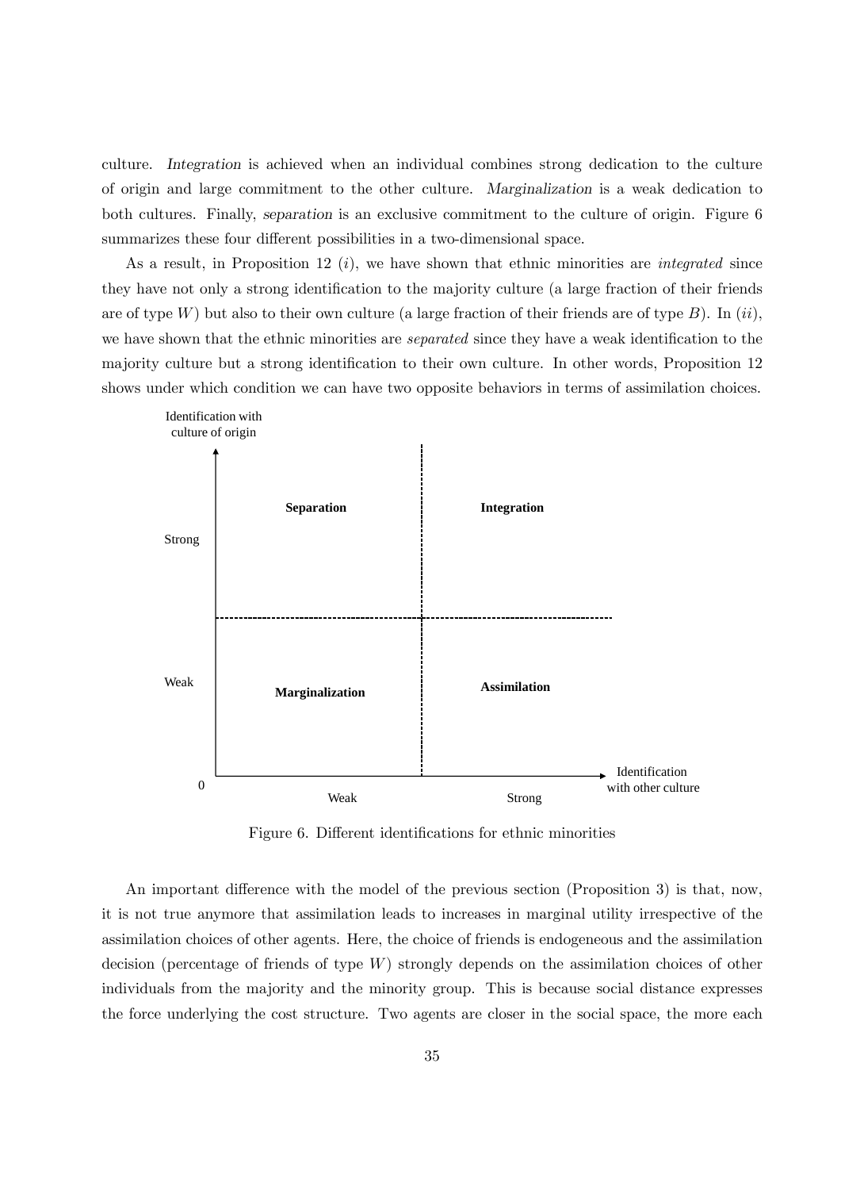culture. *Integration* is achieved when an individual combines strong dedication to the culture of origin and large commitment to the other culture. *Marginalization* is a weak dedication to both cultures. Finally, *separation* is an exclusive commitment to the culture of origin. Figure 6 summarizes these four different possibilities in a two-dimensional space.

As a result, in Proposition 12 $(i)$, we have shown that ethnic minorities are *integrated* since they have not only a strong identification to the majority culture (a large fraction of their friends are of type $W$) but also to their own culture (a large fraction of their friends are of type $B$). In $(ii)$, we have shown that the ethnic minorities are *separated* since they have a weak identification to the majority culture but a strong identification to their own culture. In other words, Proposition 12 shows under which condition we can have two opposite behaviors in terms of assimilation choices.

| Identification with culture of origin | Weak (identification with other culture) | Strong (identification with other culture) |
| --- | --- | --- |
| Strong | **Separation** | **Integration** |
| Weak | **Marginalization** | **Assimilation** |

Figure 6. Different identifications for ethnic minorities

An important difference with the model of the previous section (Proposition 3) is that, now, it is not true anymore that assimilation leads to increases in marginal utility irrespective of the assimilation choices of other agents. Here, the choice of friends is endogeneous and the assimilation decision (percentage of friends of type $W$) strongly depends on the assimilation choices of other individuals from the majority and the minority group. This is because social distance expresses the force underlying the cost structure. Two agents are closer in the social space, the more each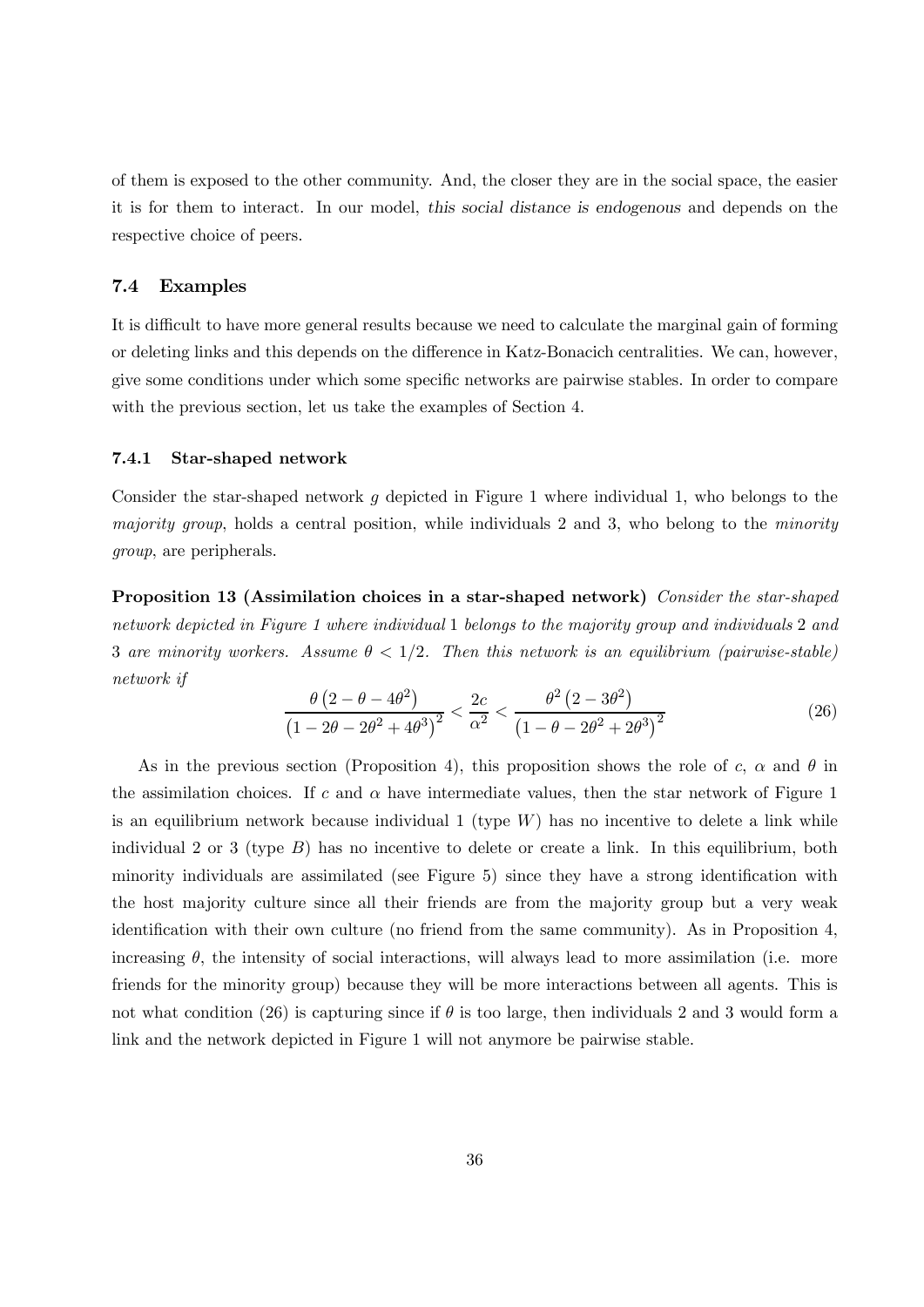of them is exposed to the other community. And, the closer they are in the social space, the easier it is for them to interact. In our model, *this social distance is endogenous* and depends on the respective choice of peers.

### 7.4 Examples

It is difficult to have more general results because we need to calculate the marginal gain of forming or deleting links and this depends on the difference in Katz-Bonacich centralities. We can, however, give some conditions under which some specific networks are pairwise stables. In order to compare with the previous section, let us take the examples of Section 4.

#### 7.4.1 Star-shaped network

Consider the star-shaped network $g$ depicted in Figure 1 where individual 1, who belongs to the *majority group*, holds a central position, while individuals 2 and 3, who belong to the *minority group*, are peripherals.

**Proposition 13 (Assimilation choices in a star-shaped network)** *Consider the star-shaped network depicted in Figure 1 where individual* 1 *belongs to the majority group and individuals* 2 *and* 3 *are minority workers. Assume* $\theta < 1/2$. *Then this network is an equilibrium (pairwise-stable) network if*

$$\frac{\theta\left(2-\theta-4\theta^{2}\right)}{\left(1-2\theta-2\theta^{2}+4\theta^{3}\right)^{2}}<\frac{2c}{\alpha^{2}}<\frac{\theta^{2}\left(2-3\theta^{2}\right)}{\left(1-\theta-2\theta^{2}+2\theta^{3}\right)^{2}} \tag{26}$$

As in the previous section (Proposition 4), this proposition shows the role of $c$, $\alpha$ and $\theta$ in the assimilation choices. If $c$ and $\alpha$ have intermediate values, then the star network of Figure 1 is an equilibrium network because individual 1 (type $W$) has no incentive to delete a link while individual 2 or 3 (type $B$) has no incentive to delete or create a link. In this equilibrium, both minority individuals are assimilated (see Figure 5) since they have a strong identification with the host majority culture since all their friends are from the majority group but a very weak identification with their own culture (no friend from the same community). As in Proposition 4, increasing $\theta$, the intensity of social interactions, will always lead to more assimilation (i.e. more friends for the minority group) because they will be more interactions between all agents. This is not what condition (26) is capturing since if $\theta$ is too large, then individuals 2 and 3 would form a link and the network depicted in Figure 1 will not anymore be pairwise stable.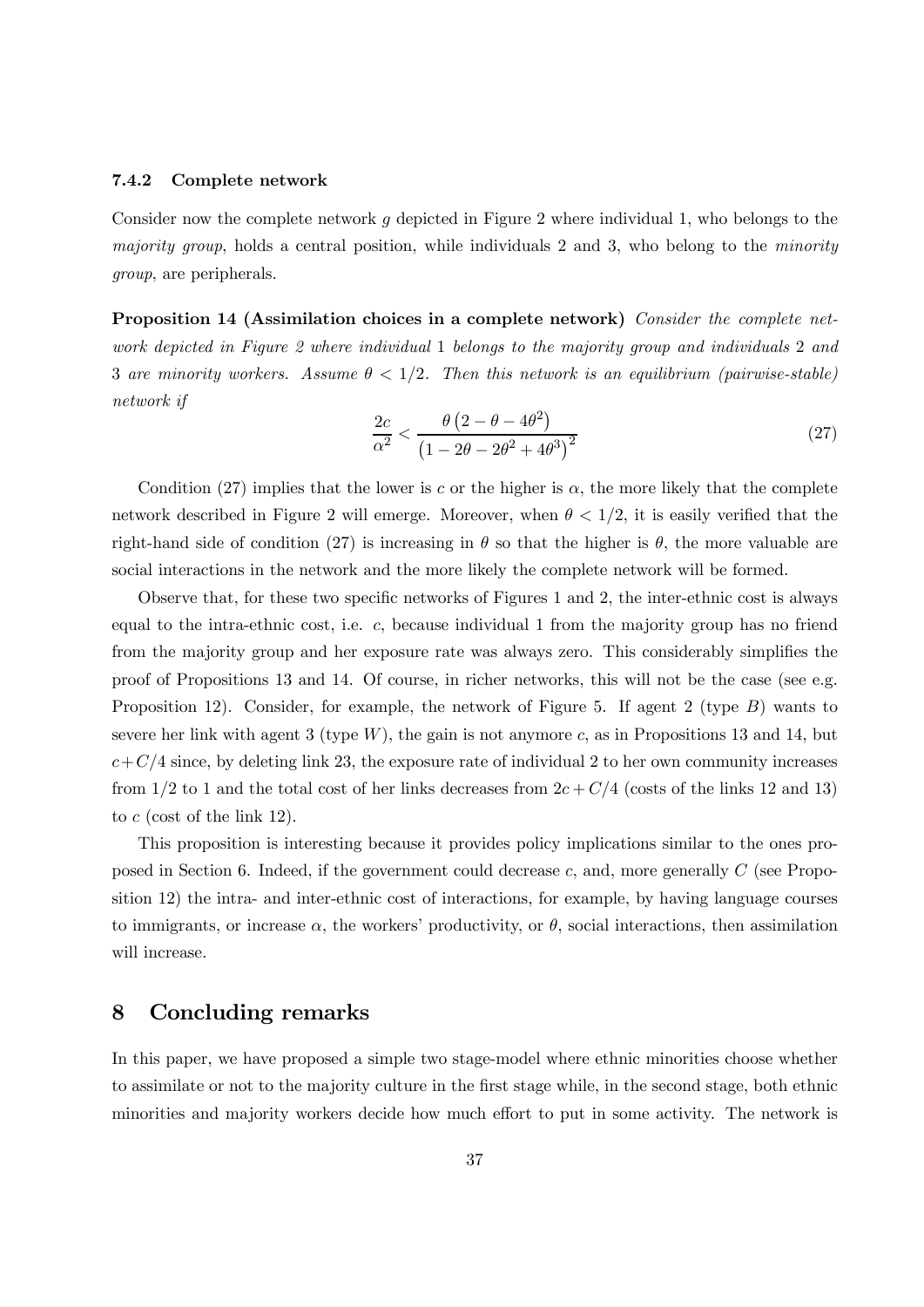### 7.4.2 Complete network

Consider now the complete network $g$ depicted in Figure 2 where individual 1, who belongs to the *majority group*, holds a central position, while individuals 2 and 3, who belong to the *minority group*, are peripherals.

**Proposition 14 (Assimilation choices in a complete network)** *Consider the complete network depicted in Figure 2 where individual* 1 *belongs to the majority group and individuals* 2 *and* 3 *are minority workers. Assume* $\theta < 1/2$*. Then this network is an equilibrium (pairwise-stable) network if*

$$\frac{2c}{\alpha^2} < \frac{\theta\left(2 - \theta - 4\theta^2\right)}{\left(1 - 2\theta - 2\theta^2 + 4\theta^3\right)^2} \tag{27}$$

Condition (27) implies that the lower is $c$ or the higher is $\alpha$, the more likely that the complete network described in Figure 2 will emerge. Moreover, when $\theta < 1/2$, it is easily verified that the right-hand side of condition (27) is increasing in $\theta$ so that the higher is $\theta$, the more valuable are social interactions in the network and the more likely the complete network will be formed.

Observe that, for these two specific networks of Figures 1 and 2, the inter-ethnic cost is always equal to the intra-ethnic cost, i.e. $c$, because individual 1 from the majority group has no friend from the majority group and her exposure rate was always zero. This considerably simplifies the proof of Propositions 13 and 14. Of course, in richer networks, this will not be the case (see e.g. Proposition 12). Consider, for example, the network of Figure 5. If agent 2 (type $B$) wants to severe her link with agent 3 (type $W$), the gain is not anymore $c$, as in Propositions 13 and 14, but $c + C/4$ since, by deleting link 23, the exposure rate of individual 2 to her own community increases from $1/2$ to 1 and the total cost of her links decreases from $2c + C/4$ (costs of the links 12 and 13) to $c$ (cost of the link 12).

This proposition is interesting because it provides policy implications similar to the ones proposed in Section 6. Indeed, if the government could decrease $c$, and, more generally $C$ (see Proposition 12) the intra- and inter-ethnic cost of interactions, for example, by having language courses to immigrants, or increase $\alpha$, the workers' productivity, or $\theta$, social interactions, then assimilation will increase.

## 8 Concluding remarks

In this paper, we have proposed a simple two stage-model where ethnic minorities choose whether to assimilate or not to the majority culture in the first stage while, in the second stage, both ethnic minorities and majority workers decide how much effort to put in some activity. The network is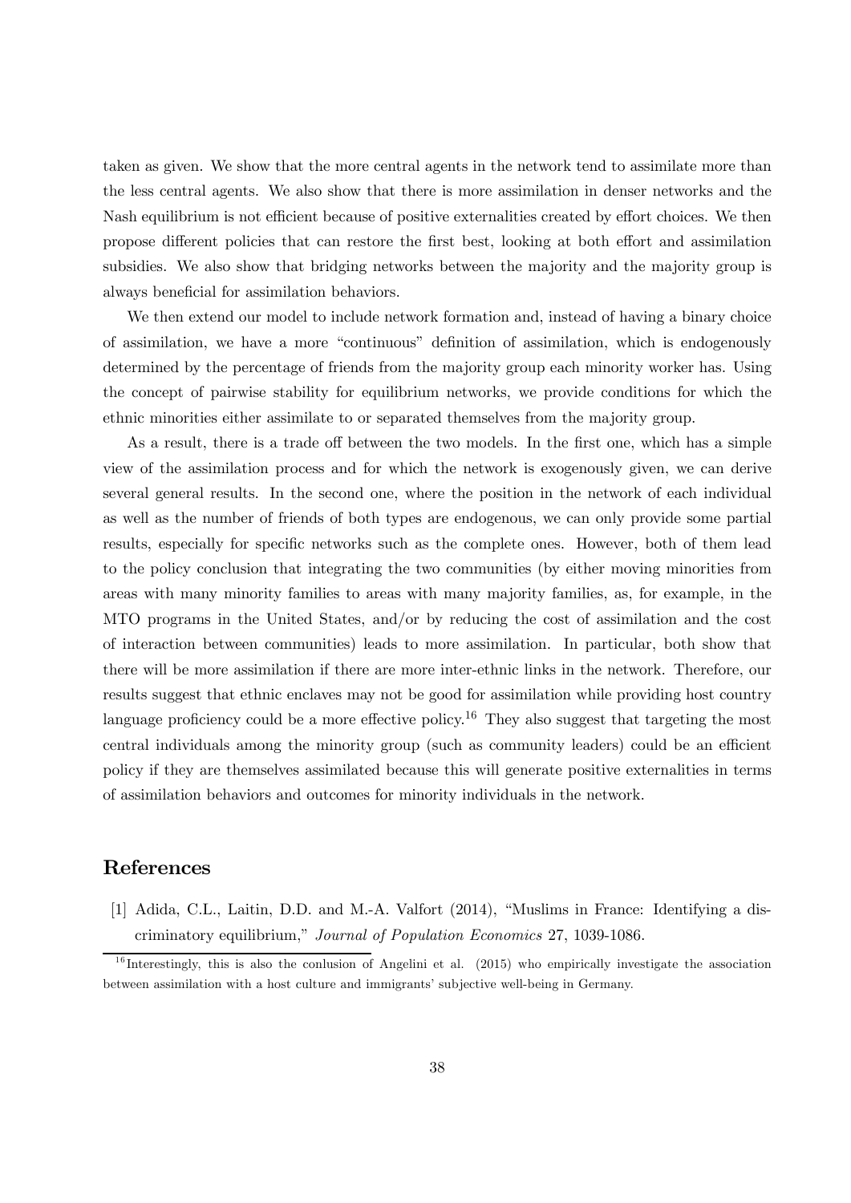taken as given. We show that the more central agents in the network tend to assimilate more than the less central agents. We also show that there is more assimilation in denser networks and the Nash equilibrium is not efficient because of positive externalities created by effort choices. We then propose different policies that can restore the first best, looking at both effort and assimilation subsidies. We also show that bridging networks between the majority and the majority group is always beneficial for assimilation behaviors.

We then extend our model to include network formation and, instead of having a binary choice of assimilation, we have a more "continuous" definition of assimilation, which is endogenously determined by the percentage of friends from the majority group each minority worker has. Using the concept of pairwise stability for equilibrium networks, we provide conditions for which the ethnic minorities either assimilate to or separated themselves from the majority group.

As a result, there is a trade off between the two models. In the first one, which has a simple view of the assimilation process and for which the network is exogenously given, we can derive several general results. In the second one, where the position in the network of each individual as well as the number of friends of both types are endogenous, we can only provide some partial results, especially for specific networks such as the complete ones. However, both of them lead to the policy conclusion that integrating the two communities (by either moving minorities from areas with many minority families to areas with many majority families, as, for example, in the MTO programs in the United States, and/or by reducing the cost of assimilation and the cost of interaction between communities) leads to more assimilation. In particular, both show that there will be more assimilation if there are more inter-ethnic links in the network. Therefore, our results suggest that ethnic enclaves may not be good for assimilation while providing host country language proficiency could be a more effective policy.[16] They also suggest that targeting the most central individuals among the minority group (such as community leaders) could be an efficient policy if they are themselves assimilated because this will generate positive externalities in terms of assimilation behaviors and outcomes for minority individuals in the network.

## References

[1] Adida, C.L., Laitin, D.D. and M.-A. Valfort (2014), "Muslims in France: Identifying a discriminatory equilibrium," *Journal of Population Economics* 27, 1039-1086.

[16] Interestingly, this is also the conlusion of Angelini et al. (2015) who empirically investigate the association between assimilation with a host culture and immigrants' subjective well-being in Germany.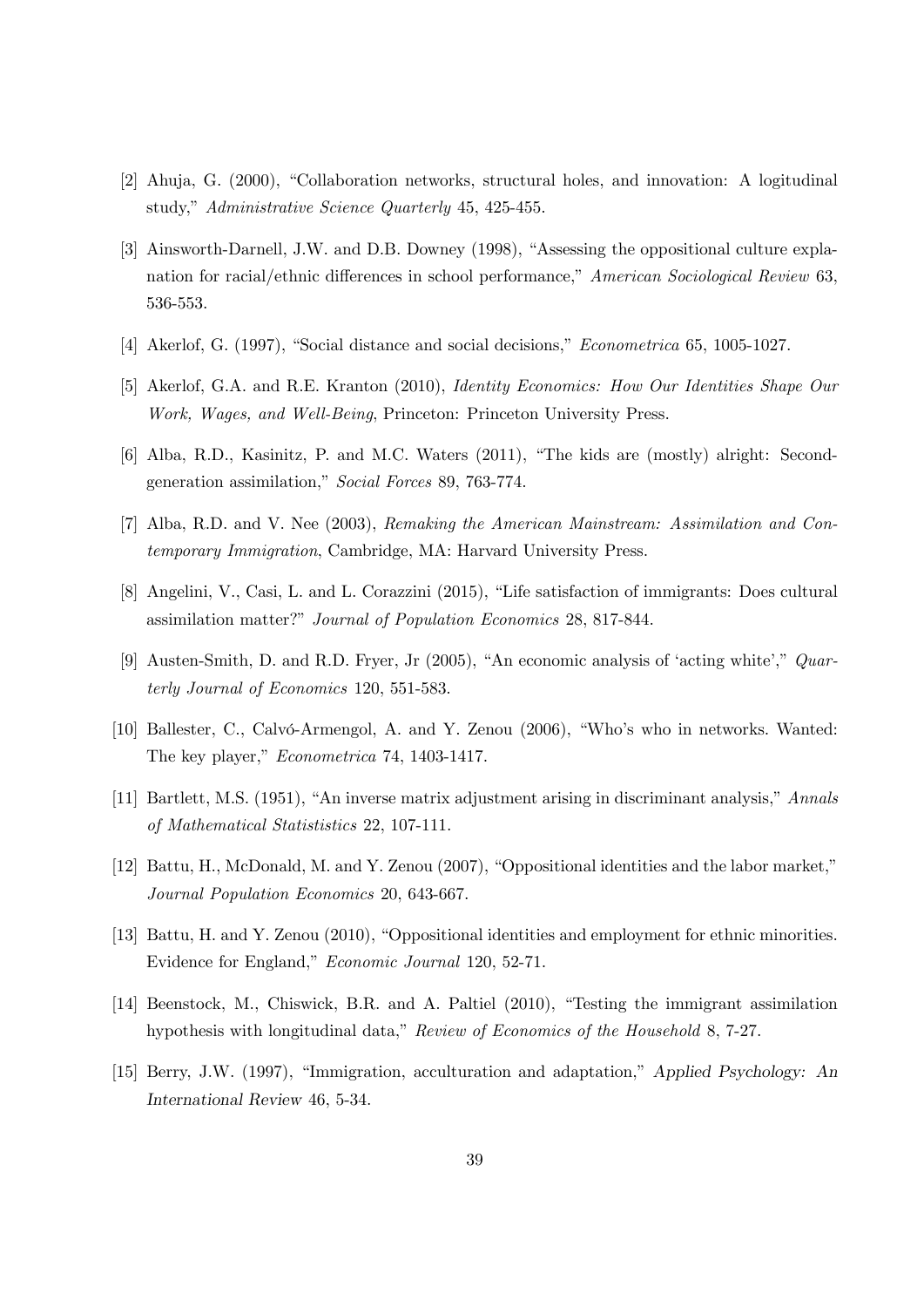[2] Ahuja, G. (2000), "Collaboration networks, structural holes, and innovation: A logitudinal study," *Administrative Science Quarterly* 45, 425-455.

[3] Ainsworth-Darnell, J.W. and D.B. Downey (1998), "Assessing the oppositional culture explanation for racial/ethnic differences in school performance," *American Sociological Review* 63, 536-553.

[4] Akerlof, G. (1997), "Social distance and social decisions," *Econometrica* 65, 1005-1027.

[5] Akerlof, G.A. and R.E. Kranton (2010), *Identity Economics: How Our Identities Shape Our Work, Wages, and Well-Being*, Princeton: Princeton University Press.

[6] Alba, R.D., Kasinitz, P. and M.C. Waters (2011), "The kids are (mostly) alright: Second-generation assimilation," *Social Forces* 89, 763-774.

[7] Alba, R.D. and V. Nee (2003), *Remaking the American Mainstream: Assimilation and Contemporary Immigration*, Cambridge, MA: Harvard University Press.

[8] Angelini, V., Casi, L. and L. Corazzini (2015), "Life satisfaction of immigrants: Does cultural assimilation matter?" *Journal of Population Economics* 28, 817-844.

[9] Austen-Smith, D. and R.D. Fryer, Jr (2005), "An economic analysis of 'acting white'," *Quarterly Journal of Economics* 120, 551-583.

[10] Ballester, C., Calvó-Armengol, A. and Y. Zenou (2006), "Who's who in networks. Wanted: The key player," *Econometrica* 74, 1403-1417.

[11] Bartlett, M.S. (1951), "An inverse matrix adjustment arising in discriminant analysis," *Annals of Mathematical Statististics* 22, 107-111.

[12] Battu, H., McDonald, M. and Y. Zenou (2007), "Oppositional identities and the labor market," *Journal Population Economics* 20, 643-667.

[13] Battu, H. and Y. Zenou (2010), "Oppositional identities and employment for ethnic minorities. Evidence for England," *Economic Journal* 120, 52-71.

[14] Beenstock, M., Chiswick, B.R. and A. Paltiel (2010), "Testing the immigrant assimilation hypothesis with longitudinal data," *Review of Economics of the Household* 8, 7-27.

[15] Berry, J.W. (1997), "Immigration, acculturation and adaptation," *Applied Psychology: An International Review* 46, 5-34.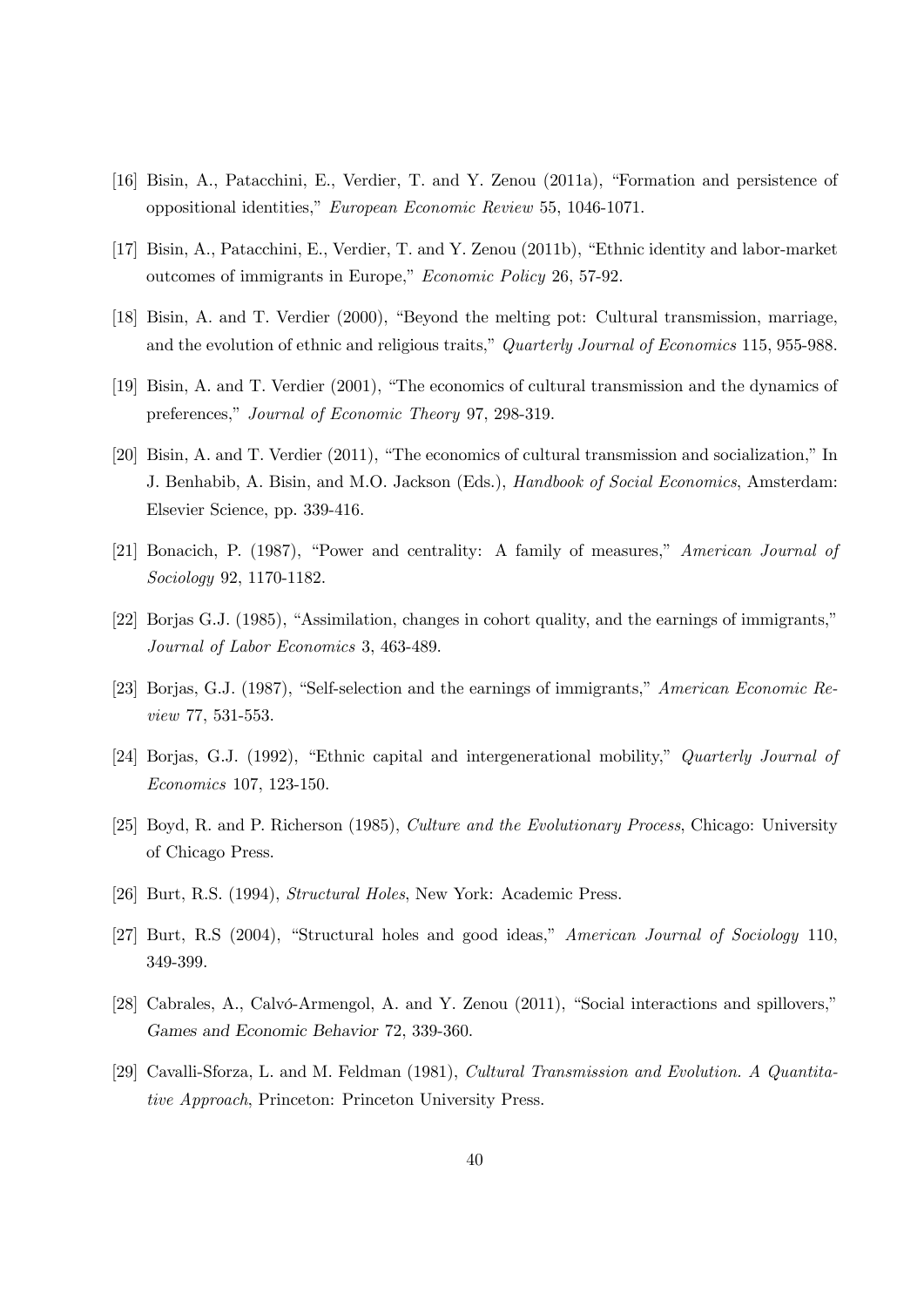[16] Bisin, A., Patacchini, E., Verdier, T. and Y. Zenou (2011a), "Formation and persistence of oppositional identities," *European Economic Review* 55, 1046-1071.

[17] Bisin, A., Patacchini, E., Verdier, T. and Y. Zenou (2011b), "Ethnic identity and labor-market outcomes of immigrants in Europe," *Economic Policy* 26, 57-92.

[18] Bisin, A. and T. Verdier (2000), "Beyond the melting pot: Cultural transmission, marriage, and the evolution of ethnic and religious traits," *Quarterly Journal of Economics* 115, 955-988.

[19] Bisin, A. and T. Verdier (2001), "The economics of cultural transmission and the dynamics of preferences," *Journal of Economic Theory* 97, 298-319.

[20] Bisin, A. and T. Verdier (2011), "The economics of cultural transmission and socialization," In J. Benhabib, A. Bisin, and M.O. Jackson (Eds.), *Handbook of Social Economics*, Amsterdam: Elsevier Science, pp. 339-416.

[21] Bonacich, P. (1987), "Power and centrality: A family of measures," *American Journal of Sociology* 92, 1170-1182.

[22] Borjas G.J. (1985), "Assimilation, changes in cohort quality, and the earnings of immigrants," *Journal of Labor Economics* 3, 463-489.

[23] Borjas, G.J. (1987), "Self-selection and the earnings of immigrants," *American Economic Review* 77, 531-553.

[24] Borjas, G.J. (1992), "Ethnic capital and intergenerational mobility," *Quarterly Journal of Economics* 107, 123-150.

[25] Boyd, R. and P. Richerson (1985), *Culture and the Evolutionary Process*, Chicago: University of Chicago Press.

[26] Burt, R.S. (1994), *Structural Holes*, New York: Academic Press.

[27] Burt, R.S (2004), "Structural holes and good ideas," *American Journal of Sociology* 110, 349-399.

[28] Cabrales, A., Calvó-Armengol, A. and Y. Zenou (2011), "Social interactions and spillovers," *Games and Economic Behavior* 72, 339-360.

[29] Cavalli-Sforza, L. and M. Feldman (1981), *Cultural Transmission and Evolution. A Quantitative Approach*, Princeton: Princeton University Press.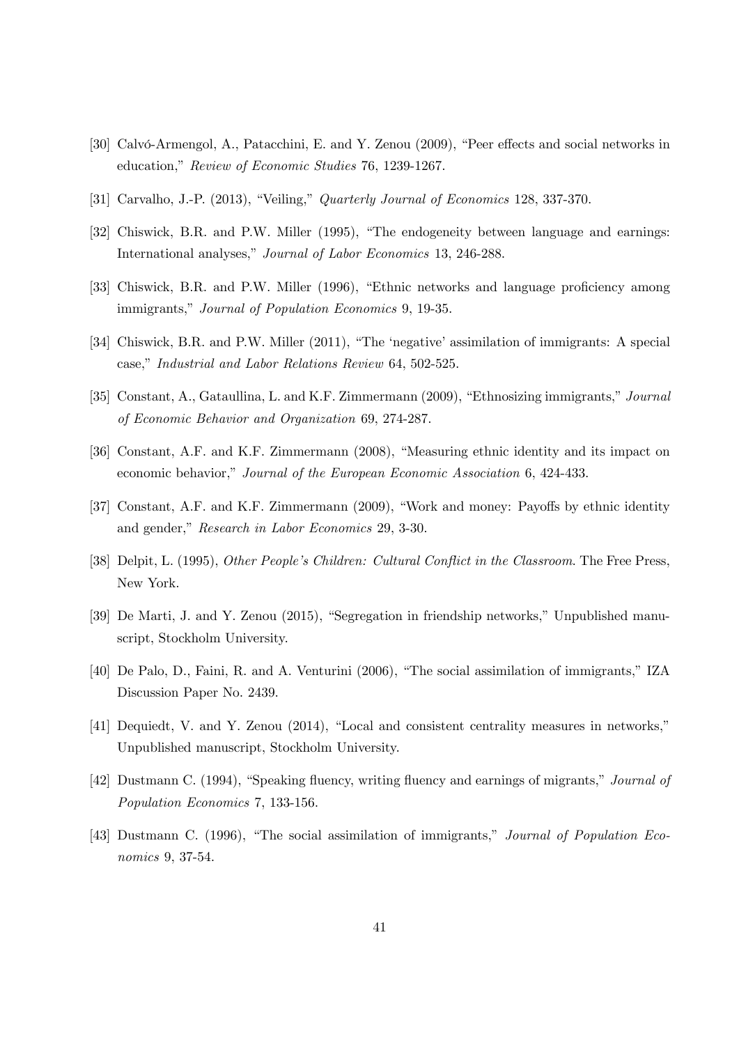[30] Calvó-Armengol, A., Patacchini, E. and Y. Zenou (2009), "Peer effects and social networks in education," *Review of Economic Studies* 76, 1239-1267.

[31] Carvalho, J.-P. (2013), "Veiling," *Quarterly Journal of Economics* 128, 337-370.

[32] Chiswick, B.R. and P.W. Miller (1995), "The endogeneity between language and earnings: International analyses," *Journal of Labor Economics* 13, 246-288.

[33] Chiswick, B.R. and P.W. Miller (1996), "Ethnic networks and language proficiency among immigrants," *Journal of Population Economics* 9, 19-35.

[34] Chiswick, B.R. and P.W. Miller (2011), "The 'negative' assimilation of immigrants: A special case," *Industrial and Labor Relations Review* 64, 502-525.

[35] Constant, A., Gataullina, L. and K.F. Zimmermann (2009), "Ethnosizing immigrants," *Journal of Economic Behavior and Organization* 69, 274-287.

[36] Constant, A.F. and K.F. Zimmermann (2008), "Measuring ethnic identity and its impact on economic behavior," *Journal of the European Economic Association* 6, 424-433.

[37] Constant, A.F. and K.F. Zimmermann (2009), "Work and money: Payoffs by ethnic identity and gender," *Research in Labor Economics* 29, 3-30.

[38] Delpit, L. (1995), *Other People's Children: Cultural Conflict in the Classroom*. The Free Press, New York.

[39] De Marti, J. and Y. Zenou (2015), "Segregation in friendship networks," Unpublished manuscript, Stockholm University.

[40] De Palo, D., Faini, R. and A. Venturini (2006), "The social assimilation of immigrants," IZA Discussion Paper No. 2439.

[41] Dequiedt, V. and Y. Zenou (2014), "Local and consistent centrality measures in networks," Unpublished manuscript, Stockholm University.

[42] Dustmann C. (1994), "Speaking fluency, writing fluency and earnings of migrants," *Journal of Population Economics* 7, 133-156.

[43] Dustmann C. (1996), "The social assimilation of immigrants," *Journal of Population Economics* 9, 37-54.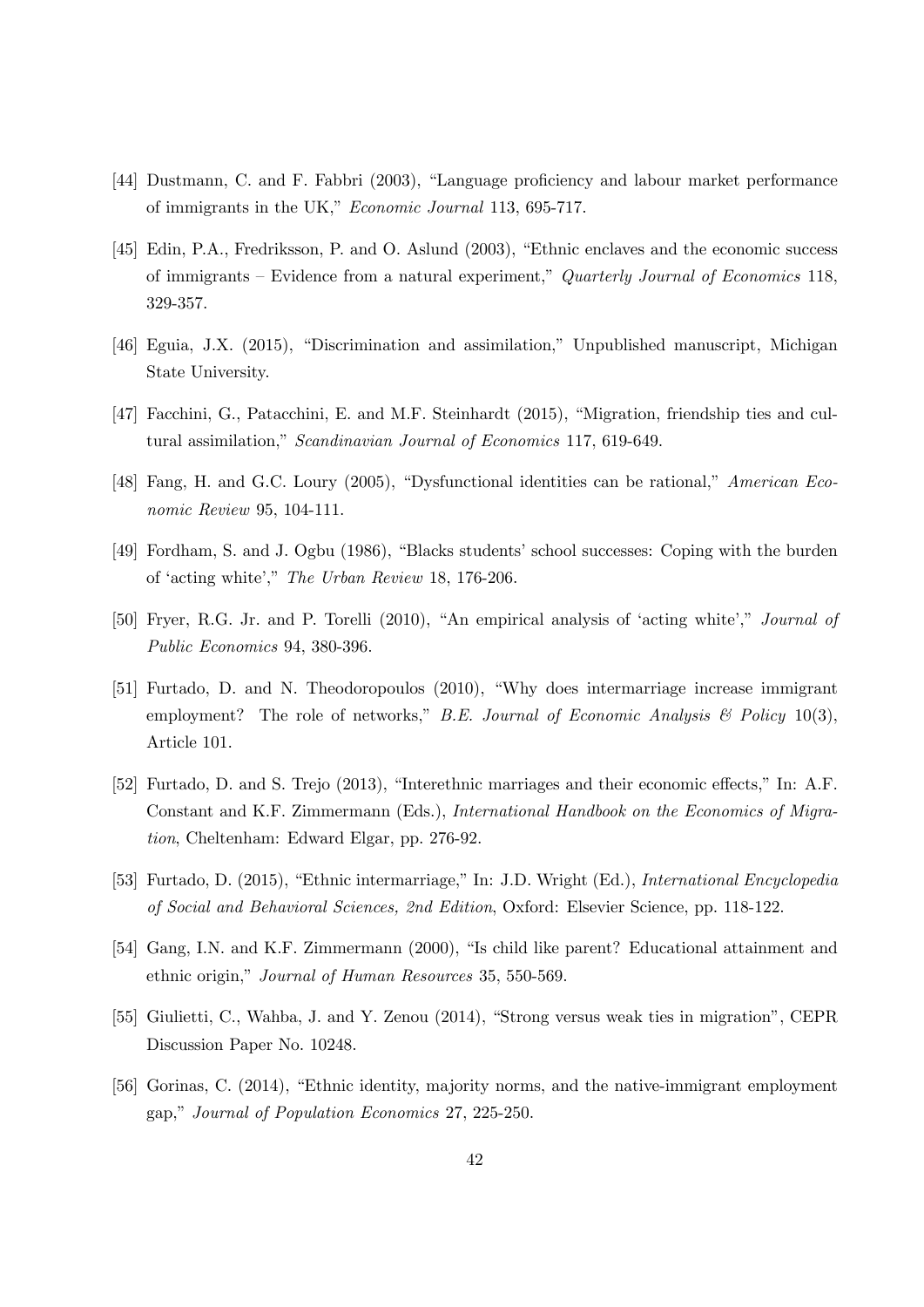[44] Dustmann, C. and F. Fabbri (2003), "Language proficiency and labour market performance of immigrants in the UK," *Economic Journal* 113, 695-717.

[45] Edin, P.A., Fredriksson, P. and O. Aslund (2003), "Ethnic enclaves and the economic success of immigrants – Evidence from a natural experiment," *Quarterly Journal of Economics* 118, 329-357.

[46] Eguia, J.X. (2015), "Discrimination and assimilation," Unpublished manuscript, Michigan State University.

[47] Facchini, G., Patacchini, E. and M.F. Steinhardt (2015), "Migration, friendship ties and cultural assimilation," *Scandinavian Journal of Economics* 117, 619-649.

[48] Fang, H. and G.C. Loury (2005), "Dysfunctional identities can be rational," *American Economic Review* 95, 104-111.

[49] Fordham, S. and J. Ogbu (1986), "Blacks students' school successes: Coping with the burden of 'acting white'," *The Urban Review* 18, 176-206.

[50] Fryer, R.G. Jr. and P. Torelli (2010), "An empirical analysis of 'acting white'," *Journal of Public Economics* 94, 380-396.

[51] Furtado, D. and N. Theodoropoulos (2010), "Why does intermarriage increase immigrant employment? The role of networks," *B.E. Journal of Economic Analysis & Policy* 10(3), Article 101.

[52] Furtado, D. and S. Trejo (2013), "Interethnic marriages and their economic effects," In: A.F. Constant and K.F. Zimmermann (Eds.), *International Handbook on the Economics of Migration*, Cheltenham: Edward Elgar, pp. 276-92.

[53] Furtado, D. (2015), "Ethnic intermarriage," In: J.D. Wright (Ed.), *International Encyclopedia of Social and Behavioral Sciences, 2nd Edition*, Oxford: Elsevier Science, pp. 118-122.

[54] Gang, I.N. and K.F. Zimmermann (2000), "Is child like parent? Educational attainment and ethnic origin," *Journal of Human Resources* 35, 550-569.

[55] Giulietti, C., Wahba, J. and Y. Zenou (2014), "Strong versus weak ties in migration", CEPR Discussion Paper No. 10248.

[56] Gorinas, C. (2014), "Ethnic identity, majority norms, and the native-immigrant employment gap," *Journal of Population Economics* 27, 225-250.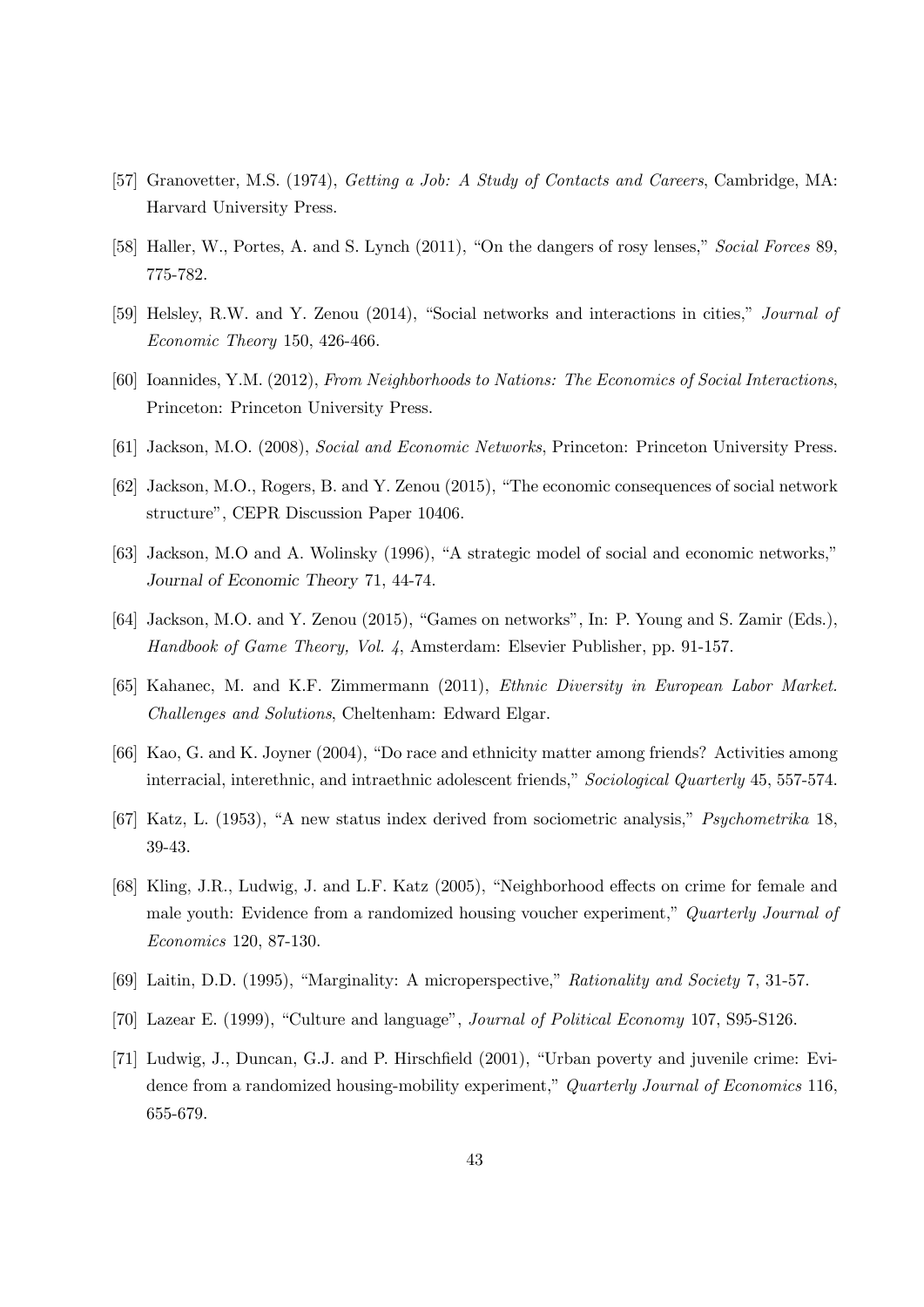[57] Granovetter, M.S. (1974), *Getting a Job: A Study of Contacts and Careers*, Cambridge, MA: Harvard University Press.

[58] Haller, W., Portes, A. and S. Lynch (2011), "On the dangers of rosy lenses," *Social Forces* 89, 775-782.

[59] Helsley, R.W. and Y. Zenou (2014), "Social networks and interactions in cities," *Journal of Economic Theory* 150, 426-466.

[60] Ioannides, Y.M. (2012), *From Neighborhoods to Nations: The Economics of Social Interactions*, Princeton: Princeton University Press.

[61] Jackson, M.O. (2008), *Social and Economic Networks*, Princeton: Princeton University Press.

[62] Jackson, M.O., Rogers, B. and Y. Zenou (2015), "The economic consequences of social network structure", CEPR Discussion Paper 10406.

[63] Jackson, M.O and A. Wolinsky (1996), "A strategic model of social and economic networks," *Journal of Economic Theory* 71, 44-74.

[64] Jackson, M.O. and Y. Zenou (2015), "Games on networks", In: P. Young and S. Zamir (Eds.), *Handbook of Game Theory, Vol. 4*, Amsterdam: Elsevier Publisher, pp. 91-157.

[65] Kahanec, M. and K.F. Zimmermann (2011), *Ethnic Diversity in European Labor Market. Challenges and Solutions*, Cheltenham: Edward Elgar.

[66] Kao, G. and K. Joyner (2004), "Do race and ethnicity matter among friends? Activities among interracial, interethnic, and intraethnic adolescent friends," *Sociological Quarterly* 45, 557-574.

[67] Katz, L. (1953), "A new status index derived from sociometric analysis," *Psychometrika* 18, 39-43.

[68] Kling, J.R., Ludwig, J. and L.F. Katz (2005), "Neighborhood effects on crime for female and male youth: Evidence from a randomized housing voucher experiment," *Quarterly Journal of Economics* 120, 87-130.

[69] Laitin, D.D. (1995), "Marginality: A microperspective," *Rationality and Society* 7, 31-57.

[70] Lazear E. (1999), "Culture and language", *Journal of Political Economy* 107, S95-S126.

[71] Ludwig, J., Duncan, G.J. and P. Hirschfield (2001), "Urban poverty and juvenile crime: Evidence from a randomized housing-mobility experiment," *Quarterly Journal of Economics* 116, 655-679.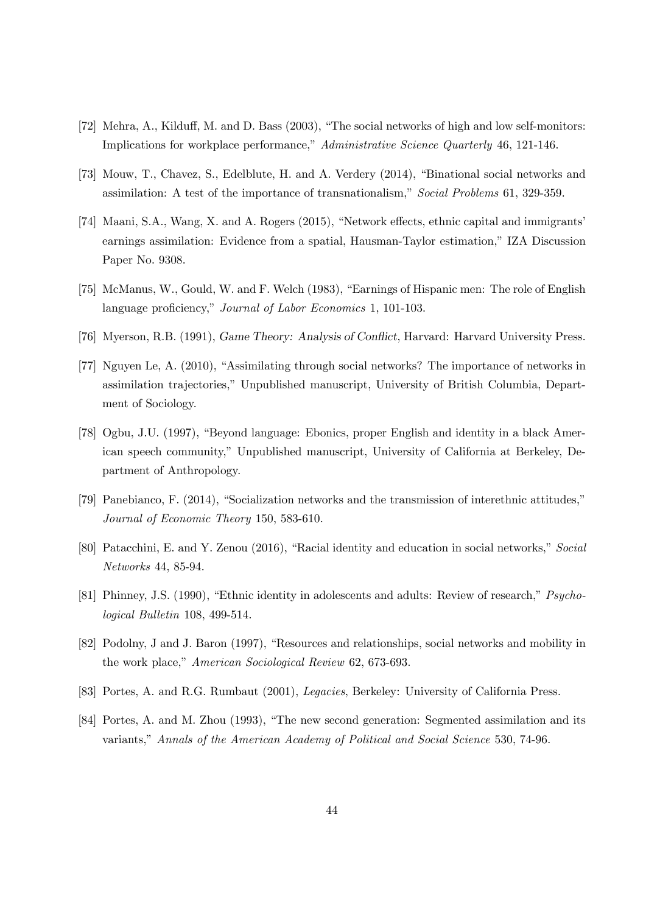[72] Mehra, A., Kilduff, M. and D. Bass (2003), "The social networks of high and low self-monitors: Implications for workplace performance," *Administrative Science Quarterly* 46, 121-146.

[73] Mouw, T., Chavez, S., Edelblute, H. and A. Verdery (2014), "Binational social networks and assimilation: A test of the importance of transnationalism," *Social Problems* 61, 329-359.

[74] Maani, S.A., Wang, X. and A. Rogers (2015), "Network effects, ethnic capital and immigrants' earnings assimilation: Evidence from a spatial, Hausman-Taylor estimation," IZA Discussion Paper No. 9308.

[75] McManus, W., Gould, W. and F. Welch (1983), "Earnings of Hispanic men: The role of English language proficiency," *Journal of Labor Economics* 1, 101-103.

[76] Myerson, R.B. (1991), *Game Theory: Analysis of Conflict*, Harvard: Harvard University Press.

[77] Nguyen Le, A. (2010), "Assimilating through social networks? The importance of networks in assimilation trajectories," Unpublished manuscript, University of British Columbia, Department of Sociology.

[78] Ogbu, J.U. (1997), "Beyond language: Ebonics, proper English and identity in a black American speech community," Unpublished manuscript, University of California at Berkeley, Department of Anthropology.

[79] Panebianco, F. (2014), "Socialization networks and the transmission of interethnic attitudes," *Journal of Economic Theory* 150, 583-610.

[80] Patacchini, E. and Y. Zenou (2016), "Racial identity and education in social networks," *Social Networks* 44, 85-94.

[81] Phinney, J.S. (1990), "Ethnic identity in adolescents and adults: Review of research," *Psychological Bulletin* 108, 499-514.

[82] Podolny, J and J. Baron (1997), "Resources and relationships, social networks and mobility in the work place," *American Sociological Review* 62, 673-693.

[83] Portes, A. and R.G. Rumbaut (2001), *Legacies*, Berkeley: University of California Press.

[84] Portes, A. and M. Zhou (1993), "The new second generation: Segmented assimilation and its variants," *Annals of the American Academy of Political and Social Science* 530, 74-96.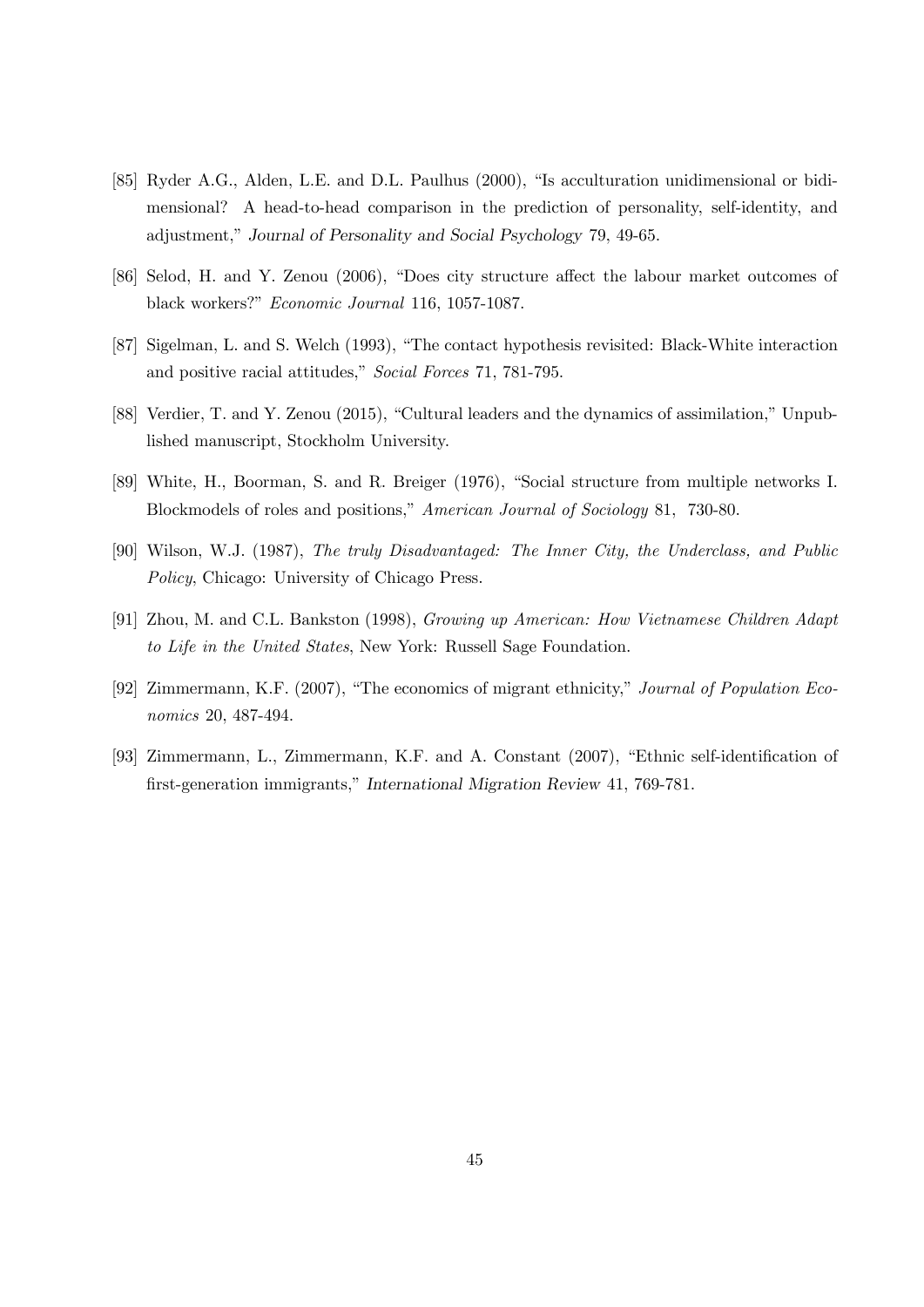[85] Ryder A.G., Alden, L.E. and D.L. Paulhus (2000), "Is acculturation unidimensional or bidimensional? A head-to-head comparison in the prediction of personality, self-identity, and adjustment," *Journal of Personality and Social Psychology* 79, 49-65.

[86] Selod, H. and Y. Zenou (2006), "Does city structure affect the labour market outcomes of black workers?" *Economic Journal* 116, 1057-1087.

[87] Sigelman, L. and S. Welch (1993), "The contact hypothesis revisited: Black-White interaction and positive racial attitudes," *Social Forces* 71, 781-795.

[88] Verdier, T. and Y. Zenou (2015), "Cultural leaders and the dynamics of assimilation," Unpublished manuscript, Stockholm University.

[89] White, H., Boorman, S. and R. Breiger (1976), "Social structure from multiple networks I. Blockmodels of roles and positions," *American Journal of Sociology* 81, 730-80.

[90] Wilson, W.J. (1987), *The truly Disadvantaged: The Inner City, the Underclass, and Public Policy*, Chicago: University of Chicago Press.

[91] Zhou, M. and C.L. Bankston (1998), *Growing up American: How Vietnamese Children Adapt to Life in the United States*, New York: Russell Sage Foundation.

[92] Zimmermann, K.F. (2007), "The economics of migrant ethnicity," *Journal of Population Economics* 20, 487-494.

[93] Zimmermann, L., Zimmermann, K.F. and A. Constant (2007), "Ethnic self-identification of first-generation immigrants," *International Migration Review* 41, 769-781.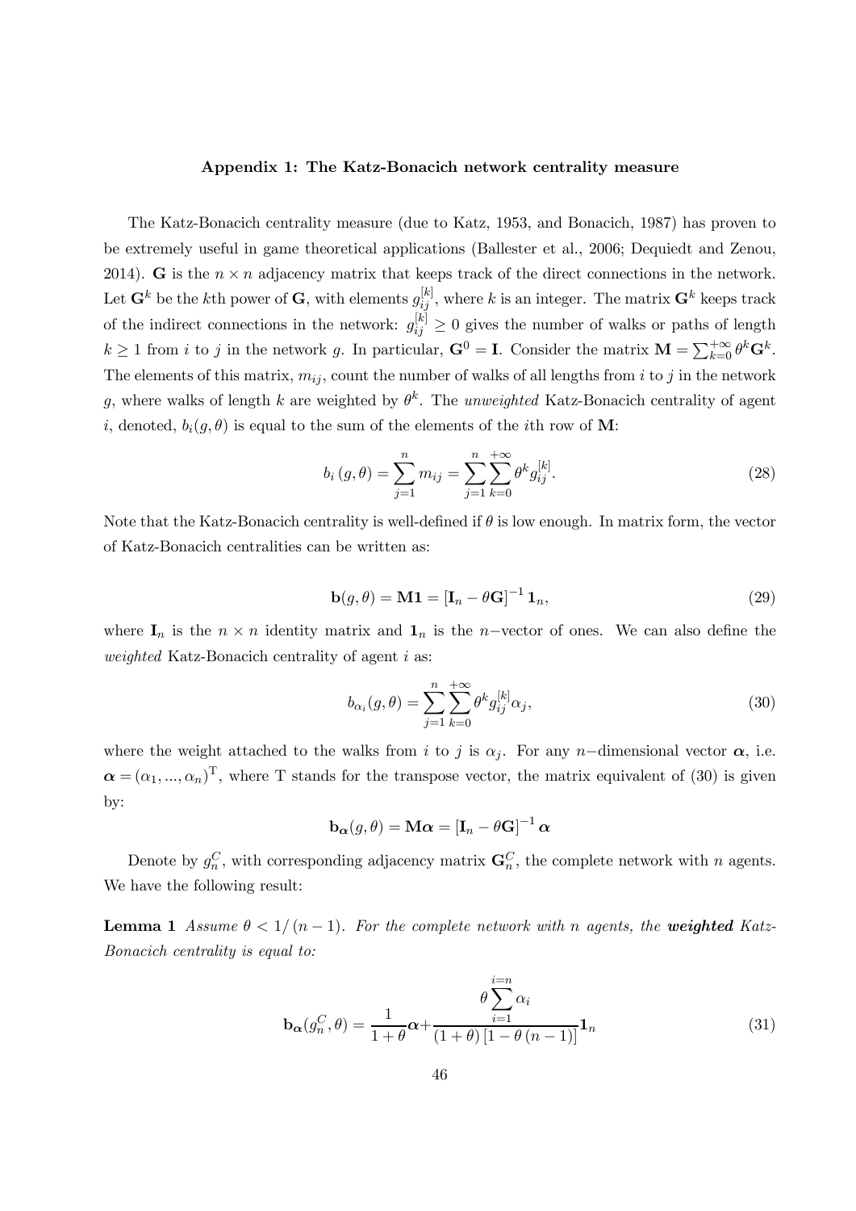### Appendix 1: The Katz-Bonacich network centrality measure

The Katz-Bonacich centrality measure (due to Katz, 1953, and Bonacich, 1987) has proven to be extremely useful in game theoretical applications (Ballester et al., 2006; Dequiedt and Zenou, 2014). $\mathbf{G}$ is the $n \times n$ adjacency matrix that keeps track of the direct connections in the network. Let $\mathbf{G}^k$ be the $k$th power of $\mathbf{G}$, with elements $g_{ij}^{[k]}$, where $k$ is an integer. The matrix $\mathbf{G}^k$ keeps track of the indirect connections in the network: $g_{ij}^{[k]} \geq 0$ gives the number of walks or paths of length $k \geq 1$ from $i$ to $j$ in the network $g$. In particular, $\mathbf{G}^0 = \mathbf{I}$. Consider the matrix $\mathbf{M} = \sum_{k=0}^{+\infty} \theta^k \mathbf{G}^k$. The elements of this matrix, $m_{ij}$, count the number of walks of all lengths from $i$ to $j$ in the network $g$, where walks of length $k$ are weighted by $\theta^k$. The *unweighted* Katz-Bonacich centrality of agent $i$, denoted, $b_i(g, \theta)$ is equal to the sum of the elements of the $i$th row of $\mathbf{M}$:

$$b_i(g, \theta) = \sum_{j=1}^{n} m_{ij} = \sum_{j=1}^{n} \sum_{k=0}^{+\infty} \theta^k g_{ij}^{[k]}. \tag{28}$$

Note that the Katz-Bonacich centrality is well-defined if $\theta$ is low enough. In matrix form, the vector of Katz-Bonacich centralities can be written as:

$$\mathbf{b}(g, \theta) = \mathbf{M1} = [\mathbf{I}_n - \theta \mathbf{G}]^{-1} \mathbf{1}_n, \tag{29}$$

where $\mathbf{I}_n$ is the $n \times n$ identity matrix and $\mathbf{1}_n$ is the $n-$vector of ones. We can also define the *weighted* Katz-Bonacich centrality of agent $i$ as:

$$b_{\alpha_i}(g, \theta) = \sum_{j=1}^{n} \sum_{k=0}^{+\infty} \theta^k g_{ij}^{[k]} \alpha_j, \tag{30}$$

where the weight attached to the walks from $i$ to $j$ is $\alpha_j$. For any $n-$dimensional vector $\boldsymbol{\alpha}$, i.e. $\boldsymbol{\alpha} = (\alpha_1, ..., \alpha_n)^{\mathrm{T}}$, where T stands for the transpose vector, the matrix equivalent of (30) is given by:

$$\mathbf{b}_{\boldsymbol{\alpha}}(g, \theta) = \mathbf{M}\boldsymbol{\alpha} = [\mathbf{I}_n - \theta \mathbf{G}]^{-1} \boldsymbol{\alpha}$$

Denote by $g_n^C$, with corresponding adjacency matrix $\mathbf{G}_n^C$, the complete network with $n$ agents. We have the following result:

**Lemma 1** *Assume $\theta < 1/(n-1)$. For the complete network with n agents, the* ***weighted*** *Katz-Bonacich centrality is equal to:*

$$\mathbf{b}_{\boldsymbol{\alpha}}(g_n^C, \theta) = \frac{1}{1+\theta} \boldsymbol{\alpha} + \frac{\theta \sum_{i=1}^{i=n} \alpha_i}{(1+\theta)[1 - \theta(n-1)]} \mathbf{1}_n \tag{31}$$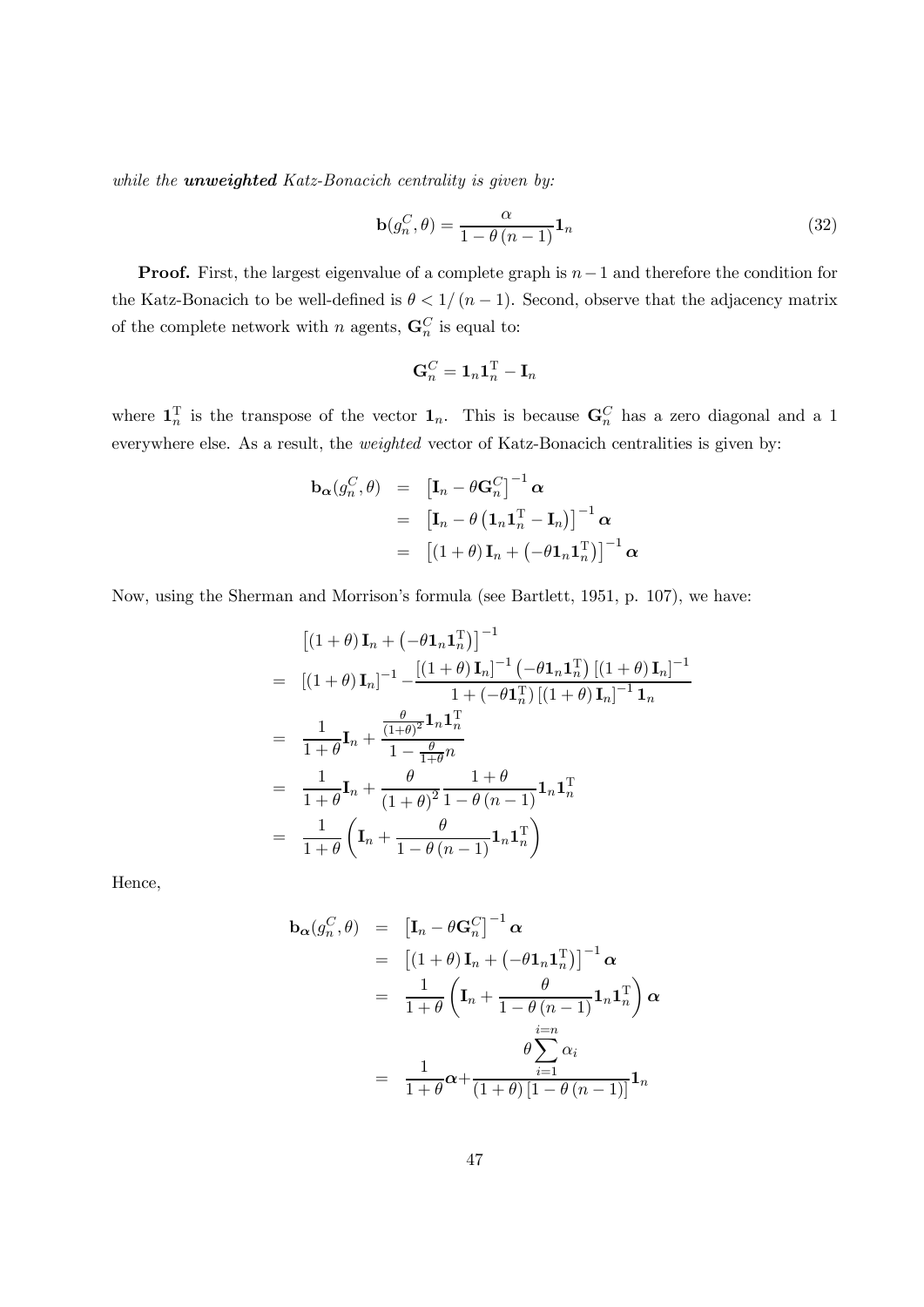*while the* ***unweighted*** *Katz-Bonacich centrality is given by:*

$$\mathbf{b}(g_n^C, \theta) = \frac{\alpha}{1 - \theta(n-1)} \mathbf{1}_n \tag{32}$$

**Proof.** First, the largest eigenvalue of a complete graph is $n-1$ and therefore the condition for the Katz-Bonacich to be well-defined is $\theta < 1/(n-1)$. Second, observe that the adjacency matrix of the complete network with $n$ agents, $\mathbf{G}_n^C$ is equal to:

$$\mathbf{G}_n^C = \mathbf{1}_n \mathbf{1}_n^{\mathrm{T}} - \mathbf{I}_n$$

where $\mathbf{1}_n^{\mathrm{T}}$ is the transpose of the vector $\mathbf{1}_n$. This is because $\mathbf{G}_n^C$ has a zero diagonal and a 1 everywhere else. As a result, the *weighted* vector of Katz-Bonacich centralities is given by:

$$\begin{aligned}
\mathbf{b}_{\boldsymbol{\alpha}}(g_n^C, \theta) &= \left[\mathbf{I}_n - \theta \mathbf{G}_n^C\right]^{-1} \boldsymbol{\alpha} \\
&= \left[\mathbf{I}_n - \theta\left(\mathbf{1}_n \mathbf{1}_n^{\mathrm{T}} - \mathbf{I}_n\right)\right]^{-1} \boldsymbol{\alpha} \\
&= \left[(1+\theta)\mathbf{I}_n + \left(-\theta \mathbf{1}_n \mathbf{1}_n^{\mathrm{T}}\right)\right]^{-1} \boldsymbol{\alpha}
\end{aligned}$$

Now, using the Sherman and Morrison's formula (see Bartlett, 1951, p. 107), we have:

$$\begin{aligned}
& \left[(1+\theta)\mathbf{I}_n + \left(-\theta \mathbf{1}_n \mathbf{1}_n^{\mathrm{T}}\right)\right]^{-1} \\
= \; & \left[(1+\theta)\mathbf{I}_n\right]^{-1} - \frac{\left[(1+\theta)\mathbf{I}_n\right]^{-1}\left(-\theta \mathbf{1}_n \mathbf{1}_n^{\mathrm{T}}\right)\left[(1+\theta)\mathbf{I}_n\right]^{-1}}{1 + \left(-\theta \mathbf{1}_n^{\mathrm{T}}\right)\left[(1+\theta)\mathbf{I}_n\right]^{-1}\mathbf{1}_n} \\
= \; & \frac{1}{1+\theta}\mathbf{I}_n + \frac{\frac{\theta}{(1+\theta)^2}\mathbf{1}_n \mathbf{1}_n^{\mathrm{T}}}{1 - \frac{\theta}{1+\theta}n} \\
= \; & \frac{1}{1+\theta}\mathbf{I}_n + \frac{\theta}{(1+\theta)^2}\frac{1+\theta}{1-\theta(n-1)}\mathbf{1}_n \mathbf{1}_n^{\mathrm{T}} \\
= \; & \frac{1}{1+\theta}\left(\mathbf{I}_n + \frac{\theta}{1-\theta(n-1)}\mathbf{1}_n \mathbf{1}_n^{\mathrm{T}}\right)
\end{aligned}$$

Hence,

$$\begin{aligned}
\mathbf{b}_{\boldsymbol{\alpha}}(g_n^C, \theta) &= \left[\mathbf{I}_n - \theta \mathbf{G}_n^C\right]^{-1} \boldsymbol{\alpha} \\
&= \left[(1+\theta)\mathbf{I}_n + \left(-\theta \mathbf{1}_n \mathbf{1}_n^{\mathrm{T}}\right)\right]^{-1} \boldsymbol{\alpha} \\
&= \frac{1}{1+\theta}\left(\mathbf{I}_n + \frac{\theta}{1-\theta(n-1)}\mathbf{1}_n \mathbf{1}_n^{\mathrm{T}}\right)\boldsymbol{\alpha} \\
&= \frac{1}{1+\theta}\boldsymbol{\alpha} + \frac{\theta \sum_{i=1}^{i=n} \alpha_i}{(1+\theta)\left[1-\theta(n-1)\right]}\mathbf{1}_n
\end{aligned}$$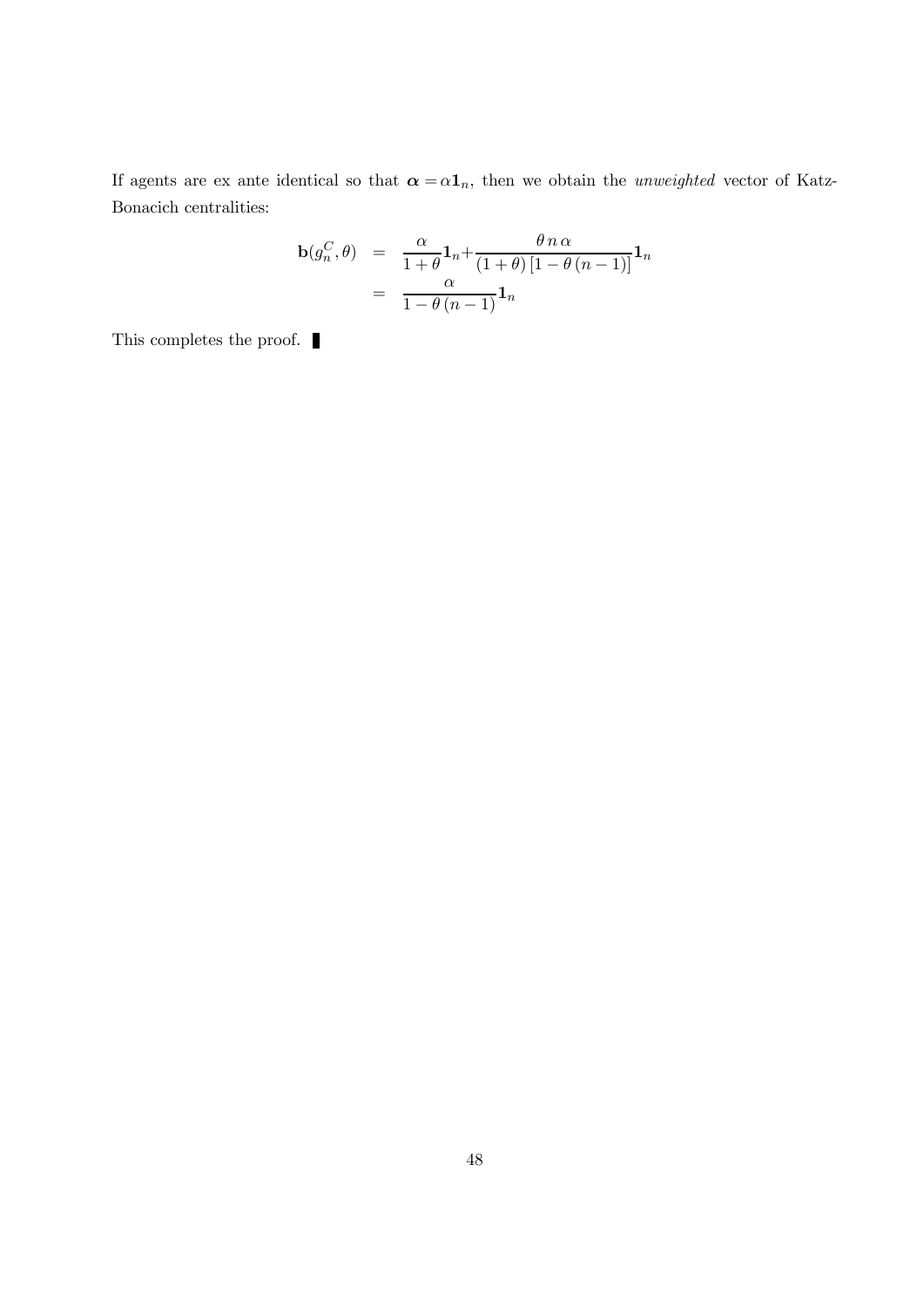If agents are ex ante identical so that $\boldsymbol{\alpha} = \alpha \mathbf{1}_n$, then we obtain the *unweighted* vector of Katz-Bonacich centralities:

$$
\begin{aligned}
\mathbf{b}(g_n^C, \theta) &= \frac{\alpha}{1+\theta}\mathbf{1}_n + \frac{\theta\, n\, \alpha}{(1+\theta)\left[1-\theta\,(n-1)\right]}\mathbf{1}_n \\
&= \frac{\alpha}{1-\theta\,(n-1)}\mathbf{1}_n
\end{aligned}
$$

This completes the proof. ∎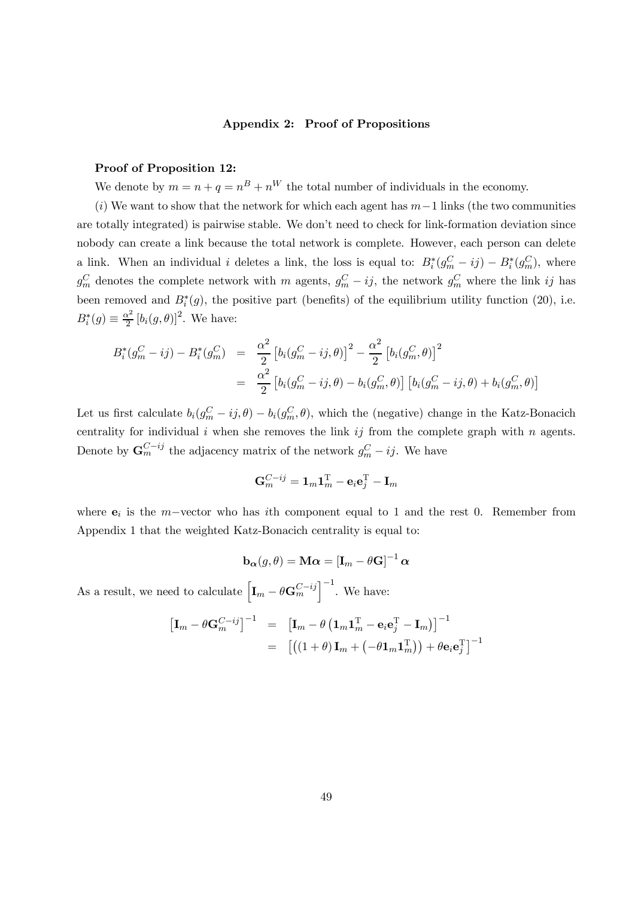## Appendix 2: Proof of Propositions

**Proof of Proposition 12:**

We denote by $m = n + q = n^B + n^W$ the total number of individuals in the economy.

$(i)$ We want to show that the network for which each agent has $m-1$ links (the two communities are totally integrated) is pairwise stable. We don't need to check for link-formation deviation since nobody can create a link because the total network is complete. However, each person can delete a link. When an individual $i$ deletes a link, the loss is equal to: $B_i^*(g_m^C - ij) - B_i^*(g_m^C)$, where $g_m^C$ denotes the complete network with $m$ agents, $g_m^C - ij$, the network $g_m^C$ where the link $ij$ has been removed and $B_i^*(g)$, the positive part (benefits) of the equilibrium utility function (20), i.e. $B_i^*(g) \equiv \frac{\alpha^2}{2}\left[b_i(g,\theta)\right]^2$. We have:

$$
\begin{aligned}
B_i^*(g_m^C - ij) - B_i^*(g_m^C) &= \frac{\alpha^2}{2}\left[b_i(g_m^C - ij, \theta)\right]^2 - \frac{\alpha^2}{2}\left[b_i(g_m^C, \theta)\right]^2 \\
&= \frac{\alpha^2}{2}\left[b_i(g_m^C - ij, \theta) - b_i(g_m^C, \theta)\right]\left[b_i(g_m^C - ij, \theta) + b_i(g_m^C, \theta)\right]
\end{aligned}
$$

Let us first calculate $b_i(g_m^C - ij, \theta) - b_i(g_m^C, \theta)$, which the (negative) change in the Katz-Bonacich centrality for individual $i$ when she removes the link $ij$ from the complete graph with $n$ agents. Denote by $\mathbf{G}_m^{C-ij}$ the adjacency matrix of the network $g_m^C - ij$. We have

$$
\mathbf{G}_m^{C-ij} = \mathbf{1}_m \mathbf{1}_m^{\mathrm{T}} - \mathbf{e}_i \mathbf{e}_j^{\mathrm{T}} - \mathbf{I}_m
$$

where $\mathbf{e}_i$ is the $m-$vector who has $i$th component equal to 1 and the rest 0. Remember from Appendix 1 that the weighted Katz-Bonacich centrality is equal to:

$$
\mathbf{b}_{\boldsymbol{\alpha}}(g,\theta) = \mathbf{M}\boldsymbol{\alpha} = \left[\mathbf{I}_m - \theta \mathbf{G}\right]^{-1}\boldsymbol{\alpha}
$$

As a result, we need to calculate $\left[\mathbf{I}_m - \theta \mathbf{G}_m^{C-ij}\right]^{-1}$. We have:

$$
\begin{aligned}
\left[\mathbf{I}_m - \theta \mathbf{G}_m^{C-ij}\right]^{-1} &= \left[\mathbf{I}_m - \theta\left(\mathbf{1}_m \mathbf{1}_m^{\mathrm{T}} - \mathbf{e}_i \mathbf{e}_j^{\mathrm{T}} - \mathbf{I}_m\right)\right]^{-1} \\
&= \left[\left((1+\theta)\mathbf{I}_m + \left(-\theta \mathbf{1}_m \mathbf{1}_m^{\mathrm{T}}\right)\right) + \theta \mathbf{e}_i \mathbf{e}_j^{\mathrm{T}}\right]^{-1}
\end{aligned}
$$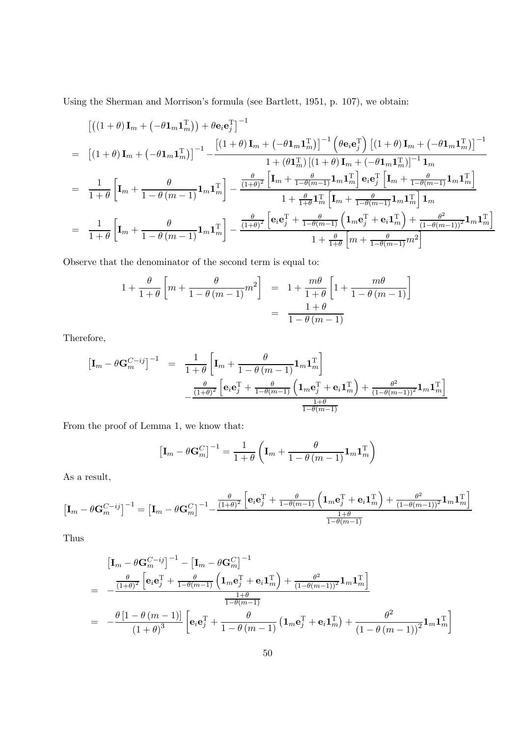Using the Sherman and Morrison's formula (see Bartlett, 1951, p. 107), we obtain:

$$
\begin{aligned}
& \left[\left((1+\theta)\mathbf{I}_m + \left(-\theta \mathbf{1}_m \mathbf{1}_m^{\mathrm{T}}\right)\right) + \theta \mathbf{e}_i \mathbf{e}_j^{\mathrm{T}}\right]^{-1} \\
= & \left[(1+\theta)\mathbf{I}_m + \left(-\theta \mathbf{1}_m \mathbf{1}_m^{\mathrm{T}}\right)\right]^{-1} - \frac{\left[(1+\theta)\mathbf{I}_m + \left(-\theta \mathbf{1}_m \mathbf{1}_m^{\mathrm{T}}\right)\right]^{-1}\left(\theta \mathbf{e}_i \mathbf{e}_j^{\mathrm{T}}\right)\left[(1+\theta)\mathbf{I}_m + \left(-\theta \mathbf{1}_m \mathbf{1}_m^{\mathrm{T}}\right)\right]^{-1}}{1 + \left(\theta \mathbf{1}_m^{\mathrm{T}}\right)\left[(1+\theta)\mathbf{I}_m + \left(-\theta \mathbf{1}_m \mathbf{1}_m^{\mathrm{T}}\right)\right]^{-1}\mathbf{1}_m} \\
= & \frac{1}{1+\theta}\left[\mathbf{I}_m + \frac{\theta}{1-\theta(m-1)}\mathbf{1}_m \mathbf{1}_m^{\mathrm{T}}\right] - \frac{\frac{\theta}{(1+\theta)^2}\left[\mathbf{I}_m + \frac{\theta}{1-\theta(m-1)}\mathbf{1}_m \mathbf{1}_m^{\mathrm{T}}\right]\mathbf{e}_i \mathbf{e}_j^{\mathrm{T}}\left[\mathbf{I}_m + \frac{\theta}{1-\theta(m-1)}\mathbf{1}_m \mathbf{1}_m^{\mathrm{T}}\right]}{1 + \frac{\theta}{1+\theta}\mathbf{1}_m^{\mathrm{T}}\left[\mathbf{I}_m + \frac{\theta}{1-\theta(m-1)}\mathbf{1}_m \mathbf{1}_m^{\mathrm{T}}\right]\mathbf{1}_m} \\
= & \frac{1}{1+\theta}\left[\mathbf{I}_m + \frac{\theta}{1-\theta(m-1)}\mathbf{1}_m \mathbf{1}_m^{\mathrm{T}}\right] - \frac{\frac{\theta}{(1+\theta)^2}\left[\mathbf{e}_i \mathbf{e}_j^{\mathrm{T}} + \frac{\theta}{1-\theta(m-1)}\left(\mathbf{1}_m \mathbf{e}_j^{\mathrm{T}} + \mathbf{e}_i \mathbf{1}_m^{\mathrm{T}}\right) + \frac{\theta^2}{(1-\theta(m-1))^2}\mathbf{1}_m \mathbf{1}_m^{\mathrm{T}}\right]}{1 + \frac{\theta}{1+\theta}\left[m + \frac{\theta}{1-\theta(m-1)}m^2\right]}
\end{aligned}
$$

Observe that the denominator of the second term is equal to:

$$
\begin{aligned}
1 + \frac{\theta}{1+\theta}\left[m + \frac{\theta}{1-\theta(m-1)}m^2\right] &= 1 + \frac{m\theta}{1+\theta}\left[1 + \frac{m\theta}{1-\theta(m-1)}\right] \\
&= \frac{1+\theta}{1-\theta(m-1)}
\end{aligned}
$$

Therefore,

$$
\begin{aligned}
\left[\mathbf{I}_m - \theta \mathbf{G}_m^{C-ij}\right]^{-1} = & \frac{1}{1+\theta}\left[\mathbf{I}_m + \frac{\theta}{1-\theta(m-1)}\mathbf{1}_m \mathbf{1}_m^{\mathrm{T}}\right] \\
& - \frac{\frac{\theta}{(1+\theta)^2}\left[\mathbf{e}_i \mathbf{e}_j^{\mathrm{T}} + \frac{\theta}{1-\theta(m-1)}\left(\mathbf{1}_m \mathbf{e}_j^{\mathrm{T}} + \mathbf{e}_i \mathbf{1}_m^{\mathrm{T}}\right) + \frac{\theta^2}{(1-\theta(m-1))^2}\mathbf{1}_m \mathbf{1}_m^{\mathrm{T}}\right]}{\frac{1+\theta}{1-\theta(m-1)}}
\end{aligned}
$$

From the proof of Lemma 1, we know that:

$$
\left[\mathbf{I}_m - \theta \mathbf{G}_m^{C}\right]^{-1} = \frac{1}{1+\theta}\left(\mathbf{I}_m + \frac{\theta}{1-\theta(m-1)}\mathbf{1}_m \mathbf{1}_m^{\mathrm{T}}\right)
$$

As a result,

$$
\left[\mathbf{I}_m - \theta \mathbf{G}_m^{C-ij}\right]^{-1} = \left[\mathbf{I}_m - \theta \mathbf{G}_m^{C}\right]^{-1} - \frac{\frac{\theta}{(1+\theta)^2}\left[\mathbf{e}_i \mathbf{e}_j^{\mathrm{T}} + \frac{\theta}{1-\theta(m-1)}\left(\mathbf{1}_m \mathbf{e}_j^{\mathrm{T}} + \mathbf{e}_i \mathbf{1}_m^{\mathrm{T}}\right) + \frac{\theta^2}{(1-\theta(m-1))^2}\mathbf{1}_m \mathbf{1}_m^{\mathrm{T}}\right]}{\frac{1+\theta}{1-\theta(m-1)}}
$$

Thus

$$
\begin{aligned}
& \left[\mathbf{I}_m - \theta \mathbf{G}_m^{C-ij}\right]^{-1} - \left[\mathbf{I}_m - \theta \mathbf{G}_m^{C}\right]^{-1} \\
= & -\frac{\frac{\theta}{(1+\theta)^2}\left[\mathbf{e}_i \mathbf{e}_j^{\mathrm{T}} + \frac{\theta}{1-\theta(m-1)}\left(\mathbf{1}_m \mathbf{e}_j^{\mathrm{T}} + \mathbf{e}_i \mathbf{1}_m^{\mathrm{T}}\right) + \frac{\theta^2}{(1-\theta(m-1))^2}\mathbf{1}_m \mathbf{1}_m^{\mathrm{T}}\right]}{\frac{1+\theta}{1-\theta(m-1)}} \\
= & -\frac{\theta\left[1-\theta(m-1)\right]}{(1+\theta)^3}\left[\mathbf{e}_i \mathbf{e}_j^{\mathrm{T}} + \frac{\theta}{1-\theta(m-1)}\left(\mathbf{1}_m \mathbf{e}_j^{\mathrm{T}} + \mathbf{e}_i \mathbf{1}_m^{\mathrm{T}}\right) + \frac{\theta^2}{(1-\theta(m-1))^2}\mathbf{1}_m \mathbf{1}_m^{\mathrm{T}}\right]
\end{aligned}
$$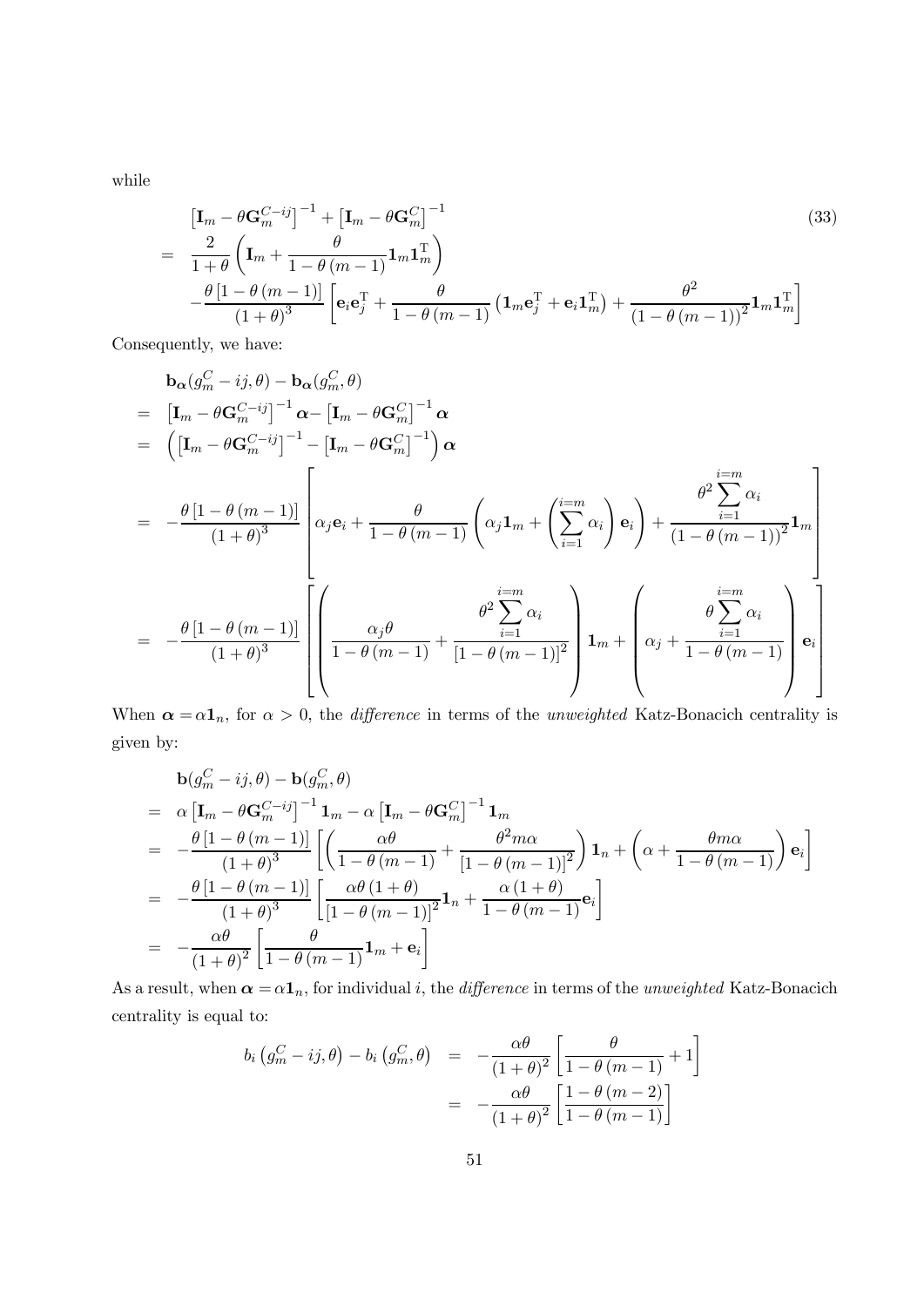while

$$
\begin{aligned}
& \left[\mathbf{I}_m - \theta \mathbf{G}_m^{C-ij}\right]^{-1} + \left[\mathbf{I}_m - \theta \mathbf{G}_m^{C}\right]^{-1} \\
= \;& \frac{2}{1+\theta}\left(\mathbf{I}_m + \frac{\theta}{1-\theta\left(m-1\right)}\mathbf{1}_m\mathbf{1}_m^{\mathrm{T}}\right) \\
& - \frac{\theta\left[1-\theta\left(m-1\right)\right]}{\left(1+\theta\right)^3}\left[\mathbf{e}_i\mathbf{e}_j^{\mathrm{T}} + \frac{\theta}{1-\theta\left(m-1\right)}\left(\mathbf{1}_m\mathbf{e}_j^{\mathrm{T}} + \mathbf{e}_i\mathbf{1}_m^{\mathrm{T}}\right) + \frac{\theta^2}{\left(1-\theta\left(m-1\right)\right)^2}\mathbf{1}_m\mathbf{1}_m^{\mathrm{T}}\right]
\end{aligned} \tag{33}
$$

Consequently, we have:

$$
\begin{aligned}
& \mathbf{b}_{\boldsymbol{\alpha}}(g_m^C - ij, \theta) - \mathbf{b}_{\boldsymbol{\alpha}}(g_m^C, \theta) \\
= \;& \left[\mathbf{I}_m - \theta \mathbf{G}_m^{C-ij}\right]^{-1}\boldsymbol{\alpha} - \left[\mathbf{I}_m - \theta \mathbf{G}_m^{C}\right]^{-1}\boldsymbol{\alpha} \\
= \;& \left(\left[\mathbf{I}_m - \theta \mathbf{G}_m^{C-ij}\right]^{-1} - \left[\mathbf{I}_m - \theta \mathbf{G}_m^{C}\right]^{-1}\right)\boldsymbol{\alpha} \\
= \;& -\frac{\theta\left[1-\theta\left(m-1\right)\right]}{\left(1+\theta\right)^3}\left[\alpha_j\mathbf{e}_i + \frac{\theta}{1-\theta\left(m-1\right)}\left(\alpha_j\mathbf{1}_m + \left(\sum_{i=1}^{i=m}\alpha_i\right)\mathbf{e}_i\right) + \frac{\theta^2\sum_{i=1}^{i=m}\alpha_i}{\left(1-\theta\left(m-1\right)\right)^2}\mathbf{1}_m\right] \\
= \;& -\frac{\theta\left[1-\theta\left(m-1\right)\right]}{\left(1+\theta\right)^3}\left[\left(\frac{\alpha_j\theta}{1-\theta\left(m-1\right)} + \frac{\theta^2\sum_{i=1}^{i=m}\alpha_i}{\left[1-\theta\left(m-1\right)\right]^2}\right)\mathbf{1}_m + \left(\alpha_j + \frac{\theta\sum_{i=1}^{i=m}\alpha_i}{1-\theta\left(m-1\right)}\right)\mathbf{e}_i\right]
\end{aligned}
$$

When $\boldsymbol{\alpha} = \alpha\mathbf{1}_n$, for $\alpha > 0$, the *difference* in terms of the *unweighted* Katz-Bonacich centrality is given by:

$$
\begin{aligned}
& \mathbf{b}(g_m^C - ij, \theta) - \mathbf{b}(g_m^C, \theta) \\
= \;& \alpha\left[\mathbf{I}_m - \theta \mathbf{G}_m^{C-ij}\right]^{-1}\mathbf{1}_m - \alpha\left[\mathbf{I}_m - \theta \mathbf{G}_m^{C}\right]^{-1}\mathbf{1}_m \\
= \;& -\frac{\theta\left[1-\theta\left(m-1\right)\right]}{\left(1+\theta\right)^3}\left[\left(\frac{\alpha\theta}{1-\theta\left(m-1\right)} + \frac{\theta^2 m\alpha}{\left[1-\theta\left(m-1\right)\right]^2}\right)\mathbf{1}_n + \left(\alpha + \frac{\theta m\alpha}{1-\theta\left(m-1\right)}\right)\mathbf{e}_i\right] \\
= \;& -\frac{\theta\left[1-\theta\left(m-1\right)\right]}{\left(1+\theta\right)^3}\left[\frac{\alpha\theta\left(1+\theta\right)}{\left[1-\theta\left(m-1\right)\right]^2}\mathbf{1}_n + \frac{\alpha\left(1+\theta\right)}{1-\theta\left(m-1\right)}\mathbf{e}_i\right] \\
= \;& -\frac{\alpha\theta}{\left(1+\theta\right)^2}\left[\frac{\theta}{1-\theta\left(m-1\right)}\mathbf{1}_m + \mathbf{e}_i\right]
\end{aligned}
$$

As a result, when $\boldsymbol{\alpha} = \alpha\mathbf{1}_n$, for individual $i$, the *difference* in terms of the *unweighted* Katz-Bonacich centrality is equal to:

$$
\begin{aligned}
b_i\left(g_m^C - ij, \theta\right) - b_i\left(g_m^C, \theta\right) &= -\frac{\alpha\theta}{\left(1+\theta\right)^2}\left[\frac{\theta}{1-\theta\left(m-1\right)} + 1\right] \\
&= -\frac{\alpha\theta}{\left(1+\theta\right)^2}\left[\frac{1-\theta\left(m-2\right)}{1-\theta\left(m-1\right)}\right]
\end{aligned}
$$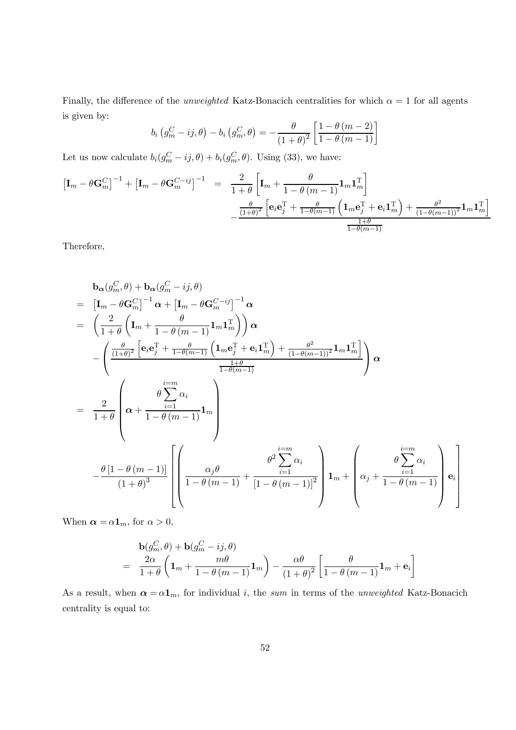Finally, the difference of the *unweighted* Katz-Bonacich centralities for which $\alpha = 1$ for all agents is given by:

$$b_i\left(g_m^C - ij, \theta\right) - b_i\left(g_m^C, \theta\right) = -\frac{\theta}{(1+\theta)^2}\left[\frac{1-\theta(m-2)}{1-\theta(m-1)}\right]$$

Let us now calculate $b_i(g_m^C - ij, \theta) + b_i(g_m^C, \theta)$. Using (33), we have:

$$\begin{aligned}
\left[\mathbf{I}_m - \theta \mathbf{G}_m^C\right]^{-1} + \left[\mathbf{I}_m - \theta \mathbf{G}_m^{C-ij}\right]^{-1} &= \frac{2}{1+\theta}\left[\mathbf{I}_m + \frac{\theta}{1-\theta(m-1)}\mathbf{1}_m\mathbf{1}_m^{\mathrm{T}}\right] \\
&\quad - \frac{\frac{\theta}{(1+\theta)^2}\left[\mathbf{e}_i\mathbf{e}_j^{\mathrm{T}} + \frac{\theta}{1-\theta(m-1)}\left(\mathbf{1}_m\mathbf{e}_j^{\mathrm{T}} + \mathbf{e}_i\mathbf{1}_m^{\mathrm{T}}\right) + \frac{\theta^2}{(1-\theta(m-1))^2}\mathbf{1}_m\mathbf{1}_m^{\mathrm{T}}\right]}{\frac{1+\theta}{1-\theta(m-1)}}
\end{aligned}$$

Therefore,

$$\begin{aligned}
& \mathbf{b}_{\boldsymbol{\alpha}}(g_m^C, \theta) + \mathbf{b}_{\boldsymbol{\alpha}}(g_m^C - ij, \theta) \\
=\ & \left[\mathbf{I}_m - \theta \mathbf{G}_m^C\right]^{-1}\boldsymbol{\alpha} + \left[\mathbf{I}_m - \theta \mathbf{G}_m^{C-ij}\right]^{-1}\boldsymbol{\alpha} \\
=\ & \left(\frac{2}{1+\theta}\left(\mathbf{I}_m + \frac{\theta}{1-\theta(m-1)}\mathbf{1}_m\mathbf{1}_m^{\mathrm{T}}\right)\right)\boldsymbol{\alpha} \\
& - \left(\frac{\frac{\theta}{(1+\theta)^2}\left[\mathbf{e}_i\mathbf{e}_j^{\mathrm{T}} + \frac{\theta}{1-\theta(m-1)}\left(\mathbf{1}_m\mathbf{e}_j^{\mathrm{T}} + \mathbf{e}_i\mathbf{1}_m^{\mathrm{T}}\right) + \frac{\theta^2}{(1-\theta(m-1))^2}\mathbf{1}_m\mathbf{1}_m^{\mathrm{T}}\right]}{\frac{1+\theta}{1-\theta(m-1)}}\right)\boldsymbol{\alpha} \\
=\ & \frac{2}{1+\theta}\left(\boldsymbol{\alpha} + \frac{\theta\sum_{i=1}^{i=m}\alpha_i}{1-\theta(m-1)}\mathbf{1}_m\right) \\
& - \frac{\theta\left[1-\theta(m-1)\right]}{(1+\theta)^3}\left[\left(\frac{\alpha_j\theta}{1-\theta(m-1)} + \frac{\theta^2\sum_{i=1}^{i=m}\alpha_i}{\left[1-\theta(m-1)\right]^2}\right)\mathbf{1}_m + \left(\alpha_j + \frac{\theta\sum_{i=1}^{i=m}\alpha_i}{1-\theta(m-1)}\right)\mathbf{e}_i\right]
\end{aligned}$$

When $\boldsymbol{\alpha} = \alpha\mathbf{1}_m$, for $\alpha > 0$,

$$\begin{aligned}
& \mathbf{b}(g_m^C, \theta) + \mathbf{b}(g_m^C - ij, \theta) \\
=\ & \frac{2\alpha}{1+\theta}\left(\mathbf{1}_m + \frac{m\theta}{1-\theta(m-1)}\mathbf{1}_m\right) - \frac{\alpha\theta}{(1+\theta)^2}\left[\frac{\theta}{1-\theta(m-1)}\mathbf{1}_m + \mathbf{e}_i\right]
\end{aligned}$$

As a result, when $\boldsymbol{\alpha} = \alpha\mathbf{1}_m$, for individual $i$, the *sum* in terms of the *unweighted* Katz-Bonacich centrality is equal to: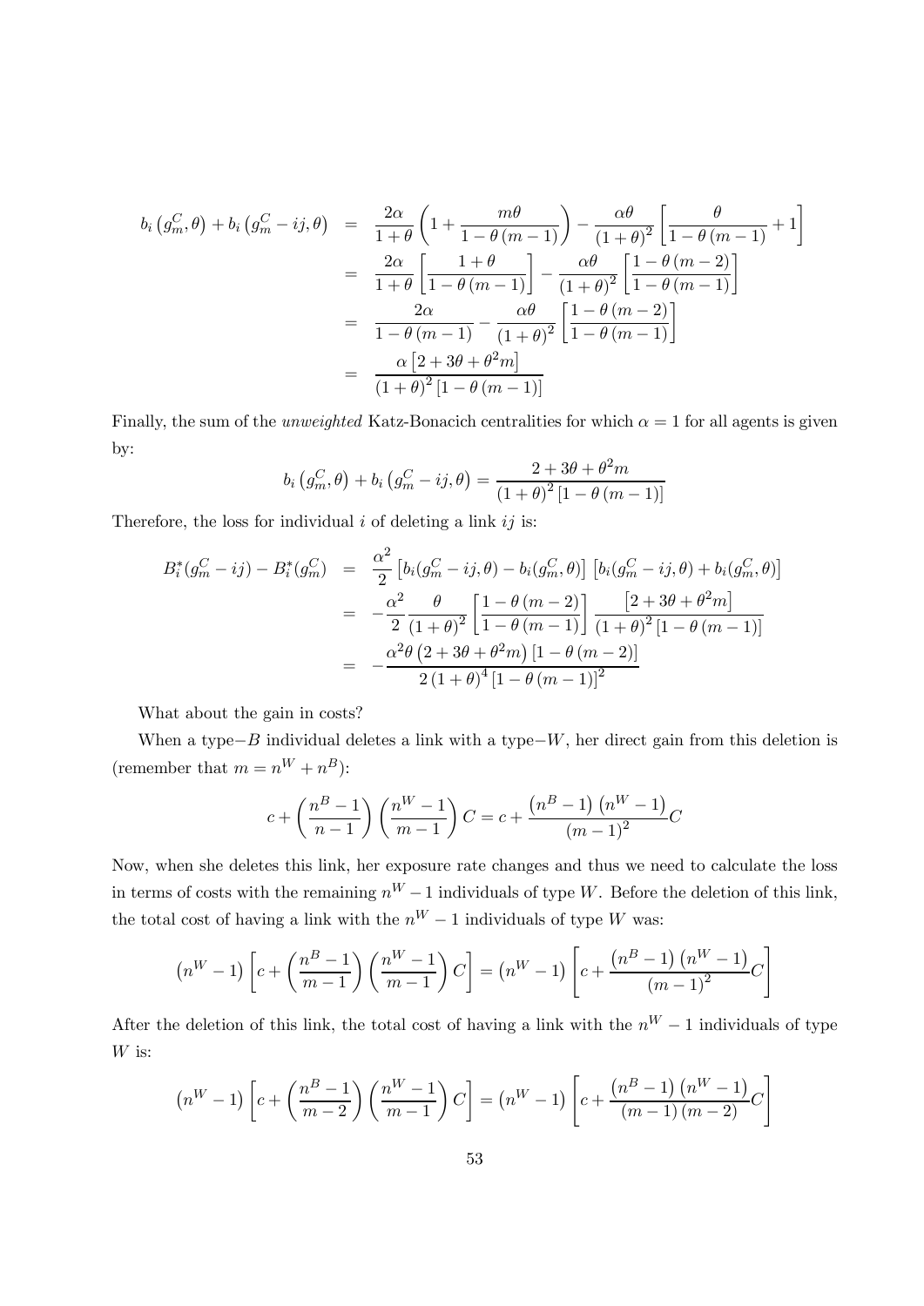$$
\begin{aligned}
b_i\left(g_m^C,\theta\right)+b_i\left(g_m^C-ij,\theta\right) &= \frac{2\alpha}{1+\theta}\left(1+\frac{m\theta}{1-\theta\left(m-1\right)}\right)-\frac{\alpha\theta}{\left(1+\theta\right)^2}\left[\frac{\theta}{1-\theta\left(m-1\right)}+1\right] \\
&= \frac{2\alpha}{1+\theta}\left[\frac{1+\theta}{1-\theta\left(m-1\right)}\right]-\frac{\alpha\theta}{\left(1+\theta\right)^2}\left[\frac{1-\theta\left(m-2\right)}{1-\theta\left(m-1\right)}\right] \\
&= \frac{2\alpha}{1-\theta\left(m-1\right)}-\frac{\alpha\theta}{\left(1+\theta\right)^2}\left[\frac{1-\theta\left(m-2\right)}{1-\theta\left(m-1\right)}\right] \\
&= \frac{\alpha\left[2+3\theta+\theta^2 m\right]}{\left(1+\theta\right)^2\left[1-\theta\left(m-1\right)\right]}
\end{aligned}
$$

Finally, the sum of the *unweighted* Katz-Bonacich centralities for which $\alpha=1$ for all agents is given by:

$$
b_i\left(g_m^C,\theta\right)+b_i\left(g_m^C-ij,\theta\right)=\frac{2+3\theta+\theta^2 m}{\left(1+\theta\right)^2\left[1-\theta\left(m-1\right)\right]}
$$

Therefore, the loss for individual $i$ of deleting a link $ij$ is:

$$
\begin{aligned}
B_i^*(g_m^C-ij)-B_i^*(g_m^C) &= \frac{\alpha^2}{2}\left[b_i(g_m^C-ij,\theta)-b_i(g_m^C,\theta)\right]\left[b_i(g_m^C-ij,\theta)+b_i(g_m^C,\theta)\right] \\
&= -\frac{\alpha^2}{2}\frac{\theta}{\left(1+\theta\right)^2}\left[\frac{1-\theta\left(m-2\right)}{1-\theta\left(m-1\right)}\right]\frac{\left[2+3\theta+\theta^2 m\right]}{\left(1+\theta\right)^2\left[1-\theta\left(m-1\right)\right]} \\
&= -\frac{\alpha^2\theta\left(2+3\theta+\theta^2 m\right)\left[1-\theta\left(m-2\right)\right]}{2\left(1+\theta\right)^4\left[1-\theta\left(m-1\right)\right]^2}
\end{aligned}
$$

What about the gain in costs?

When a type$-B$ individual deletes a link with a type$-W$, her direct gain from this deletion is (remember that $m=n^W+n^B$):

$$
c+\left(\frac{n^B-1}{n-1}\right)\left(\frac{n^W-1}{m-1}\right)C=c+\frac{\left(n^B-1\right)\left(n^W-1\right)}{\left(m-1\right)^2}C
$$

Now, when she deletes this link, her exposure rate changes and thus we need to calculate the loss in terms of costs with the remaining $n^W-1$ individuals of type $W$. Before the deletion of this link, the total cost of having a link with the $n^W-1$ individuals of type $W$ was:

$$
\left(n^W-1\right)\left[c+\left(\frac{n^B-1}{m-1}\right)\left(\frac{n^W-1}{m-1}\right)C\right]=\left(n^W-1\right)\left[c+\frac{\left(n^B-1\right)\left(n^W-1\right)}{\left(m-1\right)^2}C\right]
$$

After the deletion of this link, the total cost of having a link with the $n^W-1$ individuals of type $W$ is:

$$
\left(n^W-1\right)\left[c+\left(\frac{n^B-1}{m-2}\right)\left(\frac{n^W-1}{m-1}\right)C\right]=\left(n^W-1\right)\left[c+\frac{\left(n^B-1\right)\left(n^W-1\right)}{\left(m-1\right)\left(m-2\right)}C\right]
$$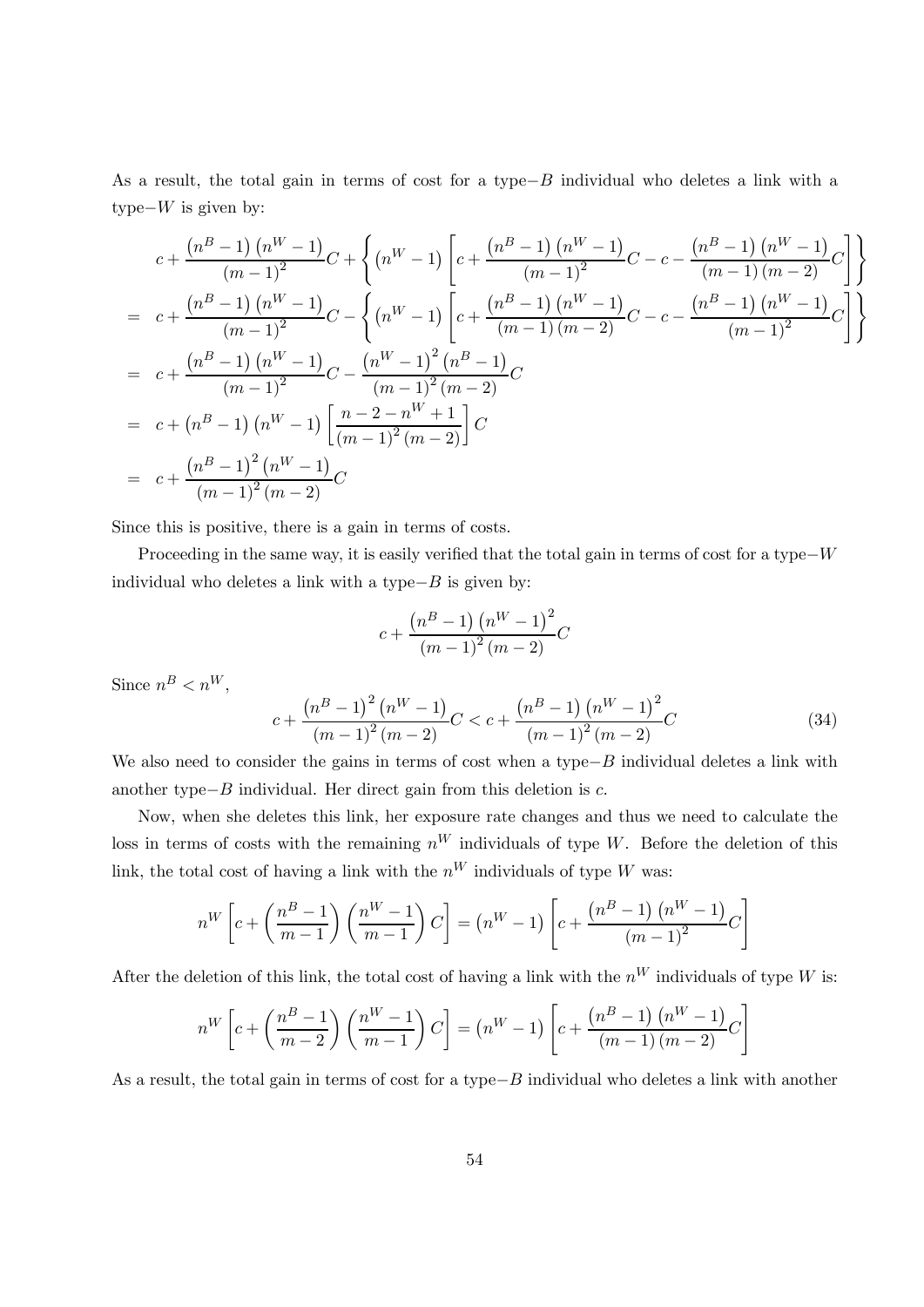As a result, the total gain in terms of cost for a type$-B$ individual who deletes a link with a type$-W$ is given by:

$$
\begin{aligned}
& c+\frac{\left(n^B-1\right)\left(n^W-1\right)}{(m-1)^2} C+\left\{\left(n^W-1\right)\left[c+\frac{\left(n^B-1\right)\left(n^W-1\right)}{(m-1)^2} C-c-\frac{\left(n^B-1\right)\left(n^W-1\right)}{(m-1)(m-2)} C\right]\right\} \\
= \; & c+\frac{\left(n^B-1\right)\left(n^W-1\right)}{(m-1)^2} C-\left\{\left(n^W-1\right)\left[c+\frac{\left(n^B-1\right)\left(n^W-1\right)}{(m-1)(m-2)} C-c-\frac{\left(n^B-1\right)\left(n^W-1\right)}{(m-1)^2} C\right]\right\} \\
= \; & c+\frac{\left(n^B-1\right)\left(n^W-1\right)}{(m-1)^2} C-\frac{\left(n^W-1\right)^2\left(n^B-1\right)}{(m-1)^2(m-2)} C \\
= \; & c+\left(n^B-1\right)\left(n^W-1\right)\left[\frac{n-2-n^W+1}{(m-1)^2(m-2)}\right] C \\
= \; & c+\frac{\left(n^B-1\right)^2\left(n^W-1\right)}{(m-1)^2(m-2)} C
\end{aligned}
$$

Since this is positive, there is a gain in terms of costs.

Proceeding in the same way, it is easily verified that the total gain in terms of cost for a type$-W$ individual who deletes a link with a type$-B$ is given by:

$$
c+\frac{\left(n^B-1\right)\left(n^W-1\right)^2}{(m-1)^2(m-2)} C
$$

Since $n^B<n^W$,

$$
c+\frac{\left(n^B-1\right)^2\left(n^W-1\right)}{(m-1)^2(m-2)} C<c+\frac{\left(n^B-1\right)\left(n^W-1\right)^2}{(m-1)^2(m-2)} C \tag{34}
$$

We also need to consider the gains in terms of cost when a type$-B$ individual deletes a link with another type$-B$ individual. Her direct gain from this deletion is $c$.

Now, when she deletes this link, her exposure rate changes and thus we need to calculate the loss in terms of costs with the remaining $n^W$ individuals of type $W$. Before the deletion of this link, the total cost of having a link with the $n^W$ individuals of type $W$ was:

$$
n^W\left[c+\left(\frac{n^B-1}{m-1}\right)\left(\frac{n^W-1}{m-1}\right) C\right]=\left(n^W-1\right)\left[c+\frac{\left(n^B-1\right)\left(n^W-1\right)}{(m-1)^2} C\right]
$$

After the deletion of this link, the total cost of having a link with the $n^W$ individuals of type $W$ is:

$$
n^W\left[c+\left(\frac{n^B-1}{m-2}\right)\left(\frac{n^W-1}{m-1}\right) C\right]=\left(n^W-1\right)\left[c+\frac{\left(n^B-1\right)\left(n^W-1\right)}{(m-1)(m-2)} C\right]
$$

As a result, the total gain in terms of cost for a type$-B$ individual who deletes a link with another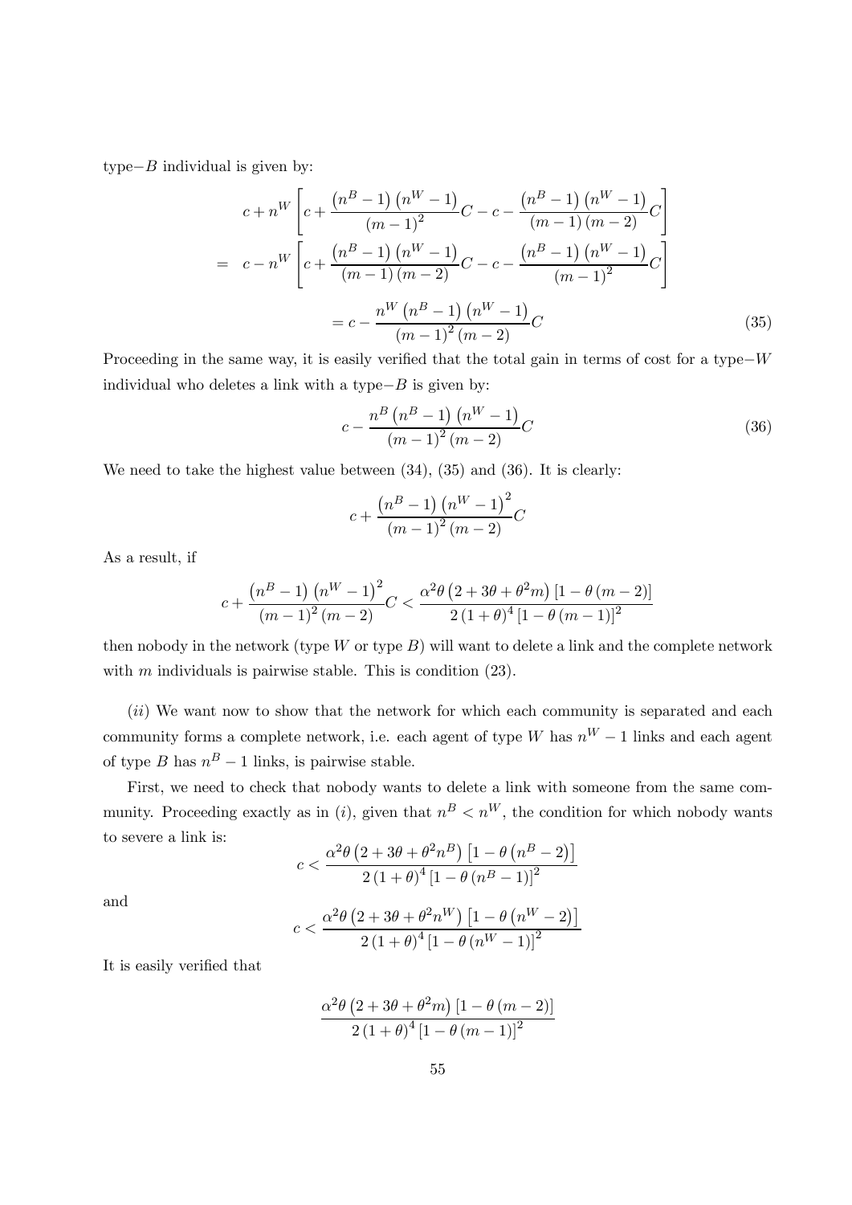type$-B$ individual is given by:

$$
\begin{aligned}
& c + n^W \left[ c + \frac{\left(n^B - 1\right)\left(n^W - 1\right)}{(m-1)^2} C - c - \frac{\left(n^B - 1\right)\left(n^W - 1\right)}{(m-1)(m-2)} C \right] \\
= \; & c - n^W \left[ c + \frac{\left(n^B - 1\right)\left(n^W - 1\right)}{(m-1)(m-2)} C - c - \frac{\left(n^B - 1\right)\left(n^W - 1\right)}{(m-1)^2} C \right] \\
& = c - \frac{n^W \left(n^B - 1\right)\left(n^W - 1\right)}{(m-1)^2 (m-2)} C
\end{aligned}
\tag{35}
$$

Proceeding in the same way, it is easily verified that the total gain in terms of cost for a type$-W$ individual who deletes a link with a type$-B$ is given by:

$$
c - \frac{n^B \left(n^B - 1\right)\left(n^W - 1\right)}{(m-1)^2 (m-2)} C \tag{36}
$$

We need to take the highest value between (34), (35) and (36). It is clearly:

$$
c + \frac{\left(n^B - 1\right)\left(n^W - 1\right)^2}{(m-1)^2 (m-2)} C
$$

As a result, if

$$
c + \frac{\left(n^B - 1\right)\left(n^W - 1\right)^2}{(m-1)^2 (m-2)} C < \frac{\alpha^2 \theta \left(2 + 3\theta + \theta^2 m\right) \left[1 - \theta (m-2)\right]}{2 (1+\theta)^4 \left[1 - \theta (m-1)\right]^2}
$$

then nobody in the network (type $W$ or type $B$) will want to delete a link and the complete network with $m$ individuals is pairwise stable. This is condition (23).

$(ii)$ We want now to show that the network for which each community is separated and each community forms a complete network, i.e. each agent of type $W$ has $n^W - 1$ links and each agent of type $B$ has $n^B - 1$ links, is pairwise stable.

First, we need to check that nobody wants to delete a link with someone from the same community. Proceeding exactly as in $(i)$, given that $n^B < n^W$, the condition for which nobody wants to severe a link is:

$$
c < \frac{\alpha^2 \theta \left(2 + 3\theta + \theta^2 n^B\right) \left[1 - \theta \left(n^B - 2\right)\right]}{2 (1+\theta)^4 \left[1 - \theta \left(n^B - 1\right)\right]^2}
$$

and

$$
c < \frac{\alpha^2 \theta \left(2 + 3\theta + \theta^2 n^W\right) \left[1 - \theta \left(n^W - 2\right)\right]}{2 (1+\theta)^4 \left[1 - \theta \left(n^W - 1\right)\right]^2}
$$

It is easily verified that

$$
\frac{\alpha^2 \theta \left(2 + 3\theta + \theta^2 m\right) \left[1 - \theta (m-2)\right]}{2 (1+\theta)^4 \left[1 - \theta (m-1)\right]^2}
$$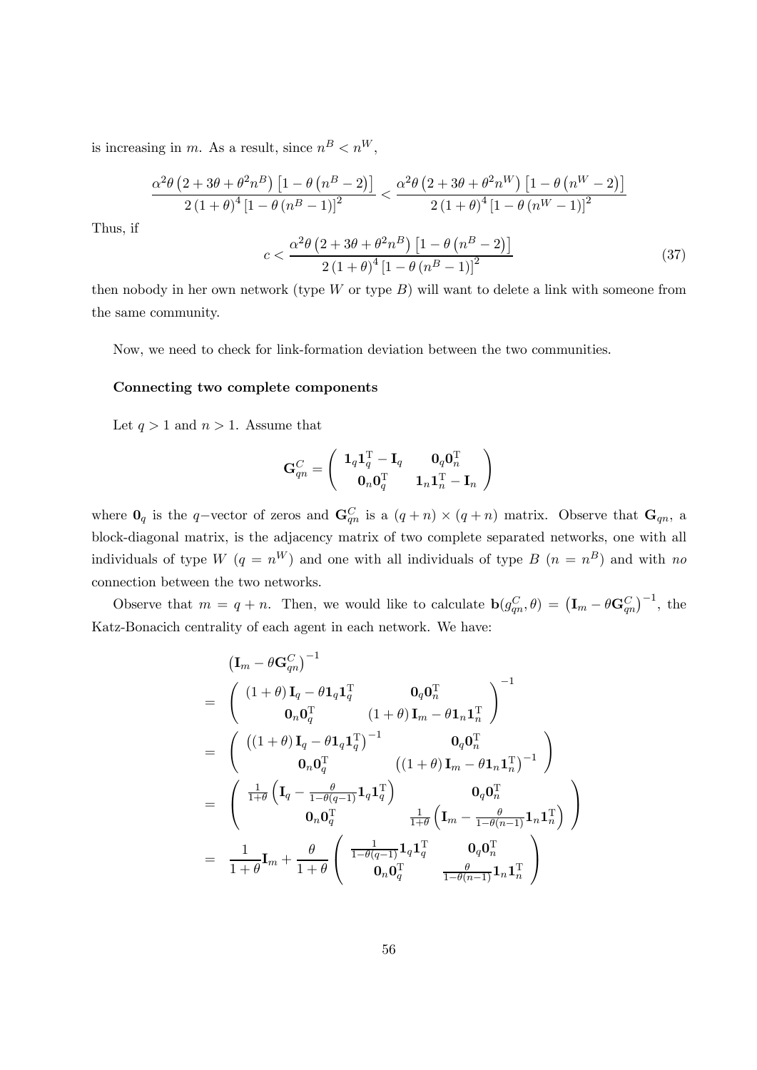is increasing in $m$. As a result, since $n^B < n^W$,

$$\frac{\alpha^2\theta\left(2+3\theta+\theta^2 n^B\right)\left[1-\theta\left(n^B-2\right)\right]}{2\left(1+\theta\right)^4\left[1-\theta\left(n^B-1\right)\right]^2} < \frac{\alpha^2\theta\left(2+3\theta+\theta^2 n^W\right)\left[1-\theta\left(n^W-2\right)\right]}{2\left(1+\theta\right)^4\left[1-\theta\left(n^W-1\right)\right]^2}$$

Thus, if

$$c < \frac{\alpha^2\theta\left(2+3\theta+\theta^2 n^B\right)\left[1-\theta\left(n^B-2\right)\right]}{2\left(1+\theta\right)^4\left[1-\theta\left(n^B-1\right)\right]^2} \tag{37}$$

then nobody in her own network (type $W$ or type $B$) will want to delete a link with someone from the same community.

Now, we need to check for link-formation deviation between the two communities.

**Connecting two complete components**

Let $q > 1$ and $n > 1$. Assume that

$$\mathbf{G}_{qn}^C = \begin{pmatrix} \mathbf{1}_q\mathbf{1}_q^{\mathrm{T}} - \mathbf{I}_q & \mathbf{0}_q\mathbf{0}_n^{\mathrm{T}} \\ \mathbf{0}_n\mathbf{0}_q^{\mathrm{T}} & \mathbf{1}_n\mathbf{1}_n^{\mathrm{T}} - \mathbf{I}_n \end{pmatrix}$$

where $\mathbf{0}_q$ is the $q-$vector of zeros and $\mathbf{G}_{qn}^C$ is a $(q+n)\times(q+n)$ matrix. Observe that $\mathbf{G}_{qn}$, a block-diagonal matrix, is the adjacency matrix of two complete separated networks, one with all individuals of type $W$ ($q = n^W$) and one with all individuals of type $B$ ($n = n^B$) and with *no* connection between the two networks.

Observe that $m = q + n$. Then, we would like to calculate $\mathbf{b}(g_{qn}^C, \theta) = \left(\mathbf{I}_m - \theta\mathbf{G}_{qn}^C\right)^{-1}$, the Katz-Bonacich centrality of each agent in each network. We have:

$$\begin{aligned}
& \left(\mathbf{I}_m - \theta\mathbf{G}_{qn}^C\right)^{-1} \\
= & \begin{pmatrix} (1+\theta)\,\mathbf{I}_q - \theta\mathbf{1}_q\mathbf{1}_q^{\mathrm{T}} & \mathbf{0}_q\mathbf{0}_n^{\mathrm{T}} \\ \mathbf{0}_n\mathbf{0}_q^{\mathrm{T}} & (1+\theta)\,\mathbf{I}_m - \theta\mathbf{1}_n\mathbf{1}_n^{\mathrm{T}} \end{pmatrix}^{-1} \\
= & \begin{pmatrix} \left((1+\theta)\,\mathbf{I}_q - \theta\mathbf{1}_q\mathbf{1}_q^{\mathrm{T}}\right)^{-1} & \mathbf{0}_q\mathbf{0}_n^{\mathrm{T}} \\ \mathbf{0}_n\mathbf{0}_q^{\mathrm{T}} & \left((1+\theta)\,\mathbf{I}_m - \theta\mathbf{1}_n\mathbf{1}_n^{\mathrm{T}}\right)^{-1} \end{pmatrix} \\
= & \begin{pmatrix} \frac{1}{1+\theta}\left(\mathbf{I}_q - \frac{\theta}{1-\theta(q-1)}\mathbf{1}_q\mathbf{1}_q^{\mathrm{T}}\right) & \mathbf{0}_q\mathbf{0}_n^{\mathrm{T}} \\ \mathbf{0}_n\mathbf{0}_q^{\mathrm{T}} & \frac{1}{1+\theta}\left(\mathbf{I}_m - \frac{\theta}{1-\theta(n-1)}\mathbf{1}_n\mathbf{1}_n^{\mathrm{T}}\right) \end{pmatrix} \\
= & \frac{1}{1+\theta}\mathbf{I}_m + \frac{\theta}{1+\theta}\begin{pmatrix} \frac{1}{1-\theta(q-1)}\mathbf{1}_q\mathbf{1}_q^{\mathrm{T}} & \mathbf{0}_q\mathbf{0}_n^{\mathrm{T}} \\ \mathbf{0}_n\mathbf{0}_q^{\mathrm{T}} & \frac{\theta}{1-\theta(n-1)}\mathbf{1}_n\mathbf{1}_n^{\mathrm{T}} \end{pmatrix}
\end{aligned}$$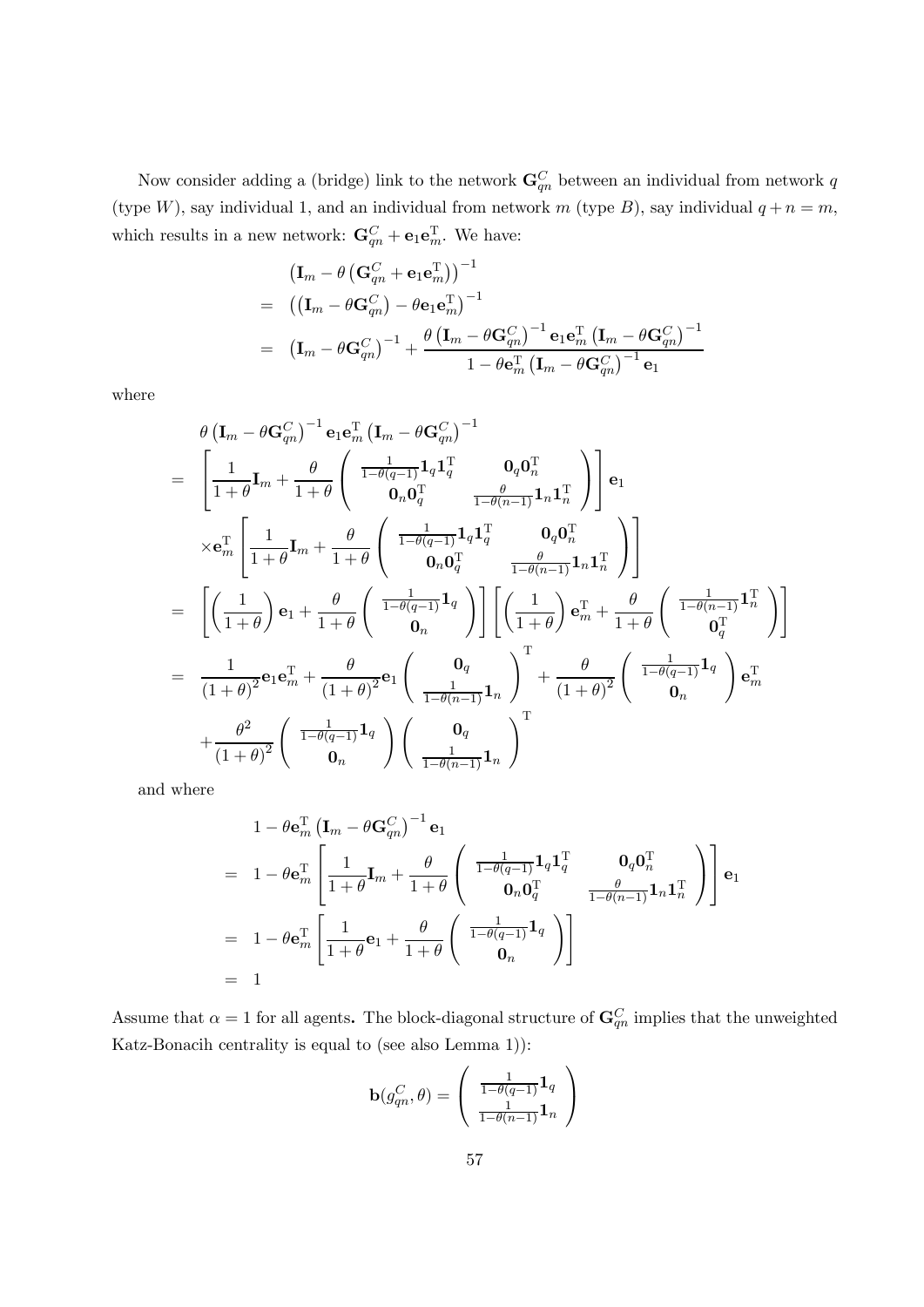Now consider adding a (bridge) link to the network $\mathbf{G}_{qn}^{C}$ between an individual from network $q$ (type $W$), say individual 1, and an individual from network $m$ (type $B$), say individual $q+n=m$, which results in a new network: $\mathbf{G}_{qn}^{C}+\mathbf{e}_1\mathbf{e}_m^{\mathrm{T}}$. We have:

$$
\begin{aligned}
& \left(\mathbf{I}_m-\theta\left(\mathbf{G}_{qn}^{C}+\mathbf{e}_1\mathbf{e}_m^{\mathrm{T}}\right)\right)^{-1} \\
= & \left(\left(\mathbf{I}_m-\theta\mathbf{G}_{qn}^{C}\right)-\theta\mathbf{e}_1\mathbf{e}_m^{\mathrm{T}}\right)^{-1} \\
= & \left(\mathbf{I}_m-\theta\mathbf{G}_{qn}^{C}\right)^{-1}+\frac{\theta\left(\mathbf{I}_m-\theta\mathbf{G}_{qn}^{C}\right)^{-1}\mathbf{e}_1\mathbf{e}_m^{\mathrm{T}}\left(\mathbf{I}_m-\theta\mathbf{G}_{qn}^{C}\right)^{-1}}{1-\theta\mathbf{e}_m^{\mathrm{T}}\left(\mathbf{I}_m-\theta\mathbf{G}_{qn}^{C}\right)^{-1}\mathbf{e}_1}
\end{aligned}
$$

where

$$
\begin{aligned}
& \theta\left(\mathbf{I}_m-\theta\mathbf{G}_{qn}^{C}\right)^{-1}\mathbf{e}_1\mathbf{e}_m^{\mathrm{T}}\left(\mathbf{I}_m-\theta\mathbf{G}_{qn}^{C}\right)^{-1} \\
= & \left[\frac{1}{1+\theta}\mathbf{I}_m+\frac{\theta}{1+\theta}\begin{pmatrix}\frac{1}{1-\theta(q-1)}\mathbf{1}_q\mathbf{1}_q^{\mathrm{T}} & \mathbf{0}_q\mathbf{0}_n^{\mathrm{T}} \\ \mathbf{0}_n\mathbf{0}_q^{\mathrm{T}} & \frac{\theta}{1-\theta(n-1)}\mathbf{1}_n\mathbf{1}_n^{\mathrm{T}}\end{pmatrix}\right]\mathbf{e}_1 \\
& \times\mathbf{e}_m^{\mathrm{T}}\left[\frac{1}{1+\theta}\mathbf{I}_m+\frac{\theta}{1+\theta}\begin{pmatrix}\frac{1}{1-\theta(q-1)}\mathbf{1}_q\mathbf{1}_q^{\mathrm{T}} & \mathbf{0}_q\mathbf{0}_n^{\mathrm{T}} \\ \mathbf{0}_n\mathbf{0}_q^{\mathrm{T}} & \frac{\theta}{1-\theta(n-1)}\mathbf{1}_n\mathbf{1}_n^{\mathrm{T}}\end{pmatrix}\right] \\
= & \left[\left(\frac{1}{1+\theta}\right)\mathbf{e}_1+\frac{\theta}{1+\theta}\begin{pmatrix}\frac{1}{1-\theta(q-1)}\mathbf{1}_q \\ \mathbf{0}_n\end{pmatrix}\right]\left[\left(\frac{1}{1+\theta}\right)\mathbf{e}_m^{\mathrm{T}}+\frac{\theta}{1+\theta}\begin{pmatrix}\frac{1}{1-\theta(n-1)}\mathbf{1}_n^{\mathrm{T}} \\ \mathbf{0}_q^{\mathrm{T}}\end{pmatrix}\right] \\
= & \frac{1}{(1+\theta)^2}\mathbf{e}_1\mathbf{e}_m^{\mathrm{T}}+\frac{\theta}{(1+\theta)^2}\mathbf{e}_1\begin{pmatrix}\mathbf{0}_q \\ \frac{1}{1-\theta(n-1)}\mathbf{1}_n\end{pmatrix}^{\mathrm{T}}+\frac{\theta}{(1+\theta)^2}\begin{pmatrix}\frac{1}{1-\theta(q-1)}\mathbf{1}_q \\ \mathbf{0}_n\end{pmatrix}\mathbf{e}_m^{\mathrm{T}} \\
& +\frac{\theta^2}{(1+\theta)^2}\begin{pmatrix}\frac{1}{1-\theta(q-1)}\mathbf{1}_q \\ \mathbf{0}_n\end{pmatrix}\begin{pmatrix}\mathbf{0}_q \\ \frac{1}{1-\theta(n-1)}\mathbf{1}_n\end{pmatrix}^{\mathrm{T}}
\end{aligned}
$$

and where

$$
\begin{aligned}
& 1-\theta\mathbf{e}_m^{\mathrm{T}}\left(\mathbf{I}_m-\theta\mathbf{G}_{qn}^{C}\right)^{-1}\mathbf{e}_1 \\
= & 1-\theta\mathbf{e}_m^{\mathrm{T}}\left[\frac{1}{1+\theta}\mathbf{I}_m+\frac{\theta}{1+\theta}\begin{pmatrix}\frac{1}{1-\theta(q-1)}\mathbf{1}_q\mathbf{1}_q^{\mathrm{T}} & \mathbf{0}_q\mathbf{0}_n^{\mathrm{T}} \\ \mathbf{0}_n\mathbf{0}_q^{\mathrm{T}} & \frac{\theta}{1-\theta(n-1)}\mathbf{1}_n\mathbf{1}_n^{\mathrm{T}}\end{pmatrix}\right]\mathbf{e}_1 \\
= & 1-\theta\mathbf{e}_m^{\mathrm{T}}\left[\frac{1}{1+\theta}\mathbf{e}_1+\frac{\theta}{1+\theta}\begin{pmatrix}\frac{1}{1-\theta(q-1)}\mathbf{1}_q \\ \mathbf{0}_n\end{pmatrix}\right] \\
= & 1
\end{aligned}
$$

Assume that $\alpha=1$ for all agents**.** The block-diagonal structure of $\mathbf{G}_{qn}^{C}$ implies that the unweighted Katz-Bonacih centrality is equal to (see also Lemma 1)):

$$
\mathbf{b}(g_{qn}^{C},\theta)=\begin{pmatrix}\frac{1}{1-\theta(q-1)}\mathbf{1}_q \\ \frac{1}{1-\theta(n-1)}\mathbf{1}_n\end{pmatrix}
$$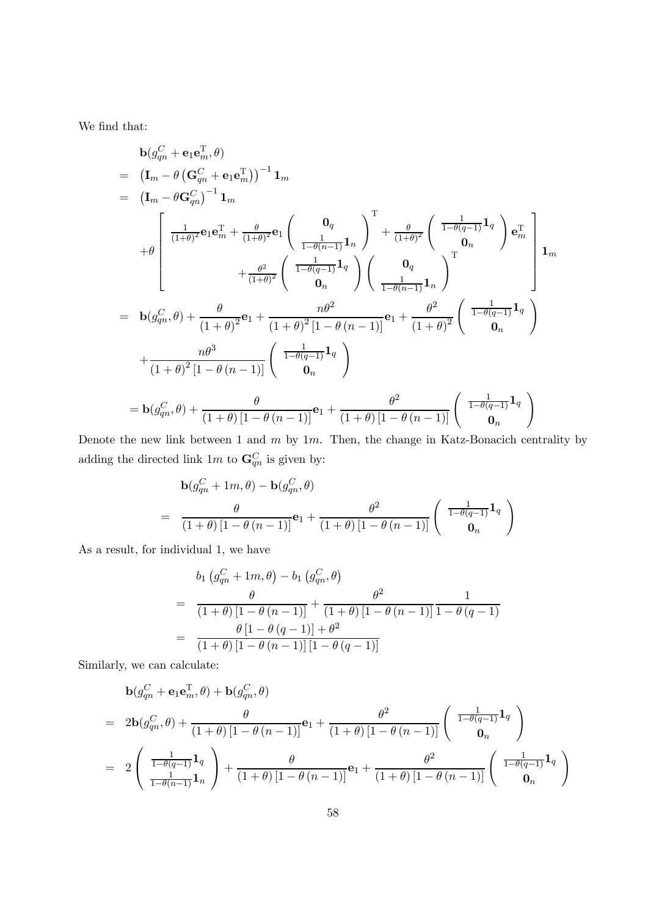We find that:

$$
\begin{aligned}
& \mathbf{b}(g_{qn}^{C} + \mathbf{e}_1 \mathbf{e}_m^{\mathrm{T}}, \theta) \\
= & \left(\mathbf{I}_m - \theta\left(\mathbf{G}_{qn}^{C} + \mathbf{e}_1 \mathbf{e}_m^{\mathrm{T}}\right)\right)^{-1} \mathbf{1}_m \\
= & \left(\mathbf{I}_m - \theta \mathbf{G}_{qn}^{C}\right)^{-1} \mathbf{1}_m \\
& + \theta \left[ \begin{array}{c} \frac{1}{(1+\theta)^2} \mathbf{e}_1 \mathbf{e}_m^{\mathrm{T}} + \frac{\theta}{(1+\theta)^2} \mathbf{e}_1 \begin{pmatrix} \mathbf{0}_q \\ \frac{1}{1-\theta(n-1)} \mathbf{1}_n \end{pmatrix}^{\mathrm{T}} + \frac{\theta}{(1+\theta)^2} \begin{pmatrix} \frac{1}{1-\theta(q-1)} \mathbf{1}_q \\ \mathbf{0}_n \end{pmatrix} \mathbf{e}_m^{\mathrm{T}} \\ + \frac{\theta^2}{(1+\theta)^2} \begin{pmatrix} \frac{1}{1-\theta(q-1)} \mathbf{1}_q \\ \mathbf{0}_n \end{pmatrix} \begin{pmatrix} \mathbf{0}_q \\ \frac{1}{1-\theta(n-1)} \mathbf{1}_n \end{pmatrix}^{\mathrm{T}} \end{array} \right] \mathbf{1}_m \\
= & \mathbf{b}(g_{qn}^{C}, \theta) + \frac{\theta}{(1+\theta)^2} \mathbf{e}_1 + \frac{n\theta^2}{(1+\theta)^2 \left[1-\theta(n-1)\right]} \mathbf{e}_1 + \frac{\theta^2}{(1+\theta)^2} \begin{pmatrix} \frac{1}{1-\theta(q-1)} \mathbf{1}_q \\ \mathbf{0}_n \end{pmatrix} \\
& + \frac{n\theta^3}{(1+\theta)^2 \left[1-\theta(n-1)\right]} \begin{pmatrix} \frac{1}{1-\theta(q-1)} \mathbf{1}_q \\ \mathbf{0}_n \end{pmatrix} \\
= & \mathbf{b}(g_{qn}^{C}, \theta) + \frac{\theta}{(1+\theta)\left[1-\theta(n-1)\right]} \mathbf{e}_1 + \frac{\theta^2}{(1+\theta)\left[1-\theta(n-1)\right]} \begin{pmatrix} \frac{1}{1-\theta(q-1)} \mathbf{1}_q \\ \mathbf{0}_n \end{pmatrix}
\end{aligned}
$$

Denote the new link between 1 and $m$ by $1m$. Then, the change in Katz-Bonacich centrality by adding the directed link $1m$ to $\mathbf{G}_{qn}^{C}$ is given by:

$$
\begin{aligned}
& \mathbf{b}(g_{qn}^{C} + 1m, \theta) - \mathbf{b}(g_{qn}^{C}, \theta) \\
= & \frac{\theta}{(1+\theta)\left[1-\theta(n-1)\right]} \mathbf{e}_1 + \frac{\theta^2}{(1+\theta)\left[1-\theta(n-1)\right]} \begin{pmatrix} \frac{1}{1-\theta(q-1)} \mathbf{1}_q \\ \mathbf{0}_n \end{pmatrix}
\end{aligned}
$$

As a result, for individual 1, we have

$$
\begin{aligned}
& b_1\left(g_{qn}^{C} + 1m, \theta\right) - b_1\left(g_{qn}^{C}, \theta\right) \\
= & \frac{\theta}{(1+\theta)\left[1-\theta(n-1)\right]} + \frac{\theta^2}{(1+\theta)\left[1-\theta(n-1)\right]} \frac{1}{1-\theta(q-1)} \\
= & \frac{\theta\left[1-\theta(q-1)\right] + \theta^2}{(1+\theta)\left[1-\theta(n-1)\right]\left[1-\theta(q-1)\right]}
\end{aligned}
$$

Similarly, we can calculate:

$$
\begin{aligned}
& \mathbf{b}(g_{qn}^{C} + \mathbf{e}_1 \mathbf{e}_m^{\mathrm{T}}, \theta) + \mathbf{b}(g_{qn}^{C}, \theta) \\
= & 2\mathbf{b}(g_{qn}^{C}, \theta) + \frac{\theta}{(1+\theta)\left[1-\theta(n-1)\right]} \mathbf{e}_1 + \frac{\theta^2}{(1+\theta)\left[1-\theta(n-1)\right]} \begin{pmatrix} \frac{1}{1-\theta(q-1)} \mathbf{1}_q \\ \mathbf{0}_n \end{pmatrix} \\
= & 2 \begin{pmatrix} \frac{1}{1-\theta(q-1)} \mathbf{1}_q \\ \frac{1}{1-\theta(n-1)} \mathbf{1}_n \end{pmatrix} + \frac{\theta}{(1+\theta)\left[1-\theta(n-1)\right]} \mathbf{e}_1 + \frac{\theta^2}{(1+\theta)\left[1-\theta(n-1)\right]} \begin{pmatrix} \frac{1}{1-\theta(q-1)} \mathbf{1}_q \\ \mathbf{0}_n \end{pmatrix}
\end{aligned}
$$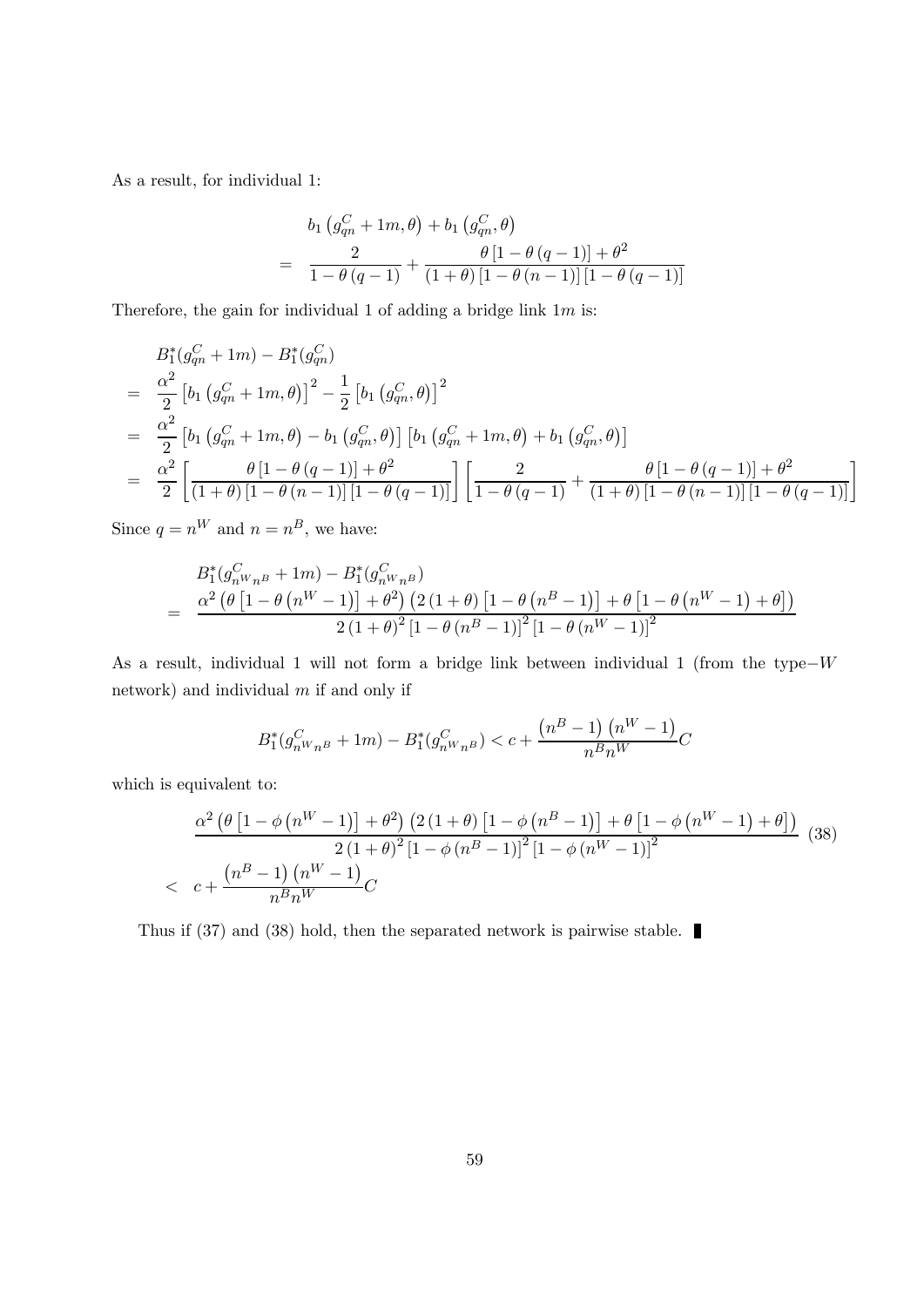As a result, for individual 1:

$$
\begin{aligned}
& b_1\left(g_{qn}^C + 1m, \theta\right) + b_1\left(g_{qn}^C, \theta\right) \\
= \quad & \frac{2}{1-\theta(q-1)} + \frac{\theta\left[1-\theta(q-1)\right] + \theta^2}{(1+\theta)\left[1-\theta(n-1)\right]\left[1-\theta(q-1)\right]}
\end{aligned}
$$

Therefore, the gain for individual 1 of adding a bridge link $1m$ is:

$$
\begin{aligned}
& B_1^*(g_{qn}^C + 1m) - B_1^*(g_{qn}^C) \\
= \quad & \frac{\alpha^2}{2}\left[b_1\left(g_{qn}^C + 1m, \theta\right)\right]^2 - \frac{1}{2}\left[b_1\left(g_{qn}^C, \theta\right)\right]^2 \\
= \quad & \frac{\alpha^2}{2}\left[b_1\left(g_{qn}^C + 1m, \theta\right) - b_1\left(g_{qn}^C, \theta\right)\right]\left[b_1\left(g_{qn}^C + 1m, \theta\right) + b_1\left(g_{qn}^C, \theta\right)\right] \\
= \quad & \frac{\alpha^2}{2}\left[\frac{\theta\left[1-\theta(q-1)\right] + \theta^2}{(1+\theta)\left[1-\theta(n-1)\right]\left[1-\theta(q-1)\right]}\right]\left[\frac{2}{1-\theta(q-1)} + \frac{\theta\left[1-\theta(q-1)\right] + \theta^2}{(1+\theta)\left[1-\theta(n-1)\right]\left[1-\theta(q-1)\right]}\right]
\end{aligned}
$$

Since $q = n^W$ and $n = n^B$, we have:

$$
\begin{aligned}
& B_1^*(g_{n^W n^B}^C + 1m) - B_1^*(g_{n^W n^B}^C) \\
= \quad & \frac{\alpha^2\left(\theta\left[1-\theta\left(n^W-1\right)\right] + \theta^2\right)\left(2\left(1+\theta\right)\left[1-\theta\left(n^B-1\right)\right] + \theta\left[1-\theta\left(n^W-1\right) + \theta\right]\right)}{2\left(1+\theta\right)^2\left[1-\theta\left(n^B-1\right)\right]^2\left[1-\theta\left(n^W-1\right)\right]^2}
\end{aligned}
$$

As a result, individual 1 will not form a bridge link between individual 1 (from the type$-W$ network) and individual $m$ if and only if

$$
B_1^*(g_{n^W n^B}^C + 1m) - B_1^*(g_{n^W n^B}^C) < c + \frac{\left(n^B-1\right)\left(n^W-1\right)}{n^B n^W}C
$$

which is equivalent to:

$$
\begin{aligned}
& \frac{\alpha^2\left(\theta\left[1-\phi\left(n^W-1\right)\right] + \theta^2\right)\left(2\left(1+\theta\right)\left[1-\phi\left(n^B-1\right)\right] + \theta\left[1-\phi\left(n^W-1\right) + \theta\right]\right)}{2\left(1+\theta\right)^2\left[1-\phi\left(n^B-1\right)\right]^2\left[1-\phi\left(n^W-1\right)\right]^2} \\
< \quad & c + \frac{\left(n^B-1\right)\left(n^W-1\right)}{n^B n^W}C
\end{aligned}
\tag{38}
$$

Thus if (37) and (38) hold, then the separated network is pairwise stable. ∎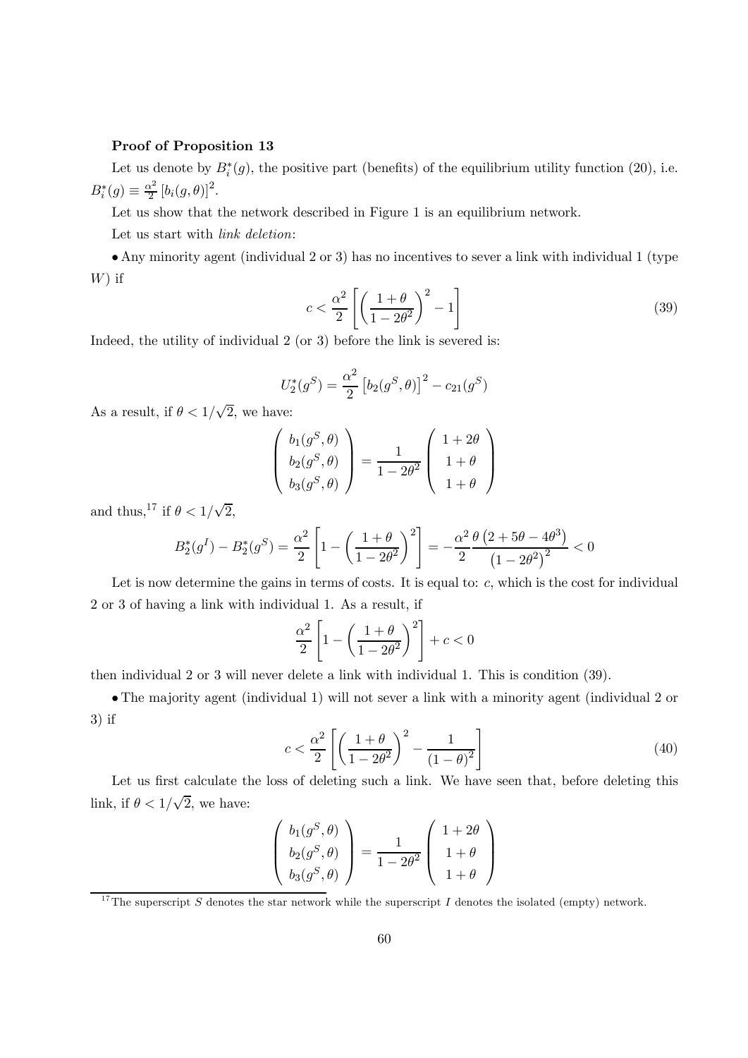**Proof of Proposition 13**

Let us denote by $B_i^*(g)$, the positive part (benefits) of the equilibrium utility function (20), i.e. $B_i^*(g) \equiv \frac{\alpha^2}{2}\left[b_i(g,\theta)\right]^2$.

Let us show that the network described in Figure 1 is an equilibrium network.

Let us start with *link deletion*:

• Any minority agent (individual 2 or 3) has no incentives to sever a link with individual 1 (type $W$) if

$$c < \frac{\alpha^2}{2}\left[\left(\frac{1+\theta}{1-2\theta^2}\right)^2 - 1\right] \tag{39}$$

Indeed, the utility of individual 2 (or 3) before the link is severed is:

$$U_2^*(g^S) = \frac{\alpha^2}{2}\left[b_2(g^S,\theta)\right]^2 - c_{21}(g^S)$$

As a result, if $\theta < 1/\sqrt{2}$, we have:

$$\begin{pmatrix} b_1(g^S,\theta) \\ b_2(g^S,\theta) \\ b_3(g^S,\theta) \end{pmatrix} = \frac{1}{1-2\theta^2}\begin{pmatrix} 1+2\theta \\ 1+\theta \\ 1+\theta \end{pmatrix}$$

and thus,[17] if $\theta < 1/\sqrt{2}$,

$$B_2^*(g^I) - B_2^*(g^S) = \frac{\alpha^2}{2}\left[1 - \left(\frac{1+\theta}{1-2\theta^2}\right)^2\right] = -\frac{\alpha^2}{2}\frac{\theta\left(2+5\theta-4\theta^3\right)}{\left(1-2\theta^2\right)^2} < 0$$

Let is now determine the gains in terms of costs. It is equal to: $c$, which is the cost for individual 2 or 3 of having a link with individual 1. As a result, if

$$\frac{\alpha^2}{2}\left[1 - \left(\frac{1+\theta}{1-2\theta^2}\right)^2\right] + c < 0$$

then individual 2 or 3 will never delete a link with individual 1. This is condition (39).

• The majority agent (individual 1) will not sever a link with a minority agent (individual 2 or 3) if

$$c < \frac{\alpha^2}{2}\left[\left(\frac{1+\theta}{1-2\theta^2}\right)^2 - \frac{1}{\left(1-\theta\right)^2}\right] \tag{40}$$

Let us first calculate the loss of deleting such a link. We have seen that, before deleting this link, if $\theta < 1/\sqrt{2}$, we have:

$$\begin{pmatrix} b_1(g^S,\theta) \\ b_2(g^S,\theta) \\ b_3(g^S,\theta) \end{pmatrix} = \frac{1}{1-2\theta^2}\begin{pmatrix} 1+2\theta \\ 1+\theta \\ 1+\theta \end{pmatrix}$$

[17] The superscript $S$ denotes the star network while the superscript $I$ denotes the isolated (empty) network.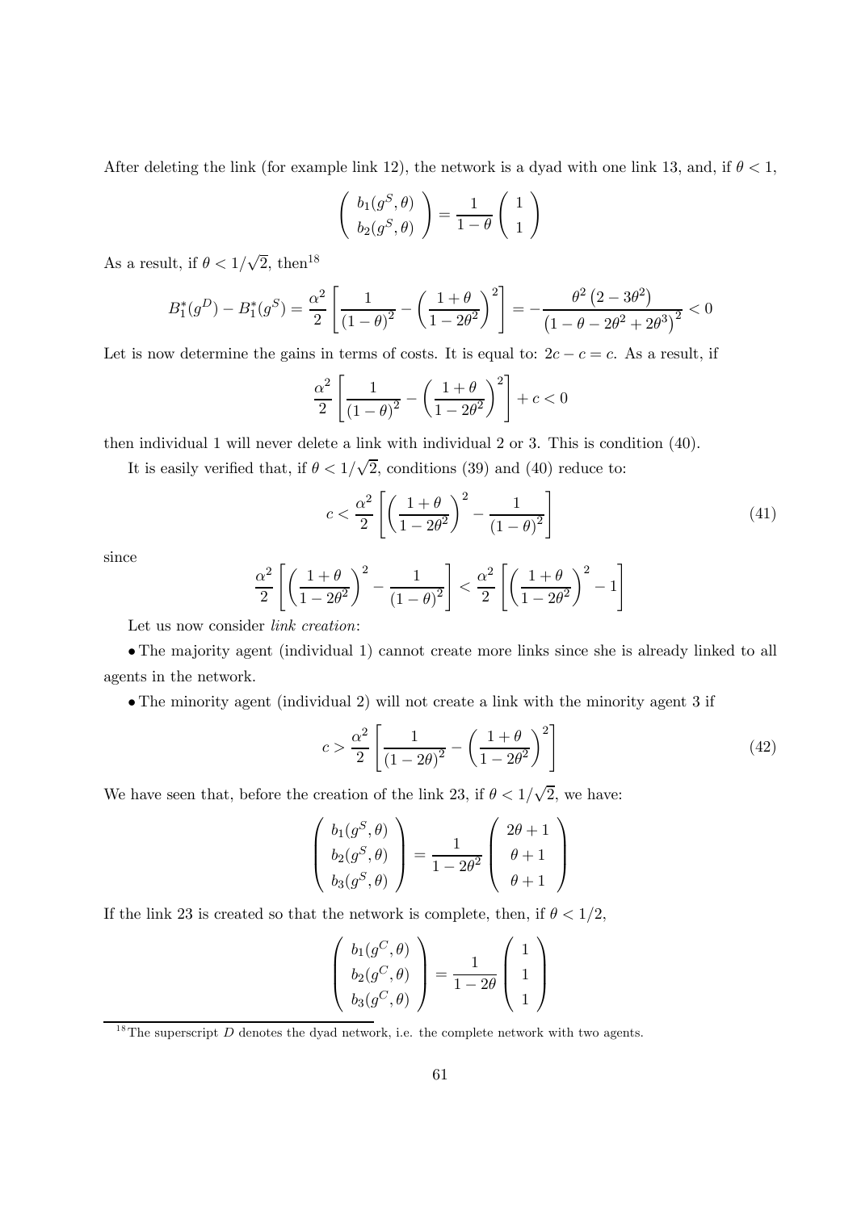After deleting the link (for example link 12), the network is a dyad with one link 13, and, if $\theta < 1$,

$$\begin{pmatrix} b_1(g^S, \theta) \\ b_2(g^S, \theta) \end{pmatrix} = \frac{1}{1-\theta} \begin{pmatrix} 1 \\ 1 \end{pmatrix}$$

As a result, if $\theta < 1/\sqrt{2}$, then[18]

$$B_1^*(g^D) - B_1^*(g^S) = \frac{\alpha^2}{2}\left[\frac{1}{(1-\theta)^2} - \left(\frac{1+\theta}{1-2\theta^2}\right)^2\right] = -\frac{\theta^2\left(2-3\theta^2\right)}{\left(1-\theta-2\theta^2+2\theta^3\right)^2} < 0$$

Let is now determine the gains in terms of costs. It is equal to: $2c - c = c$. As a result, if

$$\frac{\alpha^2}{2}\left[\frac{1}{(1-\theta)^2} - \left(\frac{1+\theta}{1-2\theta^2}\right)^2\right] + c < 0$$

then individual 1 will never delete a link with individual 2 or 3. This is condition (40).

It is easily verified that, if $\theta < 1/\sqrt{2}$, conditions (39) and (40) reduce to:

$$c < \frac{\alpha^2}{2}\left[\left(\frac{1+\theta}{1-2\theta^2}\right)^2 - \frac{1}{(1-\theta)^2}\right] \tag{41}$$

since

$$\frac{\alpha^2}{2}\left[\left(\frac{1+\theta}{1-2\theta^2}\right)^2 - \frac{1}{(1-\theta)^2}\right] < \frac{\alpha^2}{2}\left[\left(\frac{1+\theta}{1-2\theta^2}\right)^2 - 1\right]$$

Let us now consider *link creation*:

• The majority agent (individual 1) cannot create more links since she is already linked to all agents in the network.

• The minority agent (individual 2) will not create a link with the minority agent 3 if

$$c > \frac{\alpha^2}{2}\left[\frac{1}{(1-2\theta)^2} - \left(\frac{1+\theta}{1-2\theta^2}\right)^2\right] \tag{42}$$

We have seen that, before the creation of the link 23, if $\theta < 1/\sqrt{2}$, we have:

$$\begin{pmatrix} b_1(g^S, \theta) \\ b_2(g^S, \theta) \\ b_3(g^S, \theta) \end{pmatrix} = \frac{1}{1-2\theta^2} \begin{pmatrix} 2\theta+1 \\ \theta+1 \\ \theta+1 \end{pmatrix}$$

If the link 23 is created so that the network is complete, then, if $\theta < 1/2$,

$$\begin{pmatrix} b_1(g^C, \theta) \\ b_2(g^C, \theta) \\ b_3(g^C, \theta) \end{pmatrix} = \frac{1}{1-2\theta} \begin{pmatrix} 1 \\ 1 \\ 1 \end{pmatrix}$$

[18] The superscript $D$ denotes the dyad network, i.e. the complete network with two agents.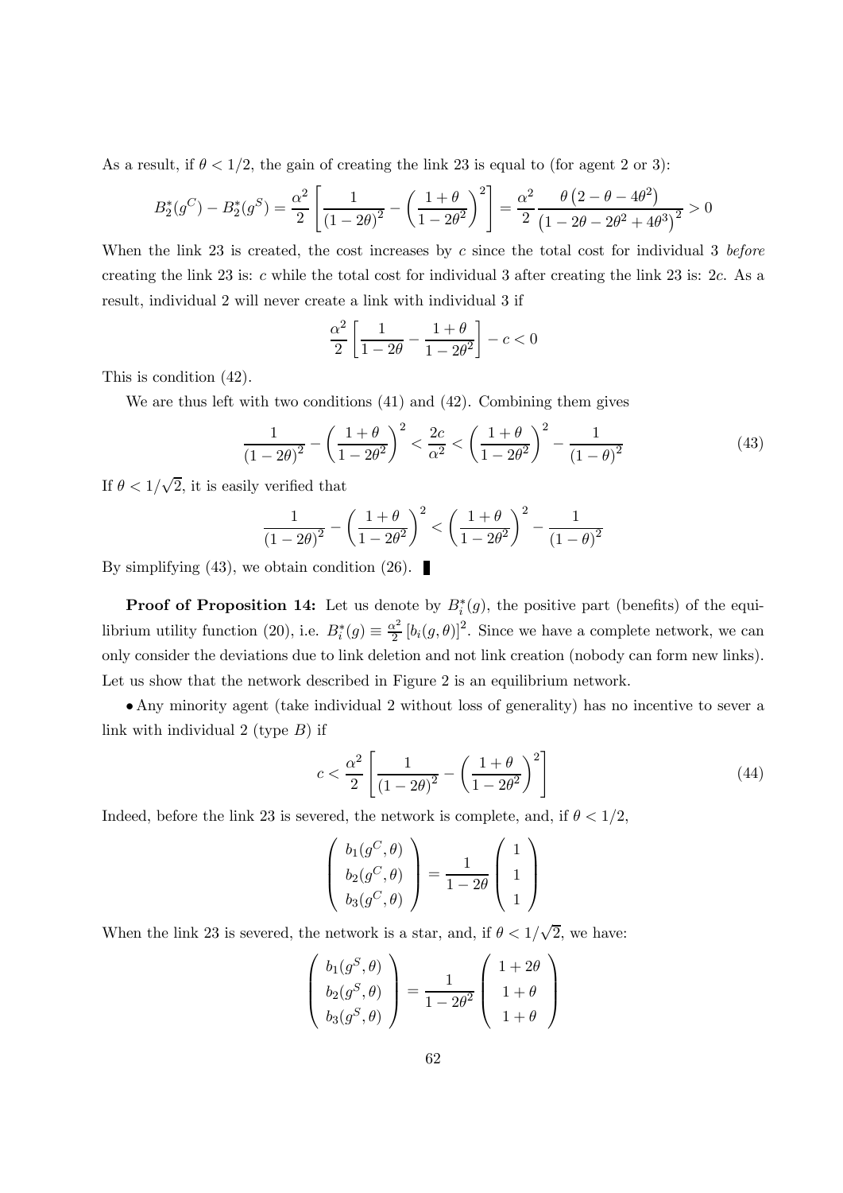As a result, if $\theta < 1/2$, the gain of creating the link 23 is equal to (for agent 2 or 3):

$$B_2^*(g^C) - B_2^*(g^S) = \frac{\alpha^2}{2}\left[\frac{1}{(1-2\theta)^2} - \left(\frac{1+\theta}{1-2\theta^2}\right)^2\right] = \frac{\alpha^2}{2}\frac{\theta\left(2-\theta-4\theta^2\right)}{\left(1-2\theta-2\theta^2+4\theta^3\right)^2} > 0$$

When the link 23 is created, the cost increases by $c$ since the total cost for individual 3 *before* creating the link 23 is: $c$ while the total cost for individual 3 after creating the link 23 is: $2c$. As a result, individual 2 will never create a link with individual 3 if

$$\frac{\alpha^2}{2}\left[\frac{1}{1-2\theta} - \frac{1+\theta}{1-2\theta^2}\right] - c < 0$$

This is condition (42).

We are thus left with two conditions (41) and (42). Combining them gives

$$\frac{1}{(1-2\theta)^2} - \left(\frac{1+\theta}{1-2\theta^2}\right)^2 < \frac{2c}{\alpha^2} < \left(\frac{1+\theta}{1-2\theta^2}\right)^2 - \frac{1}{(1-\theta)^2} \tag{43}$$

If $\theta < 1/\sqrt{2}$, it is easily verified that

$$\frac{1}{(1-2\theta)^2} - \left(\frac{1+\theta}{1-2\theta^2}\right)^2 < \left(\frac{1+\theta}{1-2\theta^2}\right)^2 - \frac{1}{(1-\theta)^2}$$

By simplifying (43), we obtain condition (26). ∎

**Proof of Proposition 14:** Let us denote by $B_i^*(g)$, the positive part (benefits) of the equilibrium utility function (20), i.e. $B_i^*(g) \equiv \frac{\alpha^2}{2}\left[b_i(g,\theta)\right]^2$. Since we have a complete network, we can only consider the deviations due to link deletion and not link creation (nobody can form new links). Let us show that the network described in Figure 2 is an equilibrium network.

• Any minority agent (take individual 2 without loss of generality) has no incentive to sever a link with individual 2 (type $B$) if

$$c < \frac{\alpha^2}{2}\left[\frac{1}{(1-2\theta)^2} - \left(\frac{1+\theta}{1-2\theta^2}\right)^2\right] \tag{44}$$

Indeed, before the link 23 is severed, the network is complete, and, if $\theta < 1/2$,

$$\begin{pmatrix} b_1(g^C,\theta) \\ b_2(g^C,\theta) \\ b_3(g^C,\theta) \end{pmatrix} = \frac{1}{1-2\theta}\begin{pmatrix} 1 \\ 1 \\ 1 \end{pmatrix}$$

When the link 23 is severed, the network is a star, and, if $\theta < 1/\sqrt{2}$, we have:

$$\begin{pmatrix} b_1(g^S,\theta) \\ b_2(g^S,\theta) \\ b_3(g^S,\theta) \end{pmatrix} = \frac{1}{1-2\theta^2}\begin{pmatrix} 1+2\theta \\ 1+\theta \\ 1+\theta \end{pmatrix}$$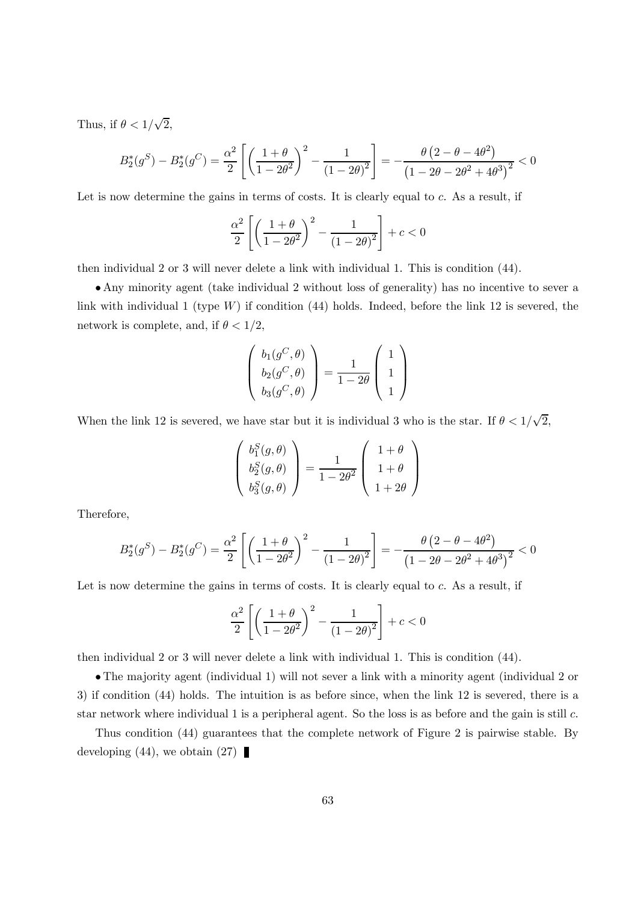Thus, if $\theta < 1/\sqrt{2}$,

$$B_2^*(g^S) - B_2^*(g^C) = \frac{\alpha^2}{2}\left[\left(\frac{1+\theta}{1-2\theta^2}\right)^2 - \frac{1}{(1-2\theta)^2}\right] = -\frac{\theta\left(2-\theta-4\theta^2\right)}{\left(1-2\theta-2\theta^2+4\theta^3\right)^2} < 0$$

Let is now determine the gains in terms of costs. It is clearly equal to $c$. As a result, if

$$\frac{\alpha^2}{2}\left[\left(\frac{1+\theta}{1-2\theta^2}\right)^2 - \frac{1}{(1-2\theta)^2}\right] + c < 0$$

then individual 2 or 3 will never delete a link with individual 1. This is condition (44).

• Any minority agent (take individual 2 without loss of generality) has no incentive to sever a link with individual 1 (type $W$) if condition (44) holds. Indeed, before the link 12 is severed, the network is complete, and, if $\theta < 1/2$,

$$\begin{pmatrix} b_1(g^C,\theta) \\ b_2(g^C,\theta) \\ b_3(g^C,\theta) \end{pmatrix} = \frac{1}{1-2\theta}\begin{pmatrix} 1 \\ 1 \\ 1 \end{pmatrix}$$

When the link 12 is severed, we have star but it is individual 3 who is the star. If $\theta < 1/\sqrt{2}$,

$$\begin{pmatrix} b_1^S(g,\theta) \\ b_2^S(g,\theta) \\ b_3^S(g,\theta) \end{pmatrix} = \frac{1}{1-2\theta^2}\begin{pmatrix} 1+\theta \\ 1+\theta \\ 1+2\theta \end{pmatrix}$$

Therefore,

$$B_2^*(g^S) - B_2^*(g^C) = \frac{\alpha^2}{2}\left[\left(\frac{1+\theta}{1-2\theta^2}\right)^2 - \frac{1}{(1-2\theta)^2}\right] = -\frac{\theta\left(2-\theta-4\theta^2\right)}{\left(1-2\theta-2\theta^2+4\theta^3\right)^2} < 0$$

Let is now determine the gains in terms of costs. It is clearly equal to $c$. As a result, if

$$\frac{\alpha^2}{2}\left[\left(\frac{1+\theta}{1-2\theta^2}\right)^2 - \frac{1}{(1-2\theta)^2}\right] + c < 0$$

then individual 2 or 3 will never delete a link with individual 1. This is condition (44).

• The majority agent (individual 1) will not sever a link with a minority agent (individual 2 or 3) if condition (44) holds. The intuition is as before since, when the link 12 is severed, there is a star network where individual 1 is a peripheral agent. So the loss is as before and the gain is still $c$.

Thus condition (44) guarantees that the complete network of Figure 2 is pairwise stable. By developing (44), we obtain (27) ∎